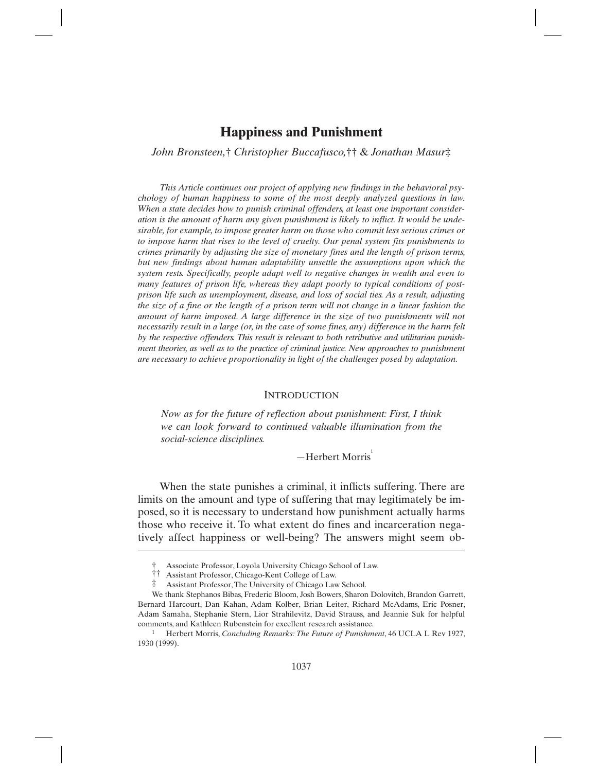# Happiness and Punishment

*John Bronsteen,*† *Christopher Buccafusco,*†† & *Jonathan Masur*‡

*This Article continues our project of applying new findings in the behavioral psychology of human happiness to some of the most deeply analyzed questions in law. When a state decides how to punish criminal offenders, at least one important consideration is the amount of harm any given punishment is likely to inflict. It would be undesirable, for example, to impose greater harm on those who commit less serious crimes or to impose harm that rises to the level of cruelty. Our penal system fits punishments to crimes primarily by adjusting the size of monetary fines and the length of prison terms, but new findings about human adaptability unsettle the assumptions upon which the system rests. Specifically, people adapt well to negative changes in wealth and even to many features of prison life, whereas they adapt poorly to typical conditions of post-prison life such as unemployment, disease, and loss of social ties. As a result, adjusting the size of a fine or the length of a prison term will not change in a linear fashion the amount of harm imposed. A large difference in the size of two punishments will not necessarily result in a large (or, in the case of some fines, any) difference in the harm felt by the respective offenders. This result is relevant to both retributive and utilitarian punishment theories, as well as to the practice of criminal justice. New approaches to punishment are necessary to achieve proportionality in light of the challenges posed by adaptation.*

## INTRODUCTION

*Now as for the future of reflection about punishment: First, I think we can look forward to continued valuable illumination from the social-science disciplines.*

—Herbert Morris[1]

When the state punishes a criminal, it inflicts suffering. There are limits on the amount and type of suffering that may legitimately be imposed, so it is necessary to understand how punishment actually harms those who receive it. To what extent do fines and incarceration negatively affect happiness or well-being? The answers might seem ob-

---

† Associate Professor, Loyola University Chicago School of Law.

†† Assistant Professor, Chicago-Kent College of Law.

‡ Assistant Professor, The University of Chicago Law School.

We thank Stephanos Bibas, Frederic Bloom, Josh Bowers, Sharon Dolovitch, Brandon Garrett, Bernard Harcourt, Dan Kahan, Adam Kolber, Brian Leiter, Richard McAdams, Eric Posner, Adam Samaha, Stephanie Stern, Lior Strahilevitz, David Strauss, and Jeannie Suk for helpful comments, and Kathleen Rubenstein for excellent research assistance.

[1] Herbert Morris, *Concluding Remarks: The Future of Punishment*, 46 UCLA L Rev 1927, 1930 (1999).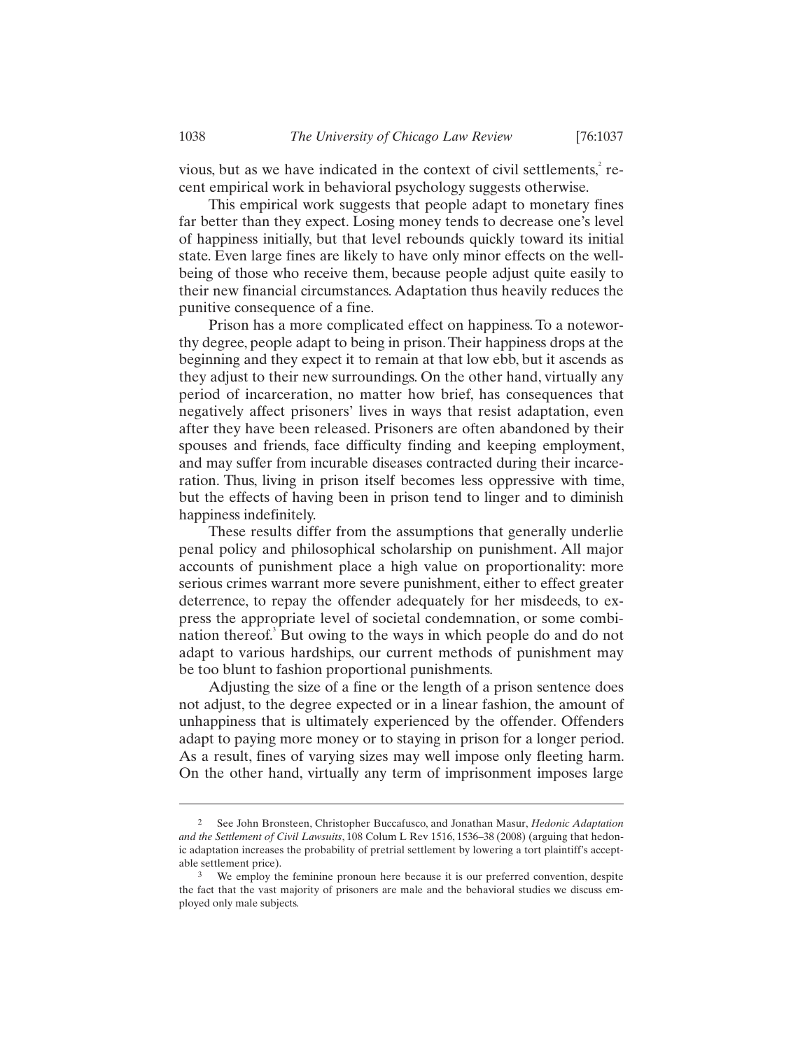vious, but as we have indicated in the context of civil settlements,[2] recent empirical work in behavioral psychology suggests otherwise.

This empirical work suggests that people adapt to monetary fines far better than they expect. Losing money tends to decrease one's level of happiness initially, but that level rebounds quickly toward its initial state. Even large fines are likely to have only minor effects on the well-being of those who receive them, because people adjust quite easily to their new financial circumstances. Adaptation thus heavily reduces the punitive consequence of a fine.

Prison has a more complicated effect on happiness. To a noteworthy degree, people adapt to being in prison. Their happiness drops at the beginning and they expect it to remain at that low ebb, but it ascends as they adjust to their new surroundings. On the other hand, virtually any period of incarceration, no matter how brief, has consequences that negatively affect prisoners' lives in ways that resist adaptation, even after they have been released. Prisoners are often abandoned by their spouses and friends, face difficulty finding and keeping employment, and may suffer from incurable diseases contracted during their incarceration. Thus, living in prison itself becomes less oppressive with time, but the effects of having been in prison tend to linger and to diminish happiness indefinitely.

These results differ from the assumptions that generally underlie penal policy and philosophical scholarship on punishment. All major accounts of punishment place a high value on proportionality: more serious crimes warrant more severe punishment, either to effect greater deterrence, to repay the offender adequately for her misdeeds, to express the appropriate level of societal condemnation, or some combination thereof.[3] But owing to the ways in which people do and do not adapt to various hardships, our current methods of punishment may be too blunt to fashion proportional punishments.

Adjusting the size of a fine or the length of a prison sentence does not adjust, to the degree expected or in a linear fashion, the amount of unhappiness that is ultimately experienced by the offender. Offenders adapt to paying more money or to staying in prison for a longer period. As a result, fines of varying sizes may well impose only fleeting harm. On the other hand, virtually any term of imprisonment imposes large

---

[2] See John Bronsteen, Christopher Buccafusco, and Jonathan Masur, *Hedonic Adaptation and the Settlement of Civil Lawsuits*, 108 Colum L Rev 1516, 1536–38 (2008) (arguing that hedonic adaptation increases the probability of pretrial settlement by lowering a tort plaintiff's acceptable settlement price).

[3] We employ the feminine pronoun here because it is our preferred convention, despite the fact that the vast majority of prisoners are male and the behavioral studies we discuss employed only male subjects.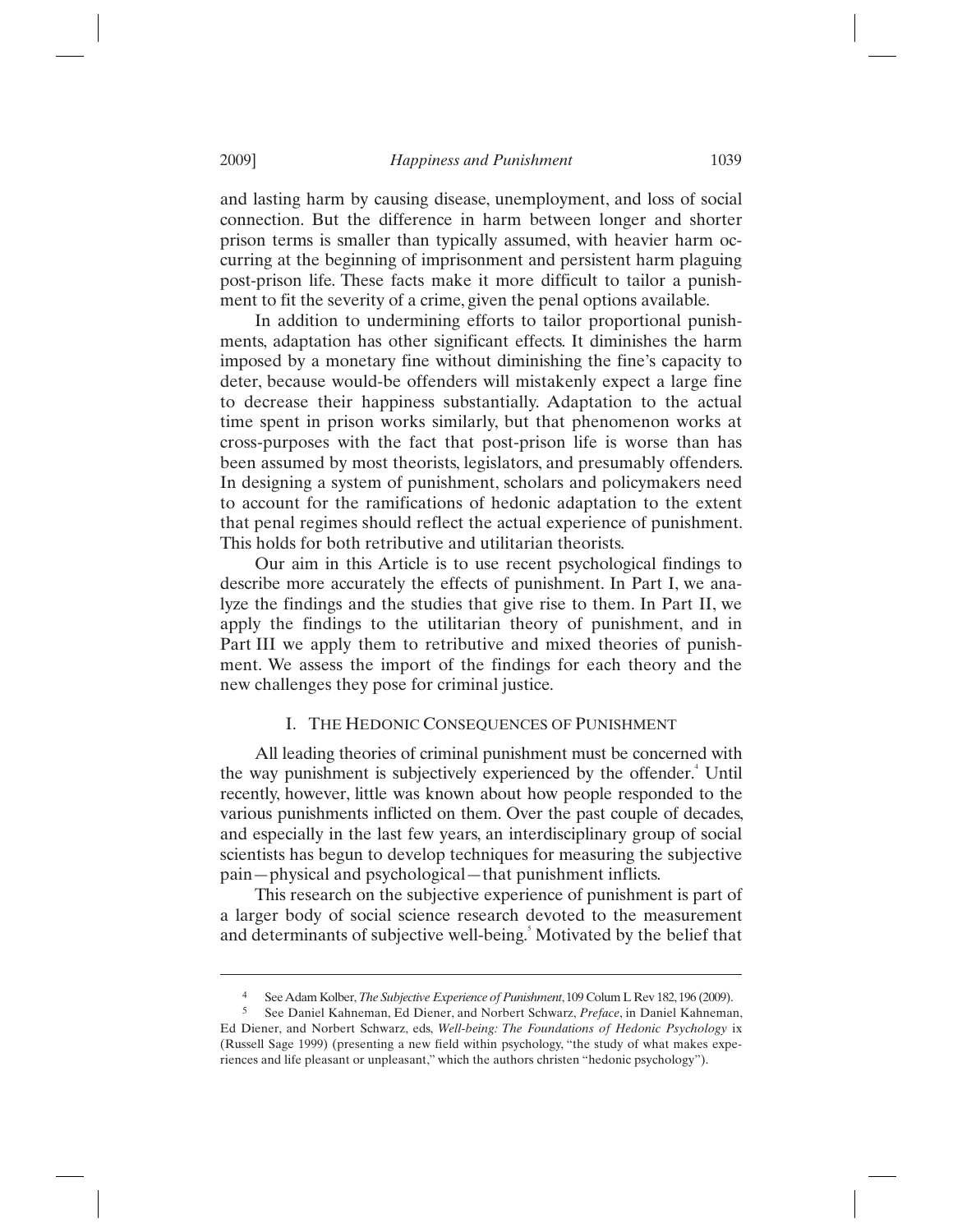and lasting harm by causing disease, unemployment, and loss of social connection. But the difference in harm between longer and shorter prison terms is smaller than typically assumed, with heavier harm occurring at the beginning of imprisonment and persistent harm plaguing post-prison life. These facts make it more difficult to tailor a punishment to fit the severity of a crime, given the penal options available.

In addition to undermining efforts to tailor proportional punishments, adaptation has other significant effects. It diminishes the harm imposed by a monetary fine without diminishing the fine's capacity to deter, because would-be offenders will mistakenly expect a large fine to decrease their happiness substantially. Adaptation to the actual time spent in prison works similarly, but that phenomenon works at cross-purposes with the fact that post-prison life is worse than has been assumed by most theorists, legislators, and presumably offenders. In designing a system of punishment, scholars and policymakers need to account for the ramifications of hedonic adaptation to the extent that penal regimes should reflect the actual experience of punishment. This holds for both retributive and utilitarian theorists.

Our aim in this Article is to use recent psychological findings to describe more accurately the effects of punishment. In Part I, we analyze the findings and the studies that give rise to them. In Part II, we apply the findings to the utilitarian theory of punishment, and in Part III we apply them to retributive and mixed theories of punishment. We assess the import of the findings for each theory and the new challenges they pose for criminal justice.

## I. THE HEDONIC CONSEQUENCES OF PUNISHMENT

All leading theories of criminal punishment must be concerned with the way punishment is subjectively experienced by the offender.[4] Until recently, however, little was known about how people responded to the various punishments inflicted on them. Over the past couple of decades, and especially in the last few years, an interdisciplinary group of social scientists has begun to develop techniques for measuring the subjective pain—physical and psychological—that punishment inflicts.

This research on the subjective experience of punishment is part of a larger body of social science research devoted to the measurement and determinants of subjective well-being.[5] Motivated by the belief that

---

4 See Adam Kolber, *The Subjective Experience of Punishment*, 109 Colum L Rev 182, 196 (2009).

5 See Daniel Kahneman, Ed Diener, and Norbert Schwarz, *Preface*, in Daniel Kahneman, Ed Diener, and Norbert Schwarz, eds, *Well-being: The Foundations of Hedonic Psychology* ix (Russell Sage 1999) (presenting a new field within psychology, "the study of what makes experiences and life pleasant or unpleasant," which the authors christen "hedonic psychology").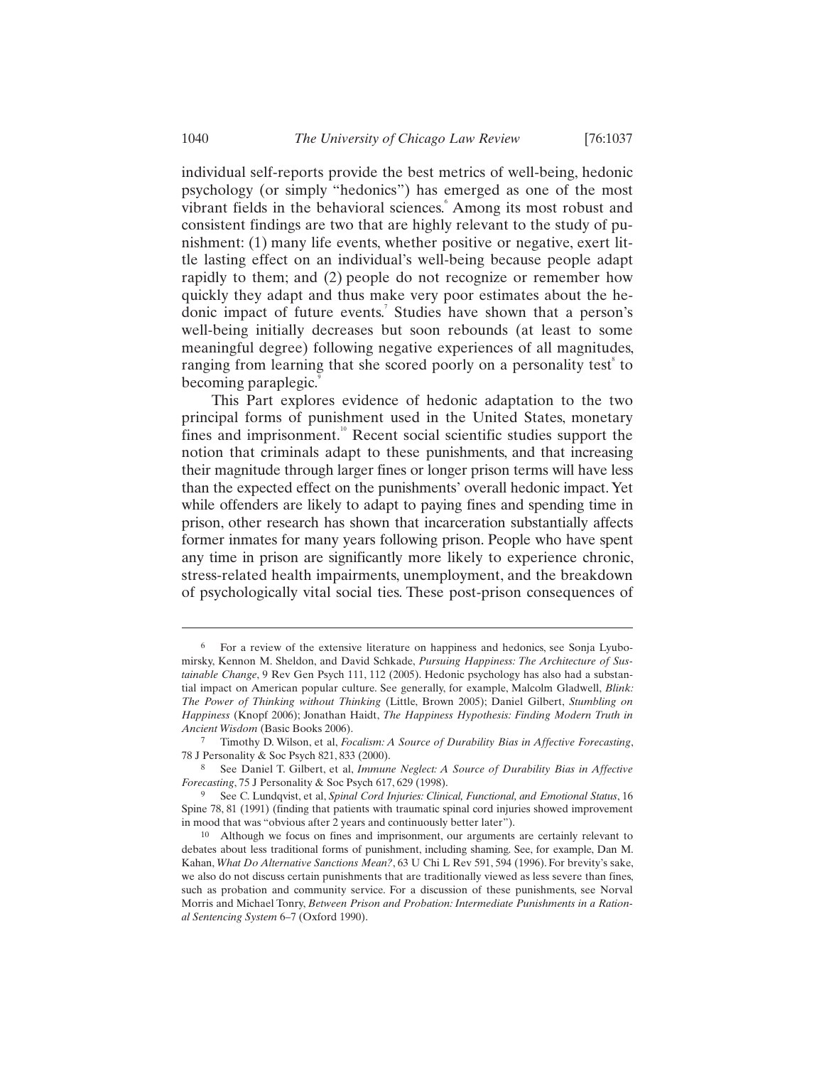individual self-reports provide the best metrics of well-being, hedonic psychology (or simply "hedonics") has emerged as one of the most vibrant fields in the behavioral sciences.[6] Among its most robust and consistent findings are two that are highly relevant to the study of punishment: (1) many life events, whether positive or negative, exert little lasting effect on an individual's well-being because people adapt rapidly to them; and (2) people do not recognize or remember how quickly they adapt and thus make very poor estimates about the hedonic impact of future events.[7] Studies have shown that a person's well-being initially decreases but soon rebounds (at least to some meaningful degree) following negative experiences of all magnitudes, ranging from learning that she scored poorly on a personality test[8] to becoming paraplegic.[9]

This Part explores evidence of hedonic adaptation to the two principal forms of punishment used in the United States, monetary fines and imprisonment.[10] Recent social scientific studies support the notion that criminals adapt to these punishments, and that increasing their magnitude through larger fines or longer prison terms will have less than the expected effect on the punishments' overall hedonic impact. Yet while offenders are likely to adapt to paying fines and spending time in prison, other research has shown that incarceration substantially affects former inmates for many years following prison. People who have spent any time in prison are significantly more likely to experience chronic, stress-related health impairments, unemployment, and the breakdown of psychologically vital social ties. These post-prison consequences of

---

6 For a review of the extensive literature on happiness and hedonics, see Sonja Lyubomirsky, Kennon M. Sheldon, and David Schkade, *Pursuing Happiness: The Architecture of Sustainable Change*, 9 Rev Gen Psych 111, 112 (2005). Hedonic psychology has also had a substantial impact on American popular culture. See generally, for example, Malcolm Gladwell, *Blink: The Power of Thinking without Thinking* (Little, Brown 2005); Daniel Gilbert, *Stumbling on Happiness* (Knopf 2006); Jonathan Haidt, *The Happiness Hypothesis: Finding Modern Truth in Ancient Wisdom* (Basic Books 2006).

7 Timothy D. Wilson, et al, *Focalism: A Source of Durability Bias in Affective Forecasting*, 78 J Personality & Soc Psych 821, 833 (2000).

8 See Daniel T. Gilbert, et al, *Immune Neglect: A Source of Durability Bias in Affective Forecasting*, 75 J Personality & Soc Psych 617, 629 (1998).

9 See C. Lundqvist, et al, *Spinal Cord Injuries: Clinical, Functional, and Emotional Status*, 16 Spine 78, 81 (1991) (finding that patients with traumatic spinal cord injuries showed improvement in mood that was "obvious after 2 years and continuously better later").

10 Although we focus on fines and imprisonment, our arguments are certainly relevant to debates about less traditional forms of punishment, including shaming. See, for example, Dan M. Kahan, *What Do Alternative Sanctions Mean?*, 63 U Chi L Rev 591, 594 (1996). For brevity's sake, we also do not discuss certain punishments that are traditionally viewed as less severe than fines, such as probation and community service. For a discussion of these punishments, see Norval Morris and Michael Tonry, *Between Prison and Probation: Intermediate Punishments in a Rational Sentencing System* 6–7 (Oxford 1990).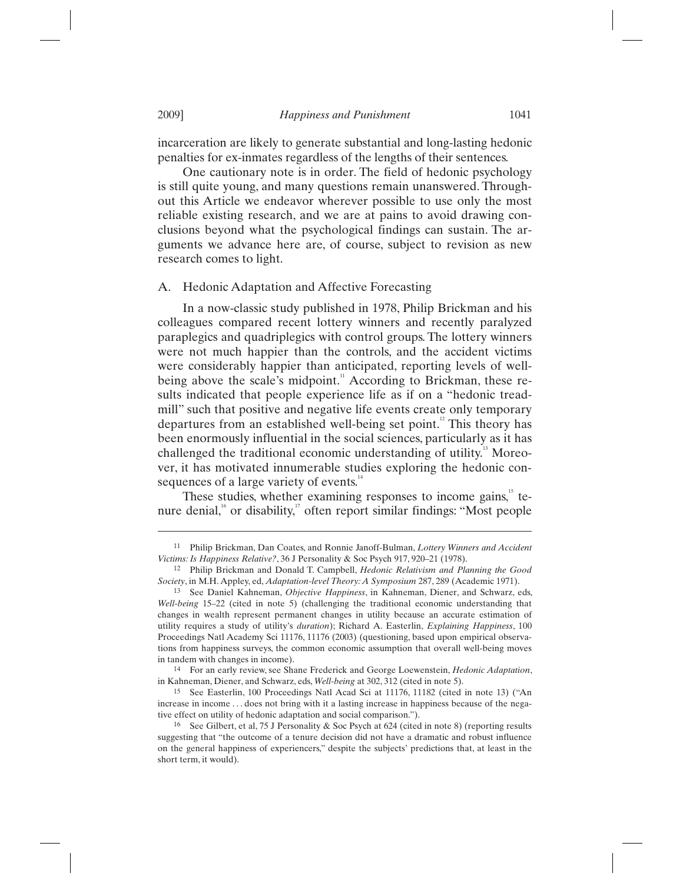incarceration are likely to generate substantial and long-lasting hedonic penalties for ex-inmates regardless of the lengths of their sentences.

One cautionary note is in order. The field of hedonic psychology is still quite young, and many questions remain unanswered. Throughout this Article we endeavor wherever possible to use only the most reliable existing research, and we are at pains to avoid drawing conclusions beyond what the psychological findings can sustain. The arguments we advance here are, of course, subject to revision as new research comes to light.

## A. Hedonic Adaptation and Affective Forecasting

In a now-classic study published in 1978, Philip Brickman and his colleagues compared recent lottery winners and recently paralyzed paraplegics and quadriplegics with control groups. The lottery winners were not much happier than the controls, and the accident victims were considerably happier than anticipated, reporting levels of well-being above the scale's midpoint.[11] According to Brickman, these results indicated that people experience life as if on a "hedonic treadmill" such that positive and negative life events create only temporary departures from an established well-being set point.[12] This theory has been enormously influential in the social sciences, particularly as it has challenged the traditional economic understanding of utility.[13] Moreover, it has motivated innumerable studies exploring the hedonic consequences of a large variety of events.[14]

These studies, whether examining responses to income gains,[15] tenure denial,[16] or disability,[17] often report similar findings: "Most people

---

11 Philip Brickman, Dan Coates, and Ronnie Janoff-Bulman, *Lottery Winners and Accident Victims: Is Happiness Relative?*, 36 J Personality & Soc Psych 917, 920–21 (1978).

12 Philip Brickman and Donald T. Campbell, *Hedonic Relativism and Planning the Good Society*, in M.H. Appley, ed, *Adaptation-level Theory: A Symposium* 287, 289 (Academic 1971).

13 See Daniel Kahneman, *Objective Happiness*, in Kahneman, Diener, and Schwarz, eds, *Well-being* 15–22 (cited in note 5) (challenging the traditional economic understanding that changes in wealth represent permanent changes in utility because an accurate estimation of utility requires a study of utility's *duration*); Richard A. Easterlin, *Explaining Happiness*, 100 Proceedings Natl Academy Sci 11176, 11176 (2003) (questioning, based upon empirical observations from happiness surveys, the common economic assumption that overall well-being moves in tandem with changes in income).

14 For an early review, see Shane Frederick and George Loewenstein, *Hedonic Adaptation*, in Kahneman, Diener, and Schwarz, eds, *Well-being* at 302, 312 (cited in note 5).

15 See Easterlin, 100 Proceedings Natl Acad Sci at 11176, 11182 (cited in note 13) ("An increase in income . . . does not bring with it a lasting increase in happiness because of the negative effect on utility of hedonic adaptation and social comparison.").

16 See Gilbert, et al, 75 J Personality & Soc Psych at 624 (cited in note 8) (reporting results suggesting that "the outcome of a tenure decision did not have a dramatic and robust influence on the general happiness of experiencers," despite the subjects' predictions that, at least in the short term, it would).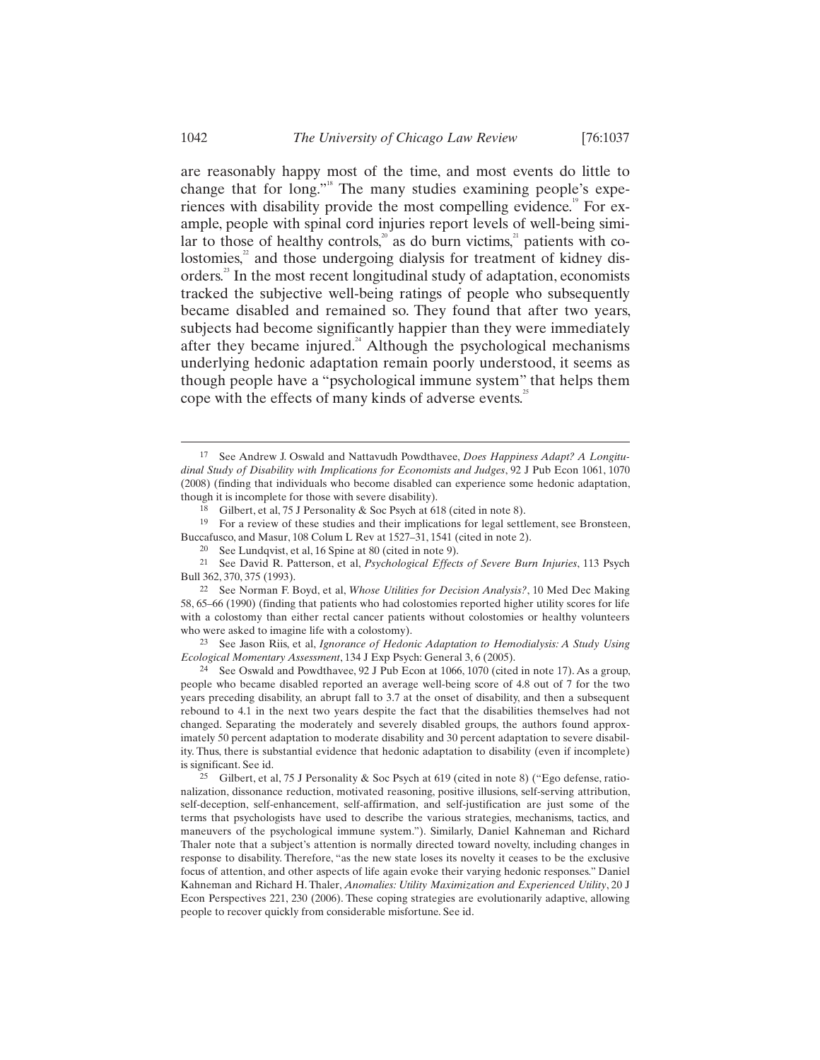are reasonably happy most of the time, and most events do little to change that for long."[18] The many studies examining people's experiences with disability provide the most compelling evidence.[19] For example, people with spinal cord injuries report levels of well-being similar to those of healthy controls,[20] as do burn victims,[21] patients with colostomies,[22] and those undergoing dialysis for treatment of kidney disorders.[23] In the most recent longitudinal study of adaptation, economists tracked the subjective well-being ratings of people who subsequently became disabled and remained so. They found that after two years, subjects had become significantly happier than they were immediately after they became injured.[24] Although the psychological mechanisms underlying hedonic adaptation remain poorly understood, it seems as though people have a "psychological immune system" that helps them cope with the effects of many kinds of adverse events.[25]

---

17 See Andrew J. Oswald and Nattavudh Powdthavee, *Does Happiness Adapt? A Longitudinal Study of Disability with Implications for Economists and Judges*, 92 J Pub Econ 1061, 1070 (2008) (finding that individuals who become disabled can experience some hedonic adaptation, though it is incomplete for those with severe disability).

18 Gilbert, et al, 75 J Personality & Soc Psych at 618 (cited in note 8).

19 For a review of these studies and their implications for legal settlement, see Bronsteen, Buccafusco, and Masur, 108 Colum L Rev at 1527–31, 1541 (cited in note 2).

20 See Lundqvist, et al, 16 Spine at 80 (cited in note 9).

21 See David R. Patterson, et al, *Psychological Effects of Severe Burn Injuries*, 113 Psych Bull 362, 370, 375 (1993).

22 See Norman F. Boyd, et al, *Whose Utilities for Decision Analysis?*, 10 Med Dec Making 58, 65–66 (1990) (finding that patients who had colostomies reported higher utility scores for life with a colostomy than either rectal cancer patients without colostomies or healthy volunteers who were asked to imagine life with a colostomy).

23 See Jason Riis, et al, *Ignorance of Hedonic Adaptation to Hemodialysis: A Study Using Ecological Momentary Assessment*, 134 J Exp Psych: General 3, 6 (2005).

24 See Oswald and Powdthavee, 92 J Pub Econ at 1066, 1070 (cited in note 17). As a group, people who became disabled reported an average well-being score of 4.8 out of 7 for the two years preceding disability, an abrupt fall to 3.7 at the onset of disability, and then a subsequent rebound to 4.1 in the next two years despite the fact that the disabilities themselves had not changed. Separating the moderately and severely disabled groups, the authors found approximately 50 percent adaptation to moderate disability and 30 percent adaptation to severe disability. Thus, there is substantial evidence that hedonic adaptation to disability (even if incomplete) is significant. See id.

25 Gilbert, et al, 75 J Personality & Soc Psych at 619 (cited in note 8) ("Ego defense, rationalization, dissonance reduction, motivated reasoning, positive illusions, self-serving attribution, self-deception, self-enhancement, self-affirmation, and self-justification are just some of the terms that psychologists have used to describe the various strategies, mechanisms, tactics, and maneuvers of the psychological immune system."). Similarly, Daniel Kahneman and Richard Thaler note that a subject's attention is normally directed toward novelty, including changes in response to disability. Therefore, "as the new state loses its novelty it ceases to be the exclusive focus of attention, and other aspects of life again evoke their varying hedonic responses." Daniel Kahneman and Richard H. Thaler, *Anomalies: Utility Maximization and Experienced Utility*, 20 J Econ Perspectives 221, 230 (2006). These coping strategies are evolutionarily adaptive, allowing people to recover quickly from considerable misfortune. See id.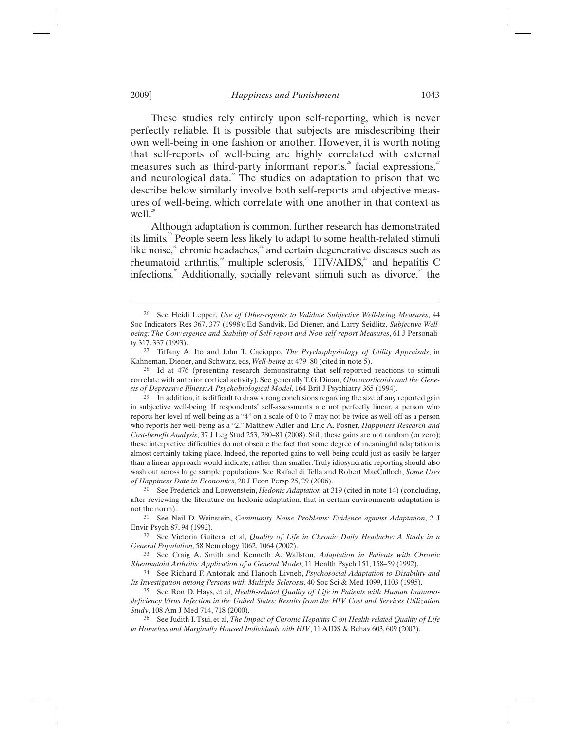These studies rely entirely upon self-reporting, which is never perfectly reliable. It is possible that subjects are misdescribing their own well-being in one fashion or another. However, it is worth noting that self-reports of well-being are highly correlated with external measures such as third-party informant reports,[26] facial expressions,[27] and neurological data.[28] The studies on adaptation to prison that we describe below similarly involve both self-reports and objective measures of well-being, which correlate with one another in that context as well.[29]

Although adaptation is common, further research has demonstrated its limits.[30] People seem less likely to adapt to some health-related stimuli like noise,[31] chronic headaches,[32] and certain degenerative diseases such as rheumatoid arthritis,[33] multiple sclerosis,[34] HIV/AIDS,[35] and hepatitis C infections.[36] Additionally, socially relevant stimuli such as divorce,[37] the

---

26 See Heidi Lepper, *Use of Other-reports to Validate Subjective Well-being Measures*, 44 Soc Indicators Res 367, 377 (1998); Ed Sandvik, Ed Diener, and Larry Seidlitz, *Subjective Well-being: The Convergence and Stability of Self-report and Non-self-report Measures*, 61 J Personality 317, 337 (1993).

27 Tiffany A. Ito and John T. Cacioppo, *The Psychophysiology of Utility Appraisals*, in Kahneman, Diener, and Schwarz, eds, *Well-being* at 479–80 (cited in note 5).

28 Id at 476 (presenting research demonstrating that self-reported reactions to stimuli correlate with anterior cortical activity). See generally T.G. Dinan, *Glucocorticoids and the Genesis of Depressive Illness: A Psychobiological Model*, 164 Brit J Psychiatry 365 (1994).

29 In addition, it is difficult to draw strong conclusions regarding the size of any reported gain in subjective well-being. If respondents' self-assessments are not perfectly linear, a person who reports her level of well-being as a "4" on a scale of 0 to 7 may not be twice as well off as a person who reports her well-being as a "2." Matthew Adler and Eric A. Posner, *Happiness Research and Cost-benefit Analysis*, 37 J Leg Stud 253, 280–81 (2008). Still, these gains are not random (or zero); these interpretive difficulties do not obscure the fact that some degree of meaningful adaptation is almost certainly taking place. Indeed, the reported gains to well-being could just as easily be larger than a linear approach would indicate, rather than smaller. Truly idiosyncratic reporting should also wash out across large sample populations. See Rafael di Tella and Robert MacCulloch, *Some Uses of Happiness Data in Economics*, 20 J Econ Persp 25, 29 (2006).

30 See Frederick and Loewenstein, *Hedonic Adaptation* at 319 (cited in note 14) (concluding, after reviewing the literature on hedonic adaptation, that in certain environments adaptation is not the norm).

31 See Neil D. Weinstein, *Community Noise Problems: Evidence against Adaptation*, 2 J Envir Psych 87, 94 (1992).

32 See Victoria Guitera, et al, *Quality of Life in Chronic Daily Headache: A Study in a General Population*, 58 Neurology 1062, 1064 (2002).

33 See Craig A. Smith and Kenneth A. Wallston, *Adaptation in Patients with Chronic Rheumatoid Arthritis: Application of a General Model*, 11 Health Psych 151, 158–59 (1992).

34 See Richard F. Antonak and Hanoch Livneh, *Psychosocial Adaptation to Disability and Its Investigation among Persons with Multiple Sclerosis*, 40 Soc Sci & Med 1099, 1103 (1995).

35 See Ron D. Hays, et al, *Health-related Quality of Life in Patients with Human Immunodeficiency Virus Infection in the United States: Results from the HIV Cost and Services Utilization Study*, 108 Am J Med 714, 718 (2000).

36 See Judith I. Tsui, et al, *The Impact of Chronic Hepatitis C on Health-related Quality of Life in Homeless and Marginally Housed Individuals with HIV*, 11 AIDS & Behav 603, 609 (2007).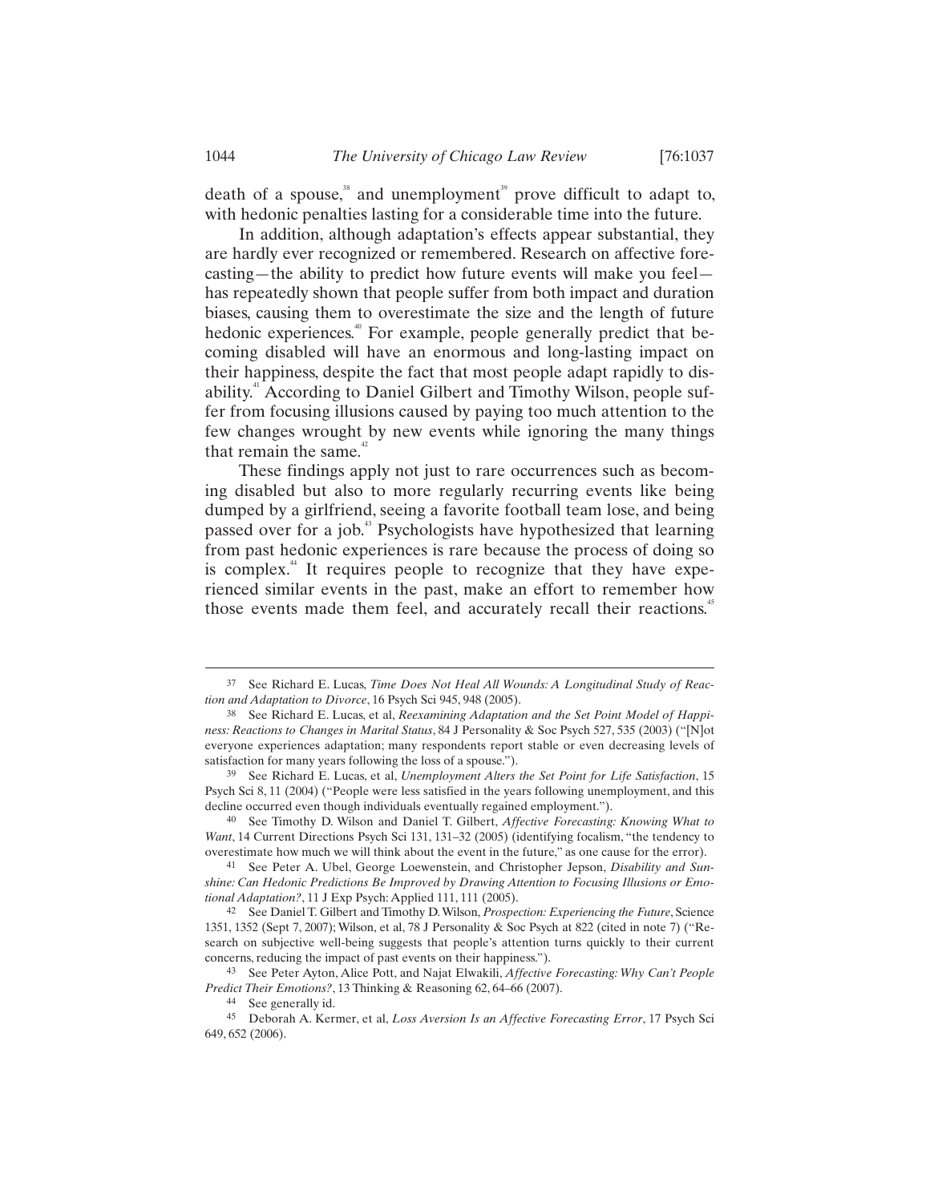death of a spouse,[38] and unemployment[39] prove difficult to adapt to, with hedonic penalties lasting for a considerable time into the future.

In addition, although adaptation's effects appear substantial, they are hardly ever recognized or remembered. Research on affective forecasting—the ability to predict how future events will make you feel—has repeatedly shown that people suffer from both impact and duration biases, causing them to overestimate the size and the length of future hedonic experiences.[40] For example, people generally predict that becoming disabled will have an enormous and long-lasting impact on their happiness, despite the fact that most people adapt rapidly to disability.[41] According to Daniel Gilbert and Timothy Wilson, people suffer from focusing illusions caused by paying too much attention to the few changes wrought by new events while ignoring the many things that remain the same.[42]

These findings apply not just to rare occurrences such as becoming disabled but also to more regularly recurring events like being dumped by a girlfriend, seeing a favorite football team lose, and being passed over for a job.[43] Psychologists have hypothesized that learning from past hedonic experiences is rare because the process of doing so is complex.[44] It requires people to recognize that they have experienced similar events in the past, make an effort to remember how those events made them feel, and accurately recall their reactions.[45]

---

37 See Richard E. Lucas, *Time Does Not Heal All Wounds: A Longitudinal Study of Reaction and Adaptation to Divorce*, 16 Psych Sci 945, 948 (2005).

38 See Richard E. Lucas, et al, *Reexamining Adaptation and the Set Point Model of Happiness: Reactions to Changes in Marital Status*, 84 J Personality & Soc Psych 527, 535 (2003) ("[N]ot everyone experiences adaptation; many respondents report stable or even decreasing levels of satisfaction for many years following the loss of a spouse.").

39 See Richard E. Lucas, et al, *Unemployment Alters the Set Point for Life Satisfaction*, 15 Psych Sci 8, 11 (2004) ("People were less satisfied in the years following unemployment, and this decline occurred even though individuals eventually regained employment.").

40 See Timothy D. Wilson and Daniel T. Gilbert, *Affective Forecasting: Knowing What to Want*, 14 Current Directions Psych Sci 131, 131–32 (2005) (identifying focalism, "the tendency to overestimate how much we will think about the event in the future," as one cause for the error).

41 See Peter A. Ubel, George Loewenstein, and Christopher Jepson, *Disability and Sunshine: Can Hedonic Predictions Be Improved by Drawing Attention to Focusing Illusions or Emotional Adaptation?*, 11 J Exp Psych: Applied 111, 111 (2005).

42 See Daniel T. Gilbert and Timothy D. Wilson, *Prospection: Experiencing the Future*, Science 1351, 1352 (Sept 7, 2007); Wilson, et al, 78 J Personality & Soc Psych at 822 (cited in note 7) ("Research on subjective well-being suggests that people's attention turns quickly to their current concerns, reducing the impact of past events on their happiness.").

43 See Peter Ayton, Alice Pott, and Najat Elwakili, *Affective Forecasting: Why Can't People Predict Their Emotions?*, 13 Thinking & Reasoning 62, 64–66 (2007).

44 See generally id.

45 Deborah A. Kermer, et al, *Loss Aversion Is an Affective Forecasting Error*, 17 Psych Sci 649, 652 (2006).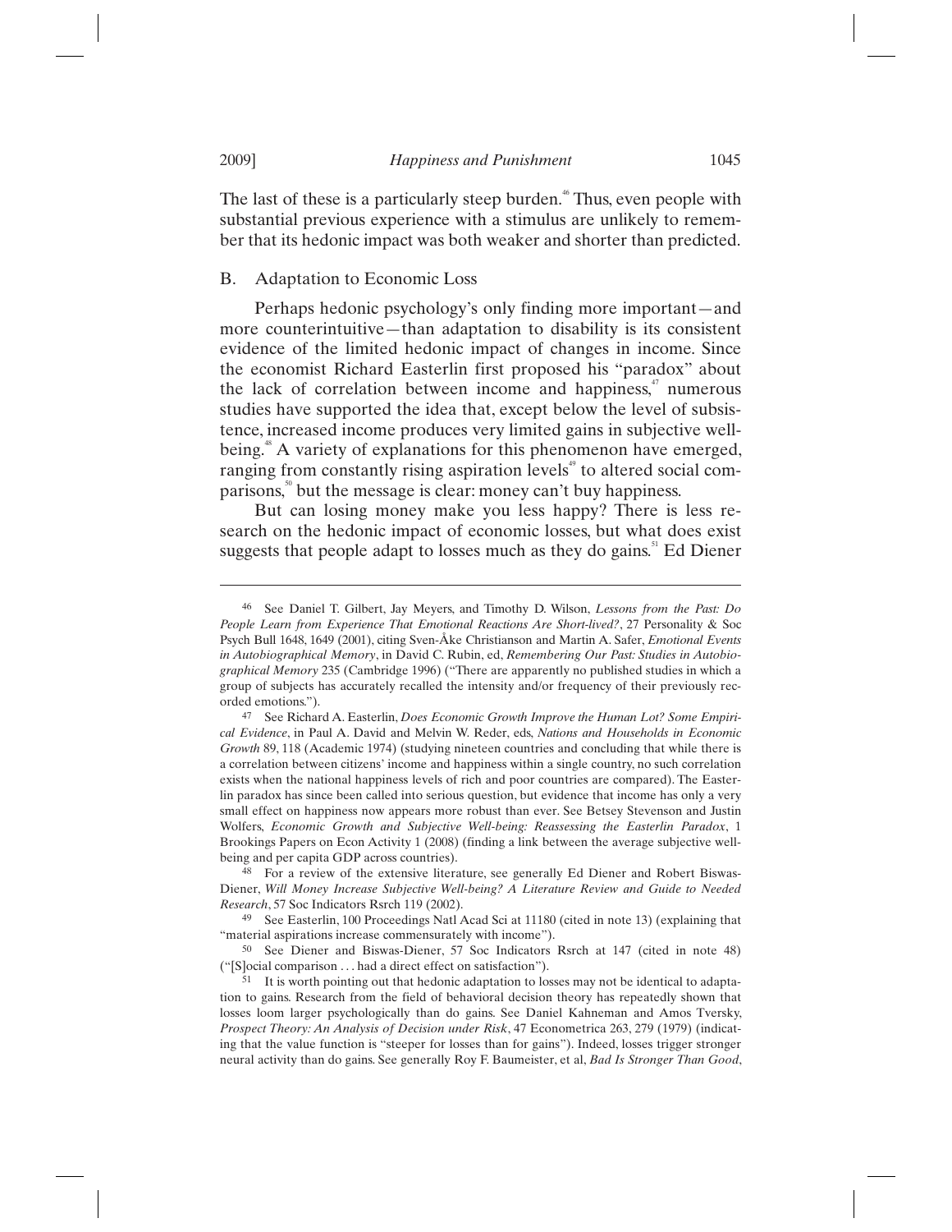The last of these is a particularly steep burden.[46] Thus, even people with substantial previous experience with a stimulus are unlikely to remember that its hedonic impact was both weaker and shorter than predicted.

### B. Adaptation to Economic Loss

Perhaps hedonic psychology's only finding more important—and more counterintuitive—than adaptation to disability is its consistent evidence of the limited hedonic impact of changes in income. Since the economist Richard Easterlin first proposed his "paradox" about the lack of correlation between income and happiness,[47] numerous studies have supported the idea that, except below the level of subsistence, increased income produces very limited gains in subjective well-being.[48] A variety of explanations for this phenomenon have emerged, ranging from constantly rising aspiration levels[49] to altered social comparisons,[50] but the message is clear: money can't buy happiness.

But can losing money make you less happy? There is less research on the hedonic impact of economic losses, but what does exist suggests that people adapt to losses much as they do gains.[51] Ed Diener

---

[46] See Daniel T. Gilbert, Jay Meyers, and Timothy D. Wilson, *Lessons from the Past: Do People Learn from Experience That Emotional Reactions Are Short-lived?*, 27 Personality & Soc Psych Bull 1648, 1649 (2001), citing Sven-Åke Christianson and Martin A. Safer, *Emotional Events in Autobiographical Memory*, in David C. Rubin, ed, *Remembering Our Past: Studies in Autobiographical Memory* 235 (Cambridge 1996) ("There are apparently no published studies in which a group of subjects has accurately recalled the intensity and/or frequency of their previously recorded emotions.").

[47] See Richard A. Easterlin, *Does Economic Growth Improve the Human Lot? Some Empirical Evidence*, in Paul A. David and Melvin W. Reder, eds, *Nations and Households in Economic Growth* 89, 118 (Academic 1974) (studying nineteen countries and concluding that while there is a correlation between citizens' income and happiness within a single country, no such correlation exists when the national happiness levels of rich and poor countries are compared). The Easterlin paradox has since been called into serious question, but evidence that income has only a very small effect on happiness now appears more robust than ever. See Betsey Stevenson and Justin Wolfers, *Economic Growth and Subjective Well-being: Reassessing the Easterlin Paradox*, 1 Brookings Papers on Econ Activity 1 (2008) (finding a link between the average subjective well-being and per capita GDP across countries).

[48] For a review of the extensive literature, see generally Ed Diener and Robert Biswas-Diener, *Will Money Increase Subjective Well-being? A Literature Review and Guide to Needed Research*, 57 Soc Indicators Rsrch 119 (2002).

[49] See Easterlin, 100 Proceedings Natl Acad Sci at 11180 (cited in note 13) (explaining that "material aspirations increase commensurately with income").

[50] See Diener and Biswas-Diener, 57 Soc Indicators Rsrch at 147 (cited in note 48) ("[S]ocial comparison . . . had a direct effect on satisfaction").

[51] It is worth pointing out that hedonic adaptation to losses may not be identical to adaptation to gains. Research from the field of behavioral decision theory has repeatedly shown that losses loom larger psychologically than do gains. See Daniel Kahneman and Amos Tversky, *Prospect Theory: An Analysis of Decision under Risk*, 47 Econometrica 263, 279 (1979) (indicating that the value function is "steeper for losses than for gains"). Indeed, losses trigger stronger neural activity than do gains. See generally Roy F. Baumeister, et al, *Bad Is Stronger Than Good*,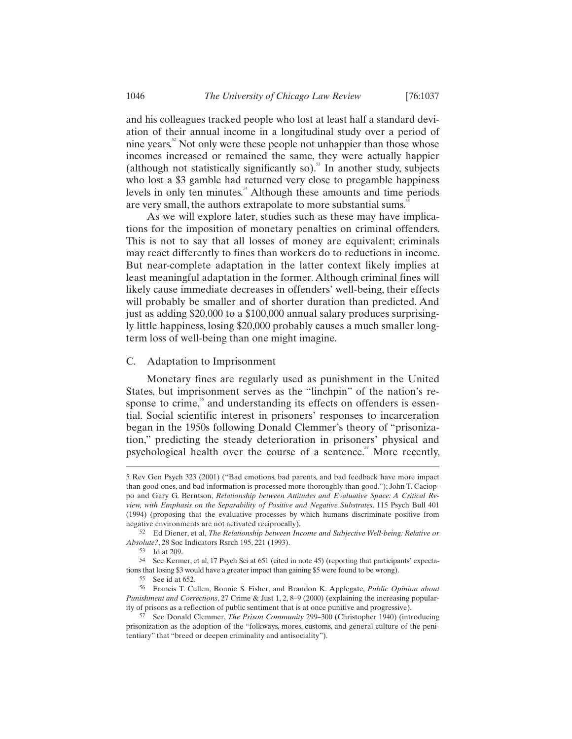and his colleagues tracked people who lost at least half a standard deviation of their annual income in a longitudinal study over a period of nine years.[52] Not only were these people not unhappier than those whose incomes increased or remained the same, they were actually happier (although not statistically significantly so).[53] In another study, subjects who lost a $3 gamble had returned very close to pregamble happiness levels in only ten minutes.[54] Although these amounts and time periods are very small, the authors extrapolate to more substantial sums.[55]

As we will explore later, studies such as these may have implications for the imposition of monetary penalties on criminal offenders. This is not to say that all losses of money are equivalent; criminals may react differently to fines than workers do to reductions in income. But near-complete adaptation in the latter context likely implies at least meaningful adaptation in the former. Although criminal fines will likely cause immediate decreases in offenders' well-being, their effects will probably be smaller and of shorter duration than predicted. And just as adding $20,000 to a $100,000 annual salary produces surprisingly little happiness, losing $20,000 probably causes a much smaller long-term loss of well-being than one might imagine.

## C. Adaptation to Imprisonment

Monetary fines are regularly used as punishment in the United States, but imprisonment serves as the "linchpin" of the nation's response to crime,[56] and understanding its effects on offenders is essential. Social scientific interest in prisoners' responses to incarceration began in the 1950s following Donald Clemmer's theory of "prisonization," predicting the steady deterioration in prisoners' physical and psychological health over the course of a sentence.[57] More recently,

---

5 Rev Gen Psych 323 (2001) ("Bad emotions, bad parents, and bad feedback have more impact than good ones, and bad information is processed more thoroughly than good."); John T. Cacioppo and Gary G. Berntson, *Relationship between Attitudes and Evaluative Space: A Critical Review, with Emphasis on the Separability of Positive and Negative Substrates*, 115 Psych Bull 401 (1994) (proposing that the evaluative processes by which humans discriminate positive from negative environments are not activated reciprocally).

[52] Ed Diener, et al, *The Relationship between Income and Subjective Well-being: Relative or Absolute?*, 28 Soc Indicators Rsrch 195, 221 (1993).

[53] Id at 209.

[54] See Kermer, et al, 17 Psych Sci at 651 (cited in note 45) (reporting that participants' expectations that losing $3 would have a greater impact than gaining $5 were found to be wrong).

[55] See id at 652.

[56] Francis T. Cullen, Bonnie S. Fisher, and Brandon K. Applegate, *Public Opinion about Punishment and Corrections*, 27 Crime & Just 1, 2, 8–9 (2000) (explaining the increasing popularity of prisons as a reflection of public sentiment that is at once punitive and progressive).

[57] See Donald Clemmer, *The Prison Community* 299–300 (Christopher 1940) (introducing prisonization as the adoption of the "folkways, mores, customs, and general culture of the penitentiary" that "breed or deepen criminality and antisociality").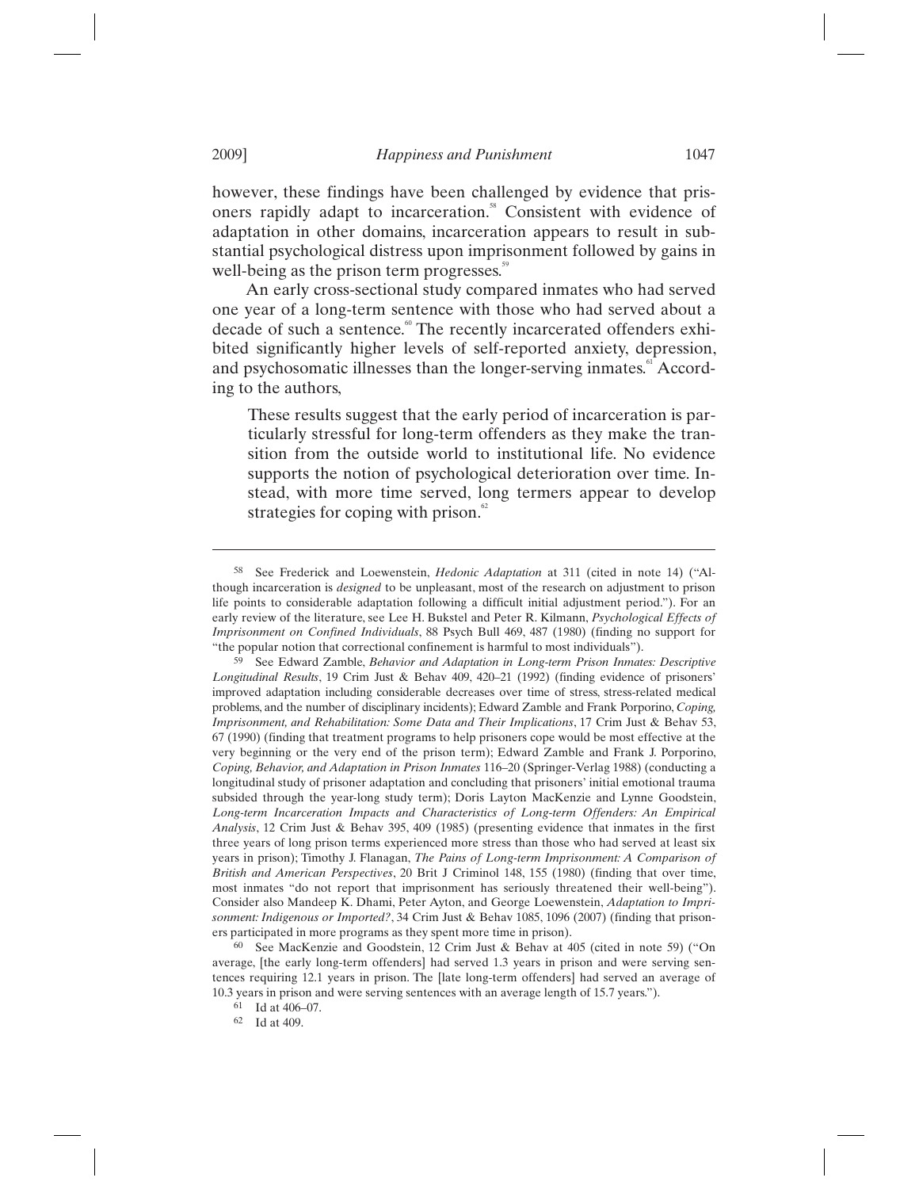however, these findings have been challenged by evidence that prisoners rapidly adapt to incarceration.[58] Consistent with evidence of adaptation in other domains, incarceration appears to result in substantial psychological distress upon imprisonment followed by gains in well-being as the prison term progresses.[59]

An early cross-sectional study compared inmates who had served one year of a long-term sentence with those who had served about a decade of such a sentence.[60] The recently incarcerated offenders exhibited significantly higher levels of self-reported anxiety, depression, and psychosomatic illnesses than the longer-serving inmates.[61] According to the authors,

> These results suggest that the early period of incarceration is particularly stressful for long-term offenders as they make the transition from the outside world to institutional life. No evidence supports the notion of psychological deterioration over time. Instead, with more time served, long termers appear to develop strategies for coping with prison.[62]

---

58 See Frederick and Loewenstein, *Hedonic Adaptation* at 311 (cited in note 14) ("Although incarceration is *designed* to be unpleasant, most of the research on adjustment to prison life points to considerable adaptation following a difficult initial adjustment period."). For an early review of the literature, see Lee H. Bukstel and Peter R. Kilmann, *Psychological Effects of Imprisonment on Confined Individuals*, 88 Psych Bull 469, 487 (1980) (finding no support for "the popular notion that correctional confinement is harmful to most individuals").

59 See Edward Zamble, *Behavior and Adaptation in Long-term Prison Inmates: Descriptive Longitudinal Results*, 19 Crim Just & Behav 409, 420–21 (1992) (finding evidence of prisoners' improved adaptation including considerable decreases over time of stress, stress-related medical problems, and the number of disciplinary incidents); Edward Zamble and Frank Porporino, *Coping, Imprisonment, and Rehabilitation: Some Data and Their Implications*, 17 Crim Just & Behav 53, 67 (1990) (finding that treatment programs to help prisoners cope would be most effective at the very beginning or the very end of the prison term); Edward Zamble and Frank J. Porporino, *Coping, Behavior, and Adaptation in Prison Inmates* 116–20 (Springer-Verlag 1988) (conducting a longitudinal study of prisoner adaptation and concluding that prisoners' initial emotional trauma subsided through the year-long study term); Doris Layton MacKenzie and Lynne Goodstein, *Long-term Incarceration Impacts and Characteristics of Long-term Offenders: An Empirical Analysis*, 12 Crim Just & Behav 395, 409 (1985) (presenting evidence that inmates in the first three years of long prison terms experienced more stress than those who had served at least six years in prison); Timothy J. Flanagan, *The Pains of Long-term Imprisonment: A Comparison of British and American Perspectives*, 20 Brit J Criminol 148, 155 (1980) (finding that over time, most inmates "do not report that imprisonment has seriously threatened their well-being"). Consider also Mandeep K. Dhami, Peter Ayton, and George Loewenstein, *Adaptation to Imprisonment: Indigenous or Imported?*, 34 Crim Just & Behav 1085, 1096 (2007) (finding that prisoners participated in more programs as they spent more time in prison).

60 See MacKenzie and Goodstein, 12 Crim Just & Behav at 405 (cited in note 59) ("On average, [the early long-term offenders] had served 1.3 years in prison and were serving sentences requiring 12.1 years in prison. The [late long-term offenders] had served an average of 10.3 years in prison and were serving sentences with an average length of 15.7 years.").

61 Id at 406–07.

62 Id at 409.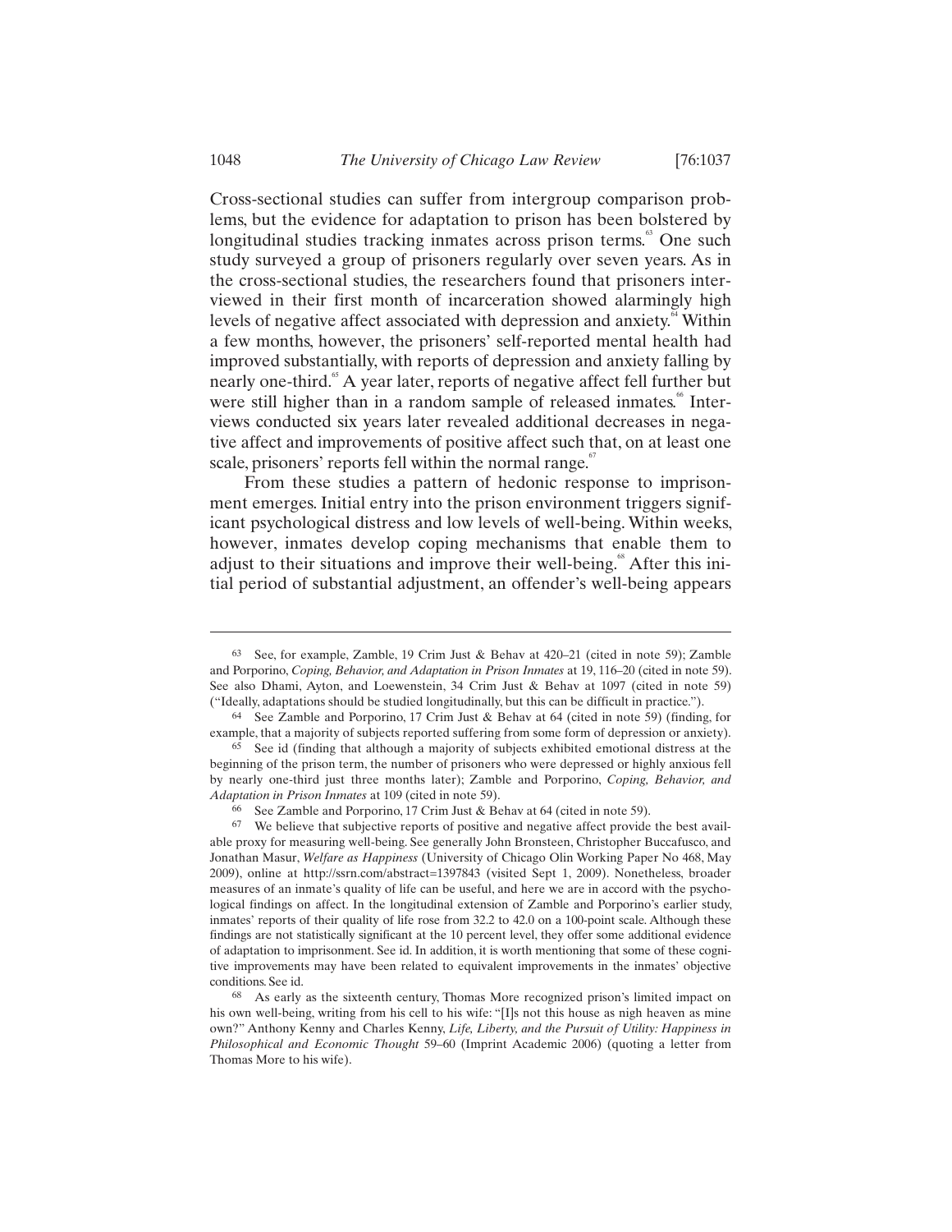Cross-sectional studies can suffer from intergroup comparison problems, but the evidence for adaptation to prison has been bolstered by longitudinal studies tracking inmates across prison terms.[63] One such study surveyed a group of prisoners regularly over seven years. As in the cross-sectional studies, the researchers found that prisoners interviewed in their first month of incarceration showed alarmingly high levels of negative affect associated with depression and anxiety.[64] Within a few months, however, the prisoners' self-reported mental health had improved substantially, with reports of depression and anxiety falling by nearly one-third.[65] A year later, reports of negative affect fell further but were still higher than in a random sample of released inmates.[66] Interviews conducted six years later revealed additional decreases in negative affect and improvements of positive affect such that, on at least one scale, prisoners' reports fell within the normal range.[67]

From these studies a pattern of hedonic response to imprisonment emerges. Initial entry into the prison environment triggers significant psychological distress and low levels of well-being. Within weeks, however, inmates develop coping mechanisms that enable them to adjust to their situations and improve their well-being.[68] After this initial period of substantial adjustment, an offender's well-being appears

---

63 See, for example, Zamble, 19 Crim Just & Behav at 420–21 (cited in note 59); Zamble and Porporino, *Coping, Behavior, and Adaptation in Prison Inmates* at 19, 116–20 (cited in note 59). See also Dhami, Ayton, and Loewenstein, 34 Crim Just & Behav at 1097 (cited in note 59) ("Ideally, adaptations should be studied longitudinally, but this can be difficult in practice.").

64 See Zamble and Porporino, 17 Crim Just & Behav at 64 (cited in note 59) (finding, for example, that a majority of subjects reported suffering from some form of depression or anxiety).

65 See id (finding that although a majority of subjects exhibited emotional distress at the beginning of the prison term, the number of prisoners who were depressed or highly anxious fell by nearly one-third just three months later); Zamble and Porporino, *Coping, Behavior, and Adaptation in Prison Inmates* at 109 (cited in note 59).

66 See Zamble and Porporino, 17 Crim Just & Behav at 64 (cited in note 59).

67 We believe that subjective reports of positive and negative affect provide the best available proxy for measuring well-being. See generally John Bronsteen, Christopher Buccafusco, and Jonathan Masur, *Welfare as Happiness* (University of Chicago Olin Working Paper No 468, May 2009), online at http://ssrn.com/abstract=1397843 (visited Sept 1, 2009). Nonetheless, broader measures of an inmate's quality of life can be useful, and here we are in accord with the psychological findings on affect. In the longitudinal extension of Zamble and Porporino's earlier study, inmates' reports of their quality of life rose from 32.2 to 42.0 on a 100-point scale. Although these findings are not statistically significant at the 10 percent level, they offer some additional evidence of adaptation to imprisonment. See id. In addition, it is worth mentioning that some of these cognitive improvements may have been related to equivalent improvements in the inmates' objective conditions. See id.

68 As early as the sixteenth century, Thomas More recognized prison's limited impact on his own well-being, writing from his cell to his wife: "[I]s not this house as nigh heaven as mine own?" Anthony Kenny and Charles Kenny, *Life, Liberty, and the Pursuit of Utility: Happiness in Philosophical and Economic Thought* 59–60 (Imprint Academic 2006) (quoting a letter from Thomas More to his wife).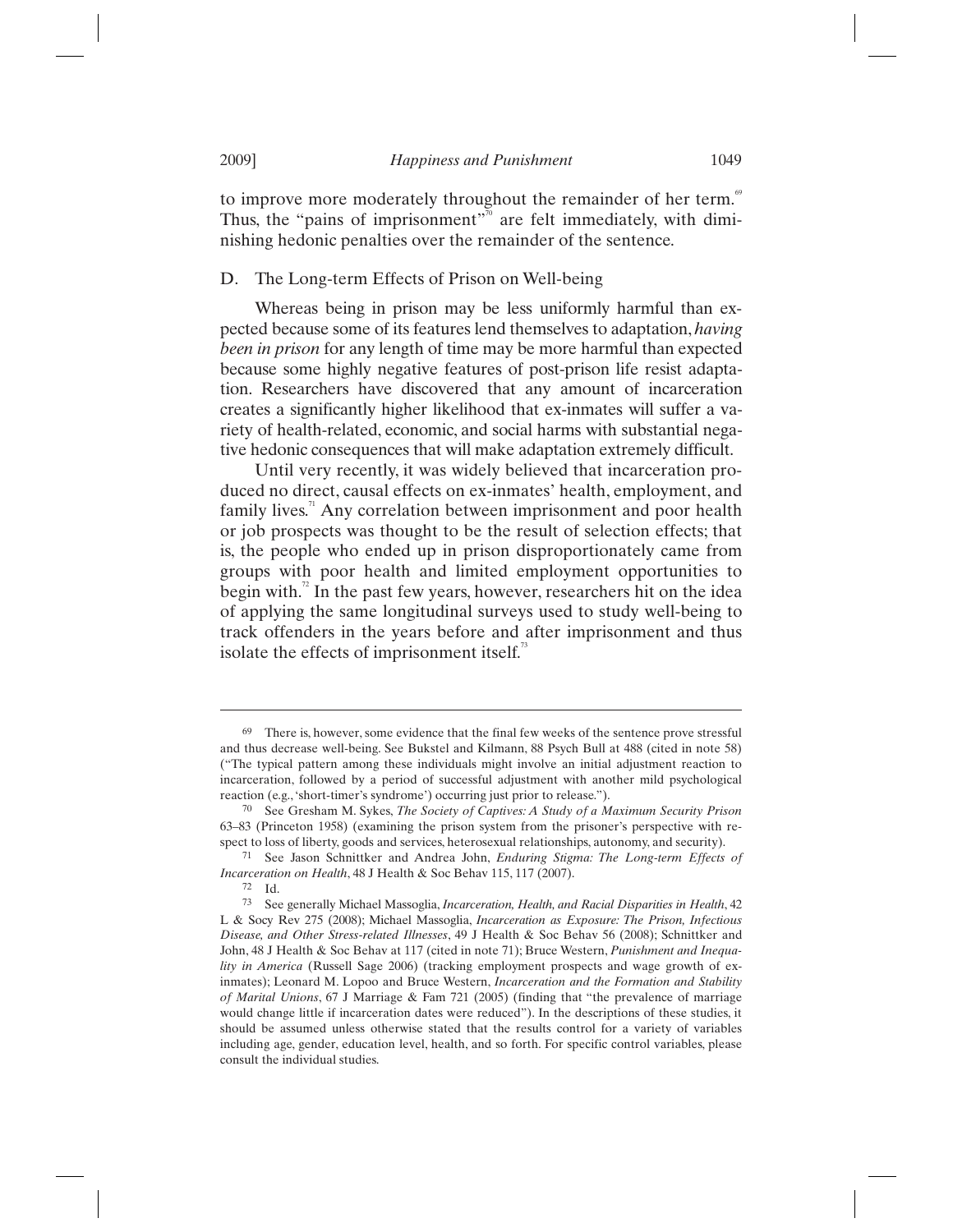to improve more moderately throughout the remainder of her term.[69] Thus, the "pains of imprisonment"[70] are felt immediately, with diminishing hedonic penalties over the remainder of the sentence.

### D. The Long-term Effects of Prison on Well-being

Whereas being in prison may be less uniformly harmful than expected because some of its features lend themselves to adaptation, *having been in prison* for any length of time may be more harmful than expected because some highly negative features of post-prison life resist adaptation. Researchers have discovered that any amount of incarceration creates a significantly higher likelihood that ex-inmates will suffer a variety of health-related, economic, and social harms with substantial negative hedonic consequences that will make adaptation extremely difficult.

Until very recently, it was widely believed that incarceration produced no direct, causal effects on ex-inmates' health, employment, and family lives.[71] Any correlation between imprisonment and poor health or job prospects was thought to be the result of selection effects; that is, the people who ended up in prison disproportionately came from groups with poor health and limited employment opportunities to begin with.[72] In the past few years, however, researchers hit on the idea of applying the same longitudinal surveys used to study well-being to track offenders in the years before and after imprisonment and thus isolate the effects of imprisonment itself.[73]

---

69 There is, however, some evidence that the final few weeks of the sentence prove stressful and thus decrease well-being. See Bukstel and Kilmann, 88 Psych Bull at 488 (cited in note 58) ("The typical pattern among these individuals might involve an initial adjustment reaction to incarceration, followed by a period of successful adjustment with another mild psychological reaction (e.g., 'short-timer's syndrome') occurring just prior to release.").

70 See Gresham M. Sykes, *The Society of Captives: A Study of a Maximum Security Prison* 63–83 (Princeton 1958) (examining the prison system from the prisoner's perspective with respect to loss of liberty, goods and services, heterosexual relationships, autonomy, and security).

71 See Jason Schnittker and Andrea John, *Enduring Stigma: The Long-term Effects of Incarceration on Health*, 48 J Health & Soc Behav 115, 117 (2007).

72 Id.

73 See generally Michael Massoglia, *Incarceration, Health, and Racial Disparities in Health*, 42 L & Socy Rev 275 (2008); Michael Massoglia, *Incarceration as Exposure: The Prison, Infectious Disease, and Other Stress-related Illnesses*, 49 J Health & Soc Behav 56 (2008); Schnittker and John, 48 J Health & Soc Behav at 117 (cited in note 71); Bruce Western, *Punishment and Inequality in America* (Russell Sage 2006) (tracking employment prospects and wage growth of ex-inmates); Leonard M. Lopoo and Bruce Western, *Incarceration and the Formation and Stability of Marital Unions*, 67 J Marriage & Fam 721 (2005) (finding that "the prevalence of marriage would change little if incarceration dates were reduced"). In the descriptions of these studies, it should be assumed unless otherwise stated that the results control for a variety of variables including age, gender, education level, health, and so forth. For specific control variables, please consult the individual studies.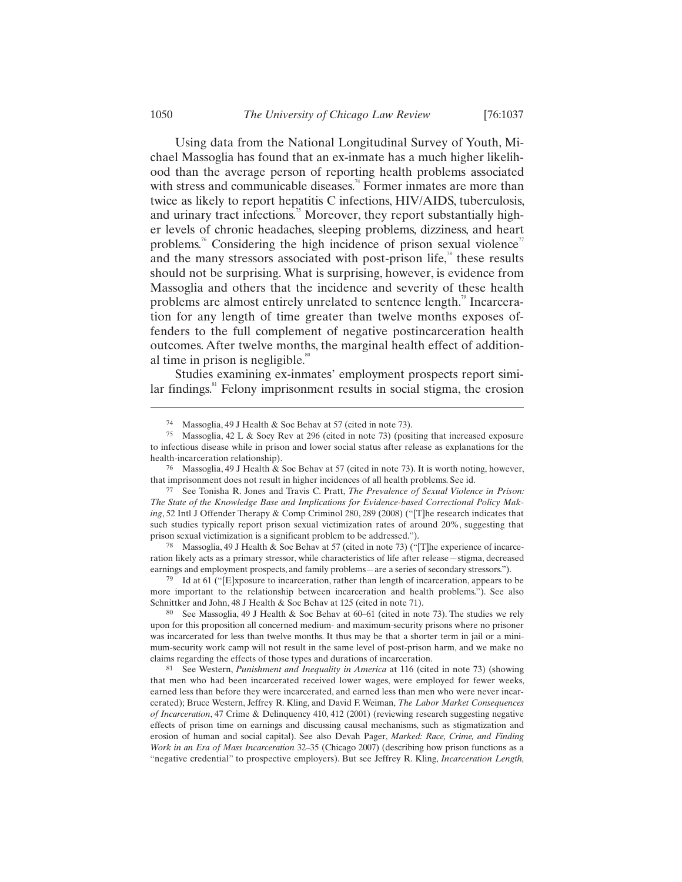Using data from the National Longitudinal Survey of Youth, Michael Massoglia has found that an ex-inmate has a much higher likelihood than the average person of reporting health problems associated with stress and communicable diseases.[74] Former inmates are more than twice as likely to report hepatitis C infections, HIV/AIDS, tuberculosis, and urinary tract infections.[75] Moreover, they report substantially higher levels of chronic headaches, sleeping problems, dizziness, and heart problems.[76] Considering the high incidence of prison sexual violence[77] and the many stressors associated with post-prison life,[78] these results should not be surprising. What is surprising, however, is evidence from Massoglia and others that the incidence and severity of these health problems are almost entirely unrelated to sentence length.[79] Incarceration for any length of time greater than twelve months exposes offenders to the full complement of negative postincarceration health outcomes. After twelve months, the marginal health effect of additional time in prison is negligible.[80]

Studies examining ex-inmates' employment prospects report similar findings.[81] Felony imprisonment results in social stigma, the erosion

---

[74] Massoglia, 49 J Health & Soc Behav at 57 (cited in note 73).

[75] Massoglia, 42 L & Socy Rev at 296 (cited in note 73) (positing that increased exposure to infectious disease while in prison and lower social status after release as explanations for the health-incarceration relationship).

[76] Massoglia, 49 J Health & Soc Behav at 57 (cited in note 73). It is worth noting, however, that imprisonment does not result in higher incidences of all health problems. See id.

[77] See Tonisha R. Jones and Travis C. Pratt, *The Prevalence of Sexual Violence in Prison: The State of the Knowledge Base and Implications for Evidence-based Correctional Policy Making*, 52 Intl J Offender Therapy & Comp Criminol 280, 289 (2008) ("[T]he research indicates that such studies typically report prison sexual victimization rates of around 20%, suggesting that prison sexual victimization is a significant problem to be addressed.").

[78] Massoglia, 49 J Health & Soc Behav at 57 (cited in note 73) ("[T]he experience of incarceration likely acts as a primary stressor, while characteristics of life after release—stigma, decreased earnings and employment prospects, and family problems—are a series of secondary stressors.").

[79] Id at 61 ("[E]xposure to incarceration, rather than length of incarceration, appears to be more important to the relationship between incarceration and health problems."). See also Schnittker and John, 48 J Health & Soc Behav at 125 (cited in note 71).

[80] See Massoglia, 49 J Health & Soc Behav at 60–61 (cited in note 73). The studies we rely upon for this proposition all concerned medium- and maximum-security prisons where no prisoner was incarcerated for less than twelve months. It thus may be that a shorter term in jail or a minimum-security work camp will not result in the same level of post-prison harm, and we make no claims regarding the effects of those types and durations of incarceration.

[81] See Western, *Punishment and Inequality in America* at 116 (cited in note 73) (showing that men who had been incarcerated received lower wages, were employed for fewer weeks, earned less than before they were incarcerated, and earned less than men who were never incarcerated); Bruce Western, Jeffrey R. Kling, and David F. Weiman, *The Labor Market Consequences of Incarceration*, 47 Crime & Delinquency 410, 412 (2001) (reviewing research suggesting negative effects of prison time on earnings and discussing causal mechanisms, such as stigmatization and erosion of human and social capital). See also Devah Pager, *Marked: Race, Crime, and Finding Work in an Era of Mass Incarceration* 32–35 (Chicago 2007) (describing how prison functions as a "negative credential" to prospective employers). But see Jeffrey R. Kling, *Incarceration Length,*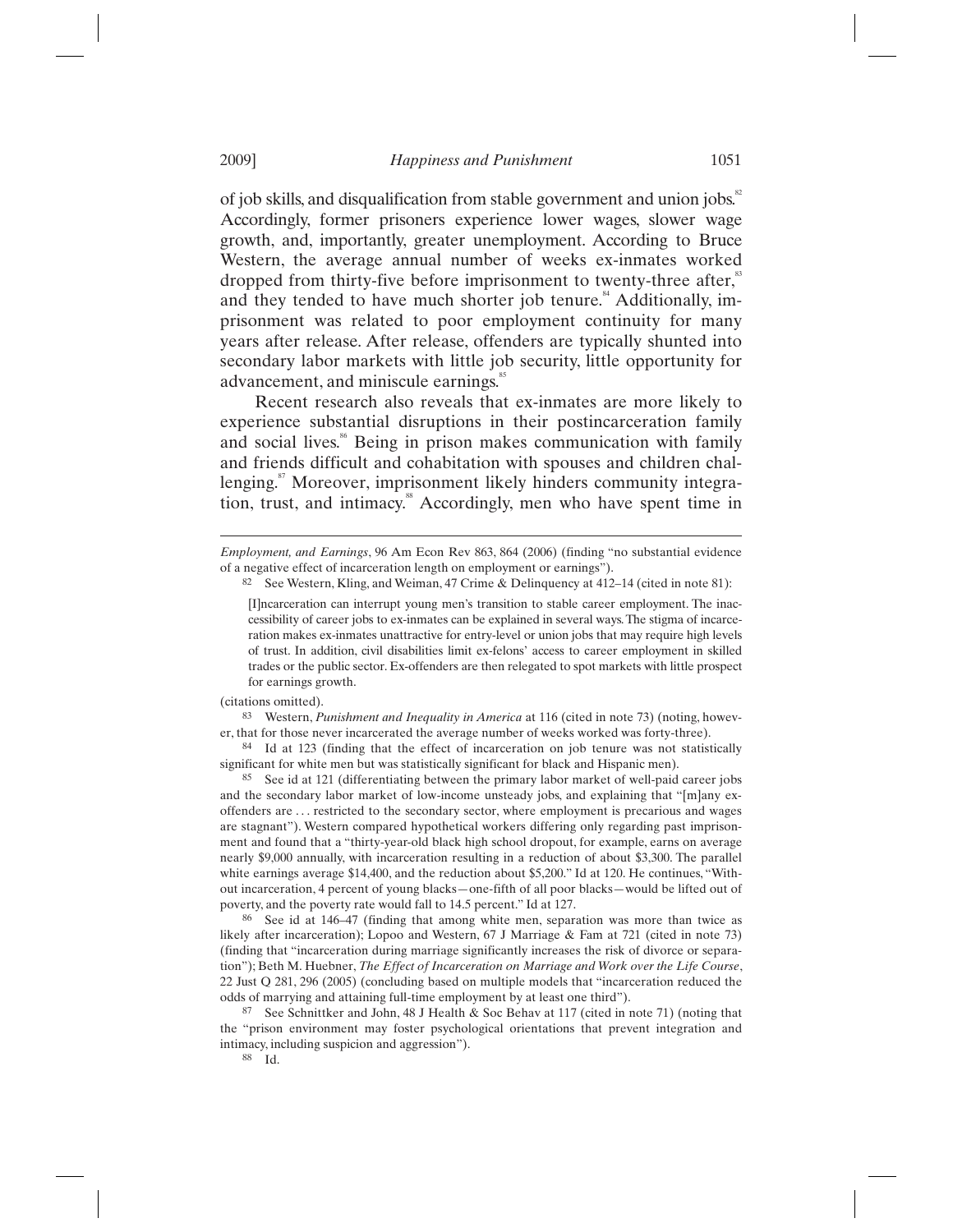of job skills, and disqualification from stable government and union jobs.[82] Accordingly, former prisoners experience lower wages, slower wage growth, and, importantly, greater unemployment. According to Bruce Western, the average annual number of weeks ex-inmates worked dropped from thirty-five before imprisonment to twenty-three after,[83] and they tended to have much shorter job tenure.[84] Additionally, imprisonment was related to poor employment continuity for many years after release. After release, offenders are typically shunted into secondary labor markets with little job security, little opportunity for advancement, and miniscule earnings.[85]

Recent research also reveals that ex-inmates are more likely to experience substantial disruptions in their postincarceration family and social lives.[86] Being in prison makes communication with family and friends difficult and cohabitation with spouses and children challenging.[87] Moreover, imprisonment likely hinders community integration, trust, and intimacy.[88] Accordingly, men who have spent time in

---

*Employment, and Earnings*, 96 Am Econ Rev 863, 864 (2006) (finding "no substantial evidence of a negative effect of incarceration length on employment or earnings").

82 See Western, Kling, and Weiman, 47 Crime & Delinquency at 412–14 (cited in note 81):

> [I]ncarceration can interrupt young men's transition to stable career employment. The inaccessibility of career jobs to ex-inmates can be explained in several ways. The stigma of incarceration makes ex-inmates unattractive for entry-level or union jobs that may require high levels of trust. In addition, civil disabilities limit ex-felons' access to career employment in skilled trades or the public sector. Ex-offenders are then relegated to spot markets with little prospect for earnings growth.

(citations omitted).

83 Western, *Punishment and Inequality in America* at 116 (cited in note 73) (noting, however, that for those never incarcerated the average number of weeks worked was forty-three).

84 Id at 123 (finding that the effect of incarceration on job tenure was not statistically significant for white men but was statistically significant for black and Hispanic men).

85 See id at 121 (differentiating between the primary labor market of well-paid career jobs and the secondary labor market of low-income unsteady jobs, and explaining that "[m]any ex-offenders are . . . restricted to the secondary sector, where employment is precarious and wages are stagnant"). Western compared hypothetical workers differing only regarding past imprisonment and found that a "thirty-year-old black high school dropout, for example, earns on average nearly $9,000 annually, with incarceration resulting in a reduction of about $3,300. The parallel white earnings average $14,400, and the reduction about $5,200." Id at 120. He continues, "Without incarceration, 4 percent of young blacks—one-fifth of all poor blacks—would be lifted out of poverty, and the poverty rate would fall to 14.5 percent." Id at 127.

86 See id at 146–47 (finding that among white men, separation was more than twice as likely after incarceration); Lopoo and Western, 67 J Marriage & Fam at 721 (cited in note 73) (finding that "incarceration during marriage significantly increases the risk of divorce or separation"); Beth M. Huebner, *The Effect of Incarceration on Marriage and Work over the Life Course*, 22 Just Q 281, 296 (2005) (concluding based on multiple models that "incarceration reduced the odds of marrying and attaining full-time employment by at least one third").

87 See Schnittker and John, 48 J Health & Soc Behav at 117 (cited in note 71) (noting that the "prison environment may foster psychological orientations that prevent integration and intimacy, including suspicion and aggression").

88 Id.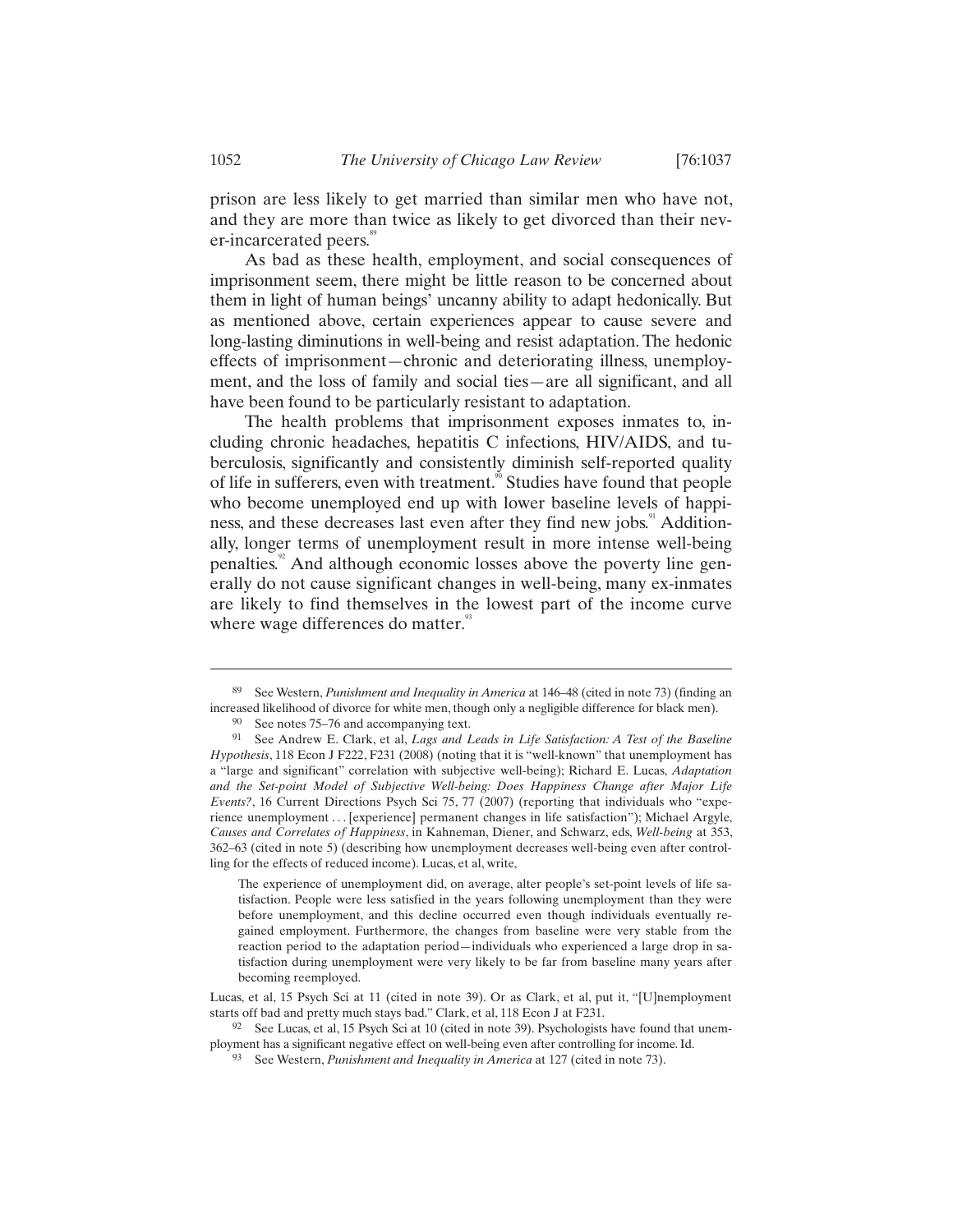prison are less likely to get married than similar men who have not, and they are more than twice as likely to get divorced than their never-incarcerated peers.[89]

As bad as these health, employment, and social consequences of imprisonment seem, there might be little reason to be concerned about them in light of human beings' uncanny ability to adapt hedonically. But as mentioned above, certain experiences appear to cause severe and long-lasting diminutions in well-being and resist adaptation. The hedonic effects of imprisonment—chronic and deteriorating illness, unemployment, and the loss of family and social ties—are all significant, and all have been found to be particularly resistant to adaptation.

The health problems that imprisonment exposes inmates to, including chronic headaches, hepatitis C infections, HIV/AIDS, and tuberculosis, significantly and consistently diminish self-reported quality of life in sufferers, even with treatment.[90] Studies have found that people who become unemployed end up with lower baseline levels of happiness, and these decreases last even after they find new jobs.[91] Additionally, longer terms of unemployment result in more intense well-being penalties.[92] And although economic losses above the poverty line generally do not cause significant changes in well-being, many ex-inmates are likely to find themselves in the lowest part of the income curve where wage differences do matter.[93]

---

89 See Western, *Punishment and Inequality in America* at 146–48 (cited in note 73) (finding an increased likelihood of divorce for white men, though only a negligible difference for black men).

90 See notes 75–76 and accompanying text.

91 See Andrew E. Clark, et al, *Lags and Leads in Life Satisfaction: A Test of the Baseline Hypothesis*, 118 Econ J F222, F231 (2008) (noting that it is "well-known" that unemployment has a "large and significant" correlation with subjective well-being); Richard E. Lucas, *Adaptation and the Set-point Model of Subjective Well-being: Does Happiness Change after Major Life Events?*, 16 Current Directions Psych Sci 75, 77 (2007) (reporting that individuals who "experience unemployment . . . [experience] permanent changes in life satisfaction"); Michael Argyle, *Causes and Correlates of Happiness*, in Kahneman, Diener, and Schwarz, eds, *Well-being* at 353, 362–63 (cited in note 5) (describing how unemployment decreases well-being even after controlling for the effects of reduced income). Lucas, et al, write,

> The experience of unemployment did, on average, alter people's set-point levels of life satisfaction. People were less satisfied in the years following unemployment than they were before unemployment, and this decline occurred even though individuals eventually regained employment. Furthermore, the changes from baseline were very stable from the reaction period to the adaptation period—individuals who experienced a large drop in satisfaction during unemployment were very likely to be far from baseline many years after becoming reemployed.

Lucas, et al, 15 Psych Sci at 11 (cited in note 39). Or as Clark, et al, put it, "[U]nemployment starts off bad and pretty much stays bad." Clark, et al, 118 Econ J at F231.

92 See Lucas, et al, 15 Psych Sci at 10 (cited in note 39). Psychologists have found that unemployment has a significant negative effect on well-being even after controlling for income. Id.

93 See Western, *Punishment and Inequality in America* at 127 (cited in note 73).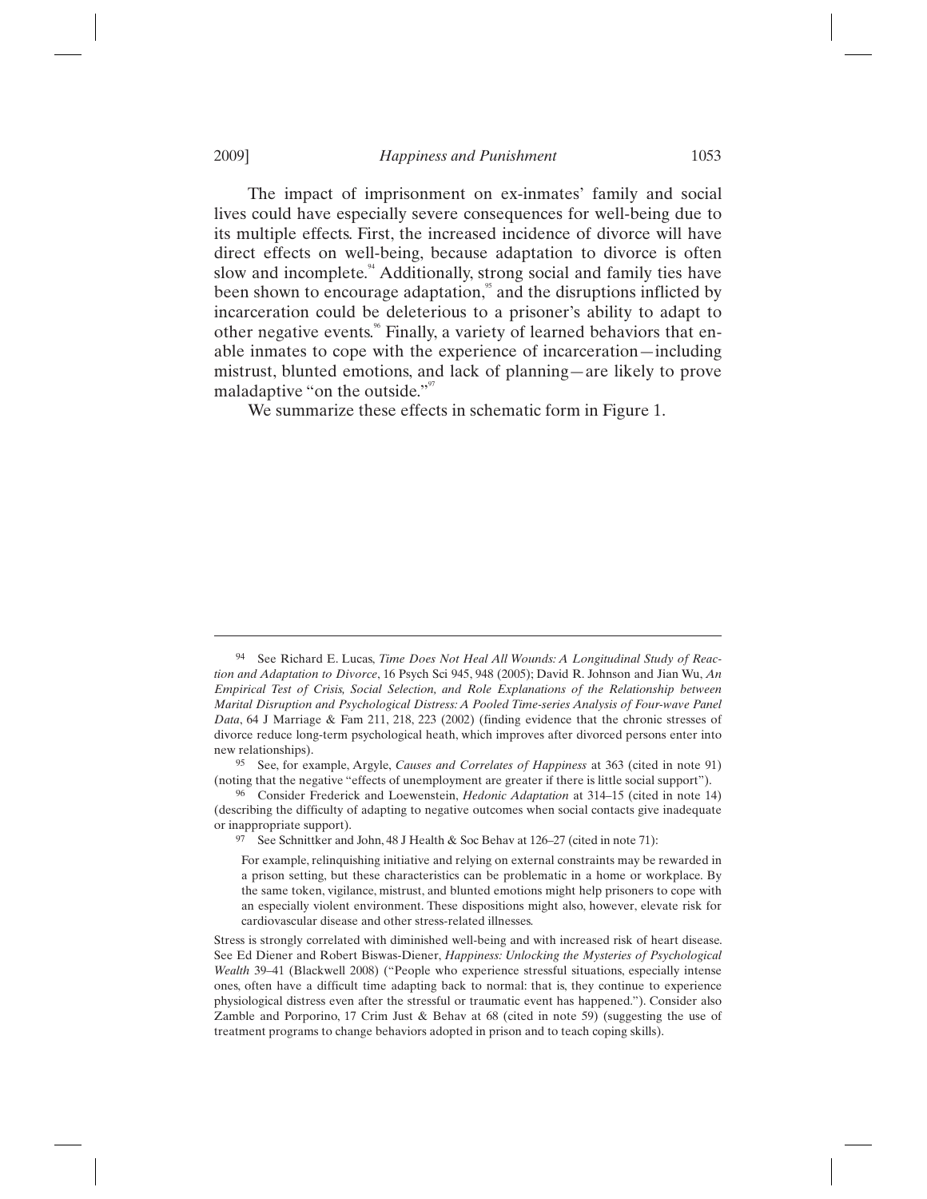The impact of imprisonment on ex-inmates' family and social lives could have especially severe consequences for well-being due to its multiple effects. First, the increased incidence of divorce will have direct effects on well-being, because adaptation to divorce is often slow and incomplete.[94] Additionally, strong social and family ties have been shown to encourage adaptation,[95] and the disruptions inflicted by incarceration could be deleterious to a prisoner's ability to adapt to other negative events.[96] Finally, a variety of learned behaviors that enable inmates to cope with the experience of incarceration—including mistrust, blunted emotions, and lack of planning—are likely to prove maladaptive "on the outside."[97]

We summarize these effects in schematic form in Figure 1.

---

[94] See Richard E. Lucas, *Time Does Not Heal All Wounds: A Longitudinal Study of Reaction and Adaptation to Divorce*, 16 Psych Sci 945, 948 (2005); David R. Johnson and Jian Wu, *An Empirical Test of Crisis, Social Selection, and Role Explanations of the Relationship between Marital Disruption and Psychological Distress: A Pooled Time-series Analysis of Four-wave Panel Data*, 64 J Marriage & Fam 211, 218, 223 (2002) (finding evidence that the chronic stresses of divorce reduce long-term psychological heath, which improves after divorced persons enter into new relationships).

[95] See, for example, Argyle, *Causes and Correlates of Happiness* at 363 (cited in note 91) (noting that the negative "effects of unemployment are greater if there is little social support").

[96] Consider Frederick and Loewenstein, *Hedonic Adaptation* at 314–15 (cited in note 14) (describing the difficulty of adapting to negative outcomes when social contacts give inadequate or inappropriate support).

[97] See Schnittker and John, 48 J Health & Soc Behav at 126–27 (cited in note 71):

> For example, relinquishing initiative and relying on external constraints may be rewarded in a prison setting, but these characteristics can be problematic in a home or workplace. By the same token, vigilance, mistrust, and blunted emotions might help prisoners to cope with an especially violent environment. These dispositions might also, however, elevate risk for cardiovascular disease and other stress-related illnesses.

Stress is strongly correlated with diminished well-being and with increased risk of heart disease. See Ed Diener and Robert Biswas-Diener, *Happiness: Unlocking the Mysteries of Psychological Wealth* 39–41 (Blackwell 2008) ("People who experience stressful situations, especially intense ones, often have a difficult time adapting back to normal: that is, they continue to experience physiological distress even after the stressful or traumatic event has happened."). Consider also Zamble and Porporino, 17 Crim Just & Behav at 68 (cited in note 59) (suggesting the use of treatment programs to change behaviors adopted in prison and to teach coping skills).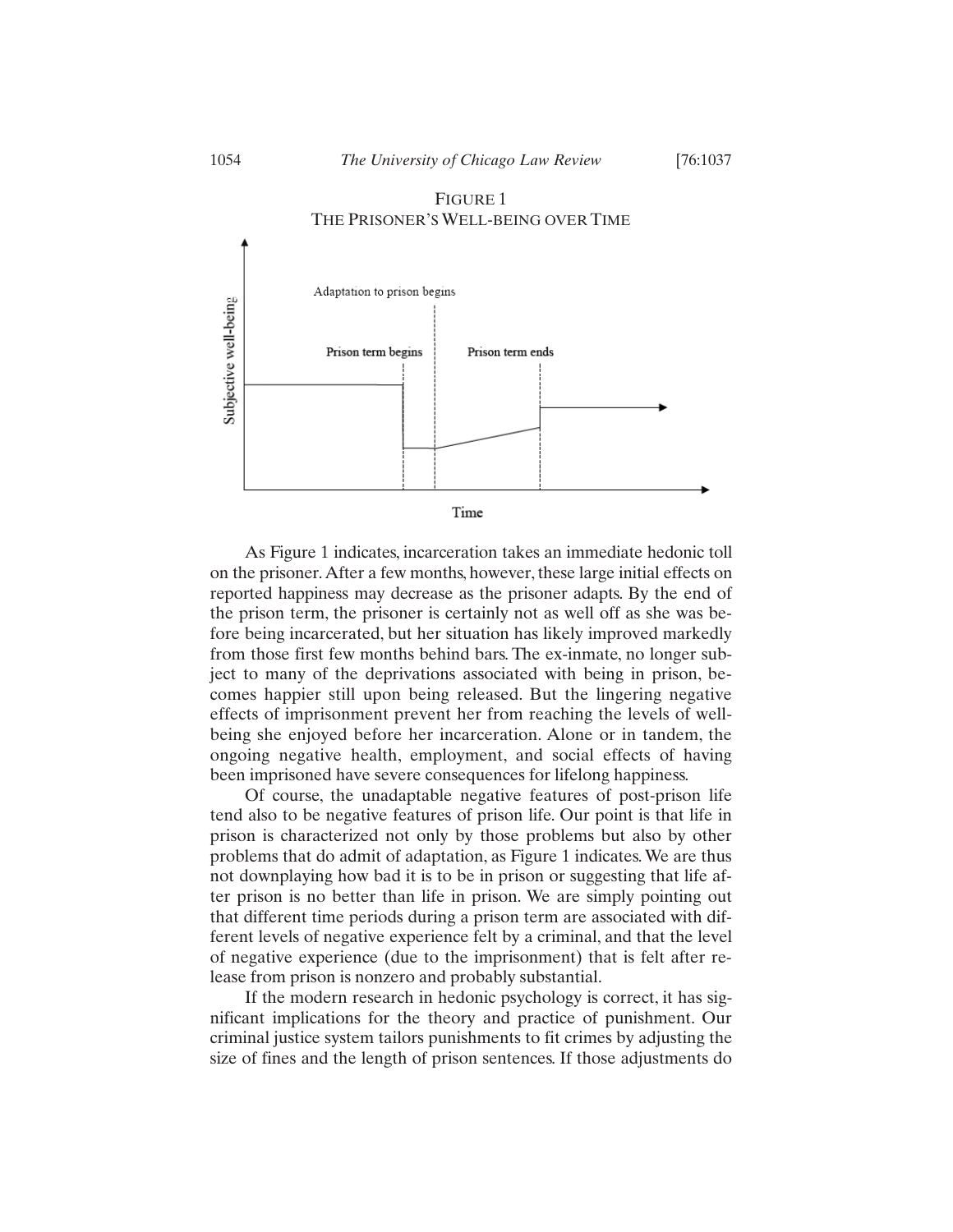FIGURE 1
THE PRISONER'S WELL-BEING OVER TIME

As Figure 1 indicates, incarceration takes an immediate hedonic toll on the prisoner. After a few months, however, these large initial effects on reported happiness may decrease as the prisoner adapts. By the end of the prison term, the prisoner is certainly not as well off as she was before being incarcerated, but her situation has likely improved markedly from those first few months behind bars. The ex-inmate, no longer subject to many of the deprivations associated with being in prison, becomes happier still upon being released. But the lingering negative effects of imprisonment prevent her from reaching the levels of well-being she enjoyed before her incarceration. Alone or in tandem, the ongoing negative health, employment, and social effects of having been imprisoned have severe consequences for lifelong happiness.

Of course, the unadaptable negative features of post-prison life tend also to be negative features of prison life. Our point is that life in prison is characterized not only by those problems but also by other problems that do admit of adaptation, as Figure 1 indicates. We are thus not downplaying how bad it is to be in prison or suggesting that life after prison is no better than life in prison. We are simply pointing out that different time periods during a prison term are associated with different levels of negative experience felt by a criminal, and that the level of negative experience (due to the imprisonment) that is felt after release from prison is nonzero and probably substantial.

If the modern research in hedonic psychology is correct, it has significant implications for the theory and practice of punishment. Our criminal justice system tailors punishments to fit crimes by adjusting the size of fines and the length of prison sentences. If those adjustments do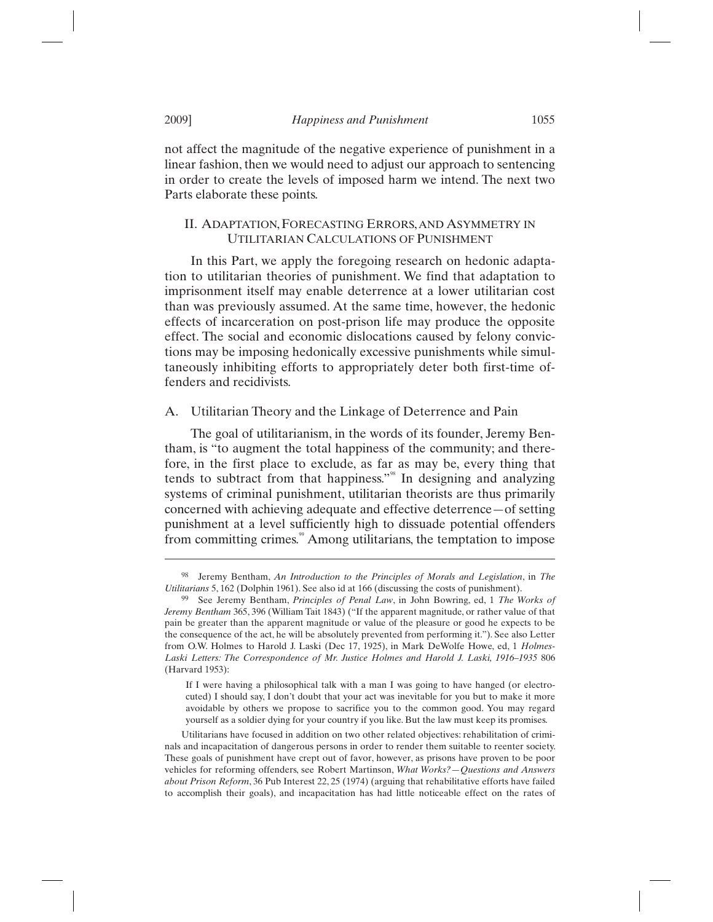not affect the magnitude of the negative experience of punishment in a linear fashion, then we would need to adjust our approach to sentencing in order to create the levels of imposed harm we intend. The next two Parts elaborate these points.

## II. Adaptation, Forecasting Errors, and Asymmetry in Utilitarian Calculations of Punishment

In this Part, we apply the foregoing research on hedonic adaptation to utilitarian theories of punishment. We find that adaptation to imprisonment itself may enable deterrence at a lower utilitarian cost than was previously assumed. At the same time, however, the hedonic effects of incarceration on post-prison life may produce the opposite effect. The social and economic dislocations caused by felony convictions may be imposing hedonically excessive punishments while simultaneously inhibiting efforts to appropriately deter both first-time offenders and recidivists.

### A. Utilitarian Theory and the Linkage of Deterrence and Pain

The goal of utilitarianism, in the words of its founder, Jeremy Bentham, is "to augment the total happiness of the community; and therefore, in the first place to exclude, as far as may be, every thing that tends to subtract from that happiness."[98] In designing and analyzing systems of criminal punishment, utilitarian theorists are thus primarily concerned with achieving adequate and effective deterrence—of setting punishment at a level sufficiently high to dissuade potential offenders from committing crimes.[99] Among utilitarians, the temptation to impose

---

[98] Jeremy Bentham, *An Introduction to the Principles of Morals and Legislation*, in *The Utilitarians* 5, 162 (Dolphin 1961). See also id at 166 (discussing the costs of punishment).

[99] See Jeremy Bentham, *Principles of Penal Law*, in John Bowring, ed, 1 *The Works of Jeremy Bentham* 365, 396 (William Tait 1843) ("If the apparent magnitude, or rather value of that pain be greater than the apparent magnitude or value of the pleasure or good he expects to be the consequence of the act, he will be absolutely prevented from performing it."). See also Letter from O.W. Holmes to Harold J. Laski (Dec 17, 1925), in Mark DeWolfe Howe, ed, 1 *Holmes-Laski Letters: The Correspondence of Mr. Justice Holmes and Harold J. Laski, 1916–1935* 806 (Harvard 1953):

> If I were having a philosophical talk with a man I was going to have hanged (or electrocuted) I should say, I don't doubt that your act was inevitable for you but to make it more avoidable by others we propose to sacrifice you to the common good. You may regard yourself as a soldier dying for your country if you like. But the law must keep its promises.

Utilitarians have focused in addition on two other related objectives: rehabilitation of criminals and incapacitation of dangerous persons in order to render them suitable to reenter society. These goals of punishment have crept out of favor, however, as prisons have proven to be poor vehicles for reforming offenders, see Robert Martinson, *What Works?—Questions and Answers about Prison Reform*, 36 Pub Interest 22, 25 (1974) (arguing that rehabilitative efforts have failed to accomplish their goals), and incapacitation has had little noticeable effect on the rates of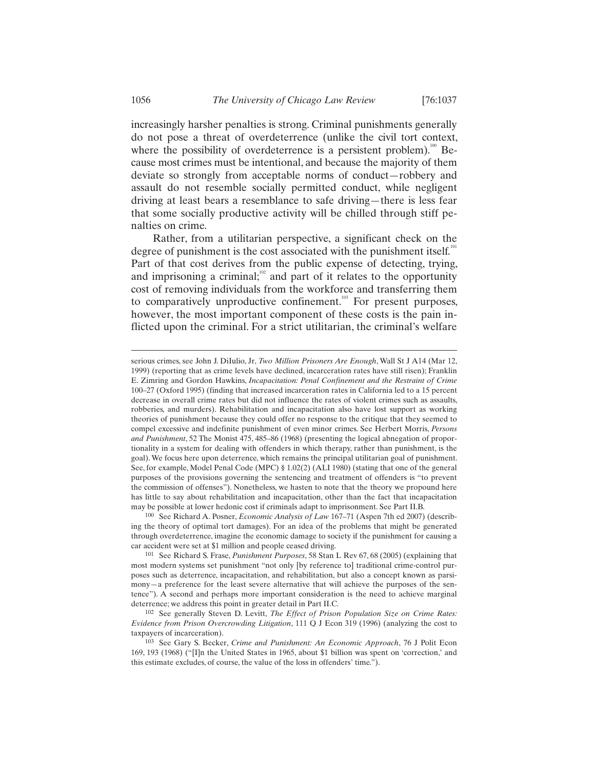increasingly harsher penalties is strong. Criminal punishments generally do not pose a threat of overdeterrence (unlike the civil tort context, where the possibility of overdeterrence is a persistent problem).[100] Because most crimes must be intentional, and because the majority of them deviate so strongly from acceptable norms of conduct—robbery and assault do not resemble socially permitted conduct, while negligent driving at least bears a resemblance to safe driving—there is less fear that some socially productive activity will be chilled through stiff penalties on crime.

Rather, from a utilitarian perspective, a significant check on the degree of punishment is the cost associated with the punishment itself.[101] Part of that cost derives from the public expense of detecting, trying, and imprisoning a criminal;[102] and part of it relates to the opportunity cost of removing individuals from the workforce and transferring them to comparatively unproductive confinement.[103] For present purposes, however, the most important component of these costs is the pain inflicted upon the criminal. For a strict utilitarian, the criminal's welfare

---

serious crimes, see John J. DiIulio, Jr, *Two Million Prisoners Are Enough*, Wall St J A14 (Mar 12, 1999) (reporting that as crime levels have declined, incarceration rates have still risen); Franklin E. Zimring and Gordon Hawkins, *Incapacitation: Penal Confinement and the Restraint of Crime* 100–27 (Oxford 1995) (finding that increased incarceration rates in California led to a 15 percent decrease in overall crime rates but did not influence the rates of violent crimes such as assaults, robberies, and murders). Rehabilitation and incapacitation also have lost support as working theories of punishment because they could offer no response to the critique that they seemed to compel excessive and indefinite punishment of even minor crimes. See Herbert Morris, *Persons and Punishment*, 52 The Monist 475, 485–86 (1968) (presenting the logical abnegation of proportionality in a system for dealing with offenders in which therapy, rather than punishment, is the goal). We focus here upon deterrence, which remains the principal utilitarian goal of punishment. See, for example, Model Penal Code (MPC) § 1.02(2) (ALI 1980) (stating that one of the general purposes of the provisions governing the sentencing and treatment of offenders is "to prevent the commission of offenses"). Nonetheless, we hasten to note that the theory we propound here has little to say about rehabilitation and incapacitation, other than the fact that incapacitation may be possible at lower hedonic cost if criminals adapt to imprisonment. See Part II.B.

[100] See Richard A. Posner, *Economic Analysis of Law* 167–71 (Aspen 7th ed 2007) (describing the theory of optimal tort damages). For an idea of the problems that might be generated through overdeterrence, imagine the economic damage to society if the punishment for causing a car accident were set at $1 million and people ceased driving.

[101] See Richard S. Frase, *Punishment Purposes*, 58 Stan L Rev 67, 68 (2005) (explaining that most modern systems set punishment "not only [by reference to] traditional crime-control purposes such as deterrence, incapacitation, and rehabilitation, but also a concept known as parsimony—a preference for the least severe alternative that will achieve the purposes of the sentence"). A second and perhaps more important consideration is the need to achieve marginal deterrence; we address this point in greater detail in Part II.C.

[102] See generally Steven D. Levitt, *The Effect of Prison Population Size on Crime Rates: Evidence from Prison Overcrowding Litigation*, 111 Q J Econ 319 (1996) (analyzing the cost to taxpayers of incarceration).

[103] See Gary S. Becker, *Crime and Punishment: An Economic Approach*, 76 J Polit Econ 169, 193 (1968) ("[I]n the United States in 1965, about $1 billion was spent on 'correction,' and this estimate excludes, of course, the value of the loss in offenders' time.").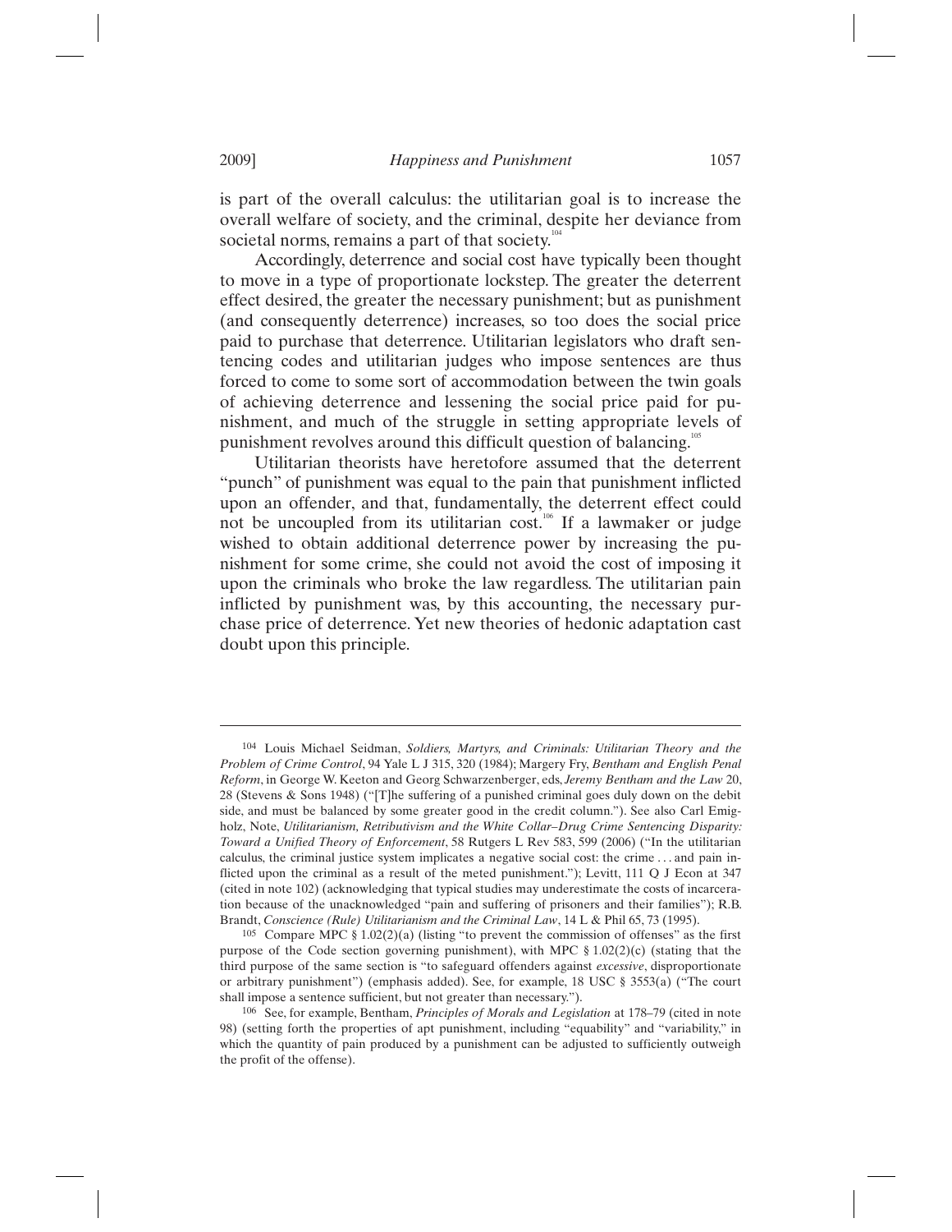is part of the overall calculus: the utilitarian goal is to increase the overall welfare of society, and the criminal, despite her deviance from societal norms, remains a part of that society.[104]

Accordingly, deterrence and social cost have typically been thought to move in a type of proportionate lockstep. The greater the deterrent effect desired, the greater the necessary punishment; but as punishment (and consequently deterrence) increases, so too does the social price paid to purchase that deterrence. Utilitarian legislators who draft sentencing codes and utilitarian judges who impose sentences are thus forced to come to some sort of accommodation between the twin goals of achieving deterrence and lessening the social price paid for punishment, and much of the struggle in setting appropriate levels of punishment revolves around this difficult question of balancing.[105]

Utilitarian theorists have heretofore assumed that the deterrent "punch" of punishment was equal to the pain that punishment inflicted upon an offender, and that, fundamentally, the deterrent effect could not be uncoupled from its utilitarian cost.[106] If a lawmaker or judge wished to obtain additional deterrence power by increasing the punishment for some crime, she could not avoid the cost of imposing it upon the criminals who broke the law regardless. The utilitarian pain inflicted by punishment was, by this accounting, the necessary purchase price of deterrence. Yet new theories of hedonic adaptation cast doubt upon this principle.

---

104 Louis Michael Seidman, *Soldiers, Martyrs, and Criminals: Utilitarian Theory and the Problem of Crime Control*, 94 Yale L J 315, 320 (1984); Margery Fry, *Bentham and English Penal Reform*, in George W. Keeton and Georg Schwarzenberger, eds, *Jeremy Bentham and the Law* 20, 28 (Stevens & Sons 1948) ("[T]he suffering of a punished criminal goes duly down on the debit side, and must be balanced by some greater good in the credit column."). See also Carl Emigholz, Note, *Utilitarianism, Retributivism and the White Collar–Drug Crime Sentencing Disparity: Toward a Unified Theory of Enforcement*, 58 Rutgers L Rev 583, 599 (2006) ("In the utilitarian calculus, the criminal justice system implicates a negative social cost: the crime . . . and pain inflicted upon the criminal as a result of the meted punishment."); Levitt, 111 Q J Econ at 347 (cited in note 102) (acknowledging that typical studies may underestimate the costs of incarceration because of the unacknowledged "pain and suffering of prisoners and their families"); R.B. Brandt, *Conscience (Rule) Utilitarianism and the Criminal Law*, 14 L & Phil 65, 73 (1995).

105 Compare MPC § 1.02(2)(a) (listing "to prevent the commission of offenses" as the first purpose of the Code section governing punishment), with MPC § 1.02(2)(c) (stating that the third purpose of the same section is "to safeguard offenders against *excessive*, disproportionate or arbitrary punishment") (emphasis added). See, for example, 18 USC § 3553(a) ("The court shall impose a sentence sufficient, but not greater than necessary.").

106 See, for example, Bentham, *Principles of Morals and Legislation* at 178–79 (cited in note 98) (setting forth the properties of apt punishment, including "equability" and "variability," in which the quantity of pain produced by a punishment can be adjusted to sufficiently outweigh the profit of the offense).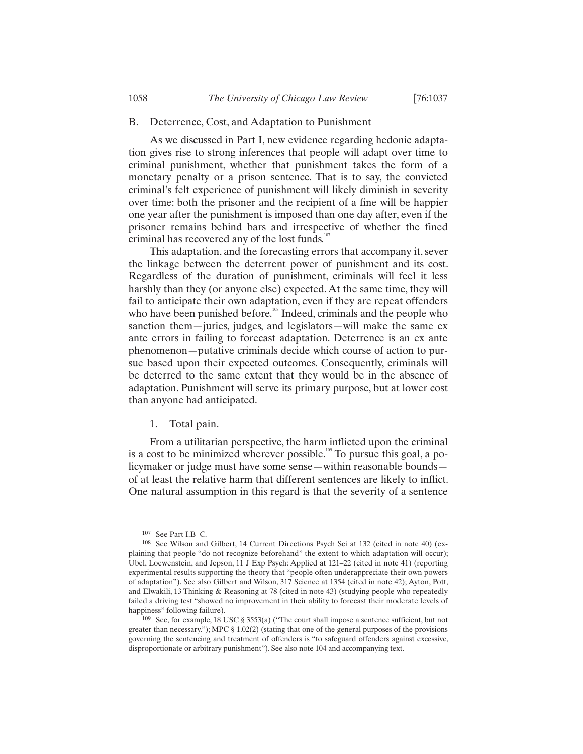### B. Deterrence, Cost, and Adaptation to Punishment

As we discussed in Part I, new evidence regarding hedonic adaptation gives rise to strong inferences that people will adapt over time to criminal punishment, whether that punishment takes the form of a monetary penalty or a prison sentence. That is to say, the convicted criminal's felt experience of punishment will likely diminish in severity over time: both the prisoner and the recipient of a fine will be happier one year after the punishment is imposed than one day after, even if the prisoner remains behind bars and irrespective of whether the fined criminal has recovered any of the lost funds.[107]

This adaptation, and the forecasting errors that accompany it, sever the linkage between the deterrent power of punishment and its cost. Regardless of the duration of punishment, criminals will feel it less harshly than they (or anyone else) expected. At the same time, they will fail to anticipate their own adaptation, even if they are repeat offenders who have been punished before.[108] Indeed, criminals and the people who sanction them—juries, judges, and legislators—will make the same ex ante errors in failing to forecast adaptation. Deterrence is an ex ante phenomenon—putative criminals decide which course of action to pursue based upon their expected outcomes. Consequently, criminals will be deterred to the same extent that they would be in the absence of adaptation. Punishment will serve its primary purpose, but at lower cost than anyone had anticipated.

#### 1. Total pain.

From a utilitarian perspective, the harm inflicted upon the criminal is a cost to be minimized wherever possible.[109] To pursue this goal, a policymaker or judge must have some sense—within reasonable bounds—of at least the relative harm that different sentences are likely to inflict. One natural assumption in this regard is that the severity of a sentence

---

107 See Part I.B–C.

108 See Wilson and Gilbert, 14 Current Directions Psych Sci at 132 (cited in note 40) (explaining that people "do not recognize beforehand" the extent to which adaptation will occur); Ubel, Loewenstein, and Jepson, 11 J Exp Psych: Applied at 121–22 (cited in note 41) (reporting experimental results supporting the theory that "people often underappreciate their own powers of adaptation"). See also Gilbert and Wilson, 317 Science at 1354 (cited in note 42); Ayton, Pott, and Elwakili, 13 Thinking & Reasoning at 78 (cited in note 43) (studying people who repeatedly failed a driving test "showed no improvement in their ability to forecast their moderate levels of happiness" following failure).

109 See, for example, 18 USC § 3553(a) ("The court shall impose a sentence sufficient, but not greater than necessary."); MPC § 1.02(2) (stating that one of the general purposes of the provisions governing the sentencing and treatment of offenders is "to safeguard offenders against excessive, disproportionate or arbitrary punishment"). See also note 104 and accompanying text.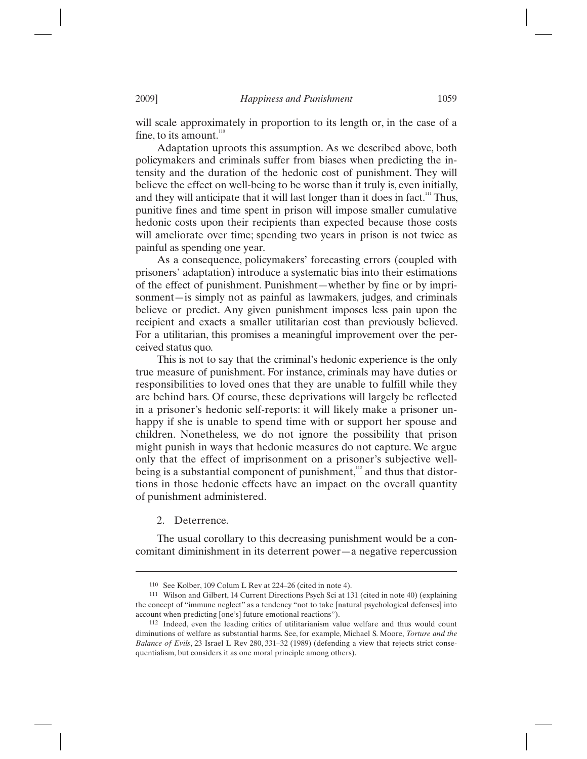will scale approximately in proportion to its length or, in the case of a fine, to its amount.[110]

Adaptation uproots this assumption. As we described above, both policymakers and criminals suffer from biases when predicting the intensity and the duration of the hedonic cost of punishment. They will believe the effect on well-being to be worse than it truly is, even initially, and they will anticipate that it will last longer than it does in fact.[111] Thus, punitive fines and time spent in prison will impose smaller cumulative hedonic costs upon their recipients than expected because those costs will ameliorate over time; spending two years in prison is not twice as painful as spending one year.

As a consequence, policymakers' forecasting errors (coupled with prisoners' adaptation) introduce a systematic bias into their estimations of the effect of punishment. Punishment—whether by fine or by imprisonment—is simply not as painful as lawmakers, judges, and criminals believe or predict. Any given punishment imposes less pain upon the recipient and exacts a smaller utilitarian cost than previously believed. For a utilitarian, this promises a meaningful improvement over the perceived status quo.

This is not to say that the criminal's hedonic experience is the only true measure of punishment. For instance, criminals may have duties or responsibilities to loved ones that they are unable to fulfill while they are behind bars. Of course, these deprivations will largely be reflected in a prisoner's hedonic self-reports: it will likely make a prisoner unhappy if she is unable to spend time with or support her spouse and children. Nonetheless, we do not ignore the possibility that prison might punish in ways that hedonic measures do not capture. We argue only that the effect of imprisonment on a prisoner's subjective well-being is a substantial component of punishment,[112] and thus that distortions in those hedonic effects have an impact on the overall quantity of punishment administered.

2. Deterrence.

The usual corollary to this decreasing punishment would be a concomitant diminishment in its deterrent power—a negative repercussion

---

110 See Kolber, 109 Colum L Rev at 224–26 (cited in note 4).

111 Wilson and Gilbert, 14 Current Directions Psych Sci at 131 (cited in note 40) (explaining the concept of "immune neglect" as a tendency "not to take [natural psychological defenses] into account when predicting [one's] future emotional reactions").

112 Indeed, even the leading critics of utilitarianism value welfare and thus would count diminutions of welfare as substantial harms. See, for example, Michael S. Moore, *Torture and the Balance of Evils*, 23 Israel L Rev 280, 331–32 (1989) (defending a view that rejects strict consequentialism, but considers it as one moral principle among others).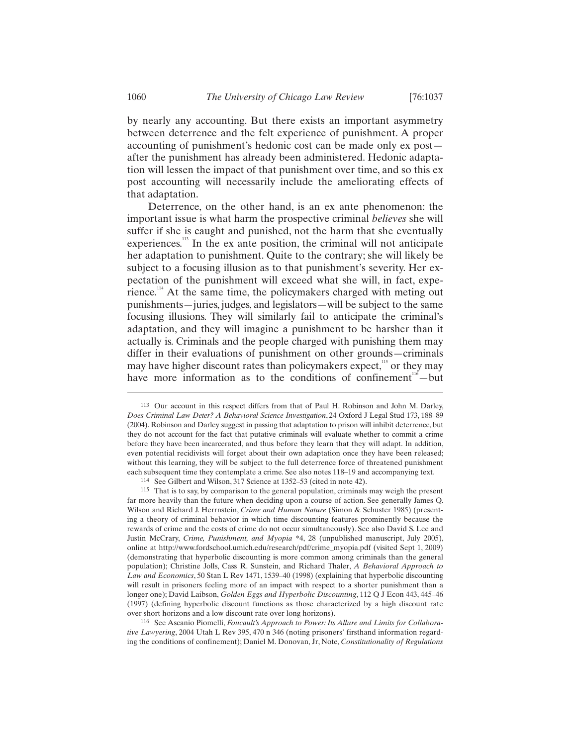by nearly any accounting. But there exists an important asymmetry between deterrence and the felt experience of punishment. A proper accounting of punishment's hedonic cost can be made only ex post—after the punishment has already been administered. Hedonic adaptation will lessen the impact of that punishment over time, and so this ex post accounting will necessarily include the ameliorating effects of that adaptation.

Deterrence, on the other hand, is an ex ante phenomenon: the important issue is what harm the prospective criminal *believes* she will suffer if she is caught and punished, not the harm that she eventually experiences.[113] In the ex ante position, the criminal will not anticipate her adaptation to punishment. Quite to the contrary; she will likely be subject to a focusing illusion as to that punishment's severity. Her expectation of the punishment will exceed what she will, in fact, experience.[114] At the same time, the policymakers charged with meting out punishments—juries, judges, and legislators—will be subject to the same focusing illusions. They will similarly fail to anticipate the criminal's adaptation, and they will imagine a punishment to be harsher than it actually is. Criminals and the people charged with punishing them may differ in their evaluations of punishment on other grounds—criminals may have higher discount rates than policymakers expect,[115] or they may have more information as to the conditions of confinement[116]—but

---

[113] Our account in this respect differs from that of Paul H. Robinson and John M. Darley, *Does Criminal Law Deter? A Behavioral Science Investigation*, 24 Oxford J Legal Stud 173, 188–89 (2004). Robinson and Darley suggest in passing that adaptation to prison will inhibit deterrence, but they do not account for the fact that putative criminals will evaluate whether to commit a crime before they have been incarcerated, and thus before they learn that they will adapt. In addition, even potential recidivists will forget about their own adaptation once they have been released; without this learning, they will be subject to the full deterrence force of threatened punishment each subsequent time they contemplate a crime. See also notes 118–19 and accompanying text.

[114] See Gilbert and Wilson, 317 Science at 1352–53 (cited in note 42).

[115] That is to say, by comparison to the general population, criminals may weigh the present far more heavily than the future when deciding upon a course of action. See generally James Q. Wilson and Richard J. Herrnstein, *Crime and Human Nature* (Simon & Schuster 1985) (presenting a theory of criminal behavior in which time discounting features prominently because the rewards of crime and the costs of crime do not occur simultaneously). See also David S. Lee and Justin McCrary, *Crime, Punishment, and Myopia* *4, 28 (unpublished manuscript, July 2005), online at http://www.fordschool.umich.edu/research/pdf/crime_myopia.pdf (visited Sept 1, 2009) (demonstrating that hyperbolic discounting is more common among criminals than the general population); Christine Jolls, Cass R. Sunstein, and Richard Thaler, *A Behavioral Approach to Law and Economics*, 50 Stan L Rev 1471, 1539–40 (1998) (explaining that hyperbolic discounting will result in prisoners feeling more of an impact with respect to a shorter punishment than a longer one); David Laibson, *Golden Eggs and Hyperbolic Discounting*, 112 Q J Econ 443, 445–46 (1997) (defining hyperbolic discount functions as those characterized by a high discount rate over short horizons and a low discount rate over long horizons).

[116] See Ascanio Piomelli, *Foucault's Approach to Power: Its Allure and Limits for Collaborative Lawyering*, 2004 Utah L Rev 395, 470 n 346 (noting prisoners' firsthand information regarding the conditions of confinement); Daniel M. Donovan, Jr, Note, *Constitutionality of Regulations*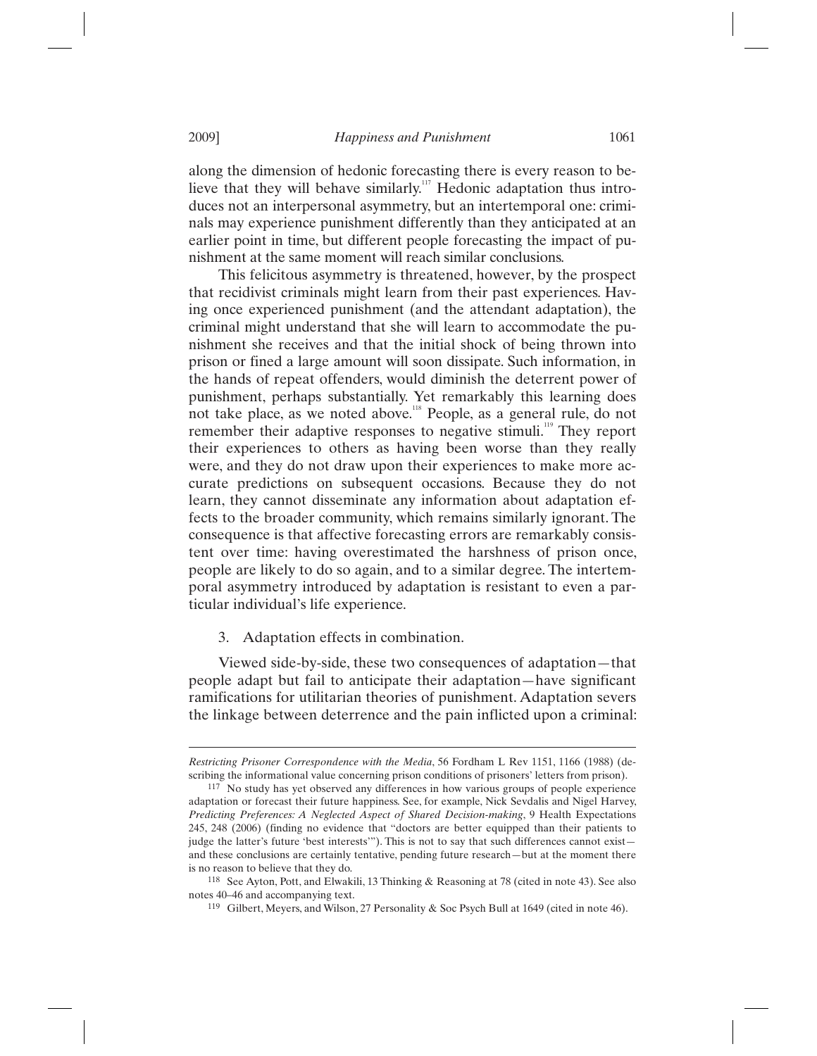along the dimension of hedonic forecasting there is every reason to believe that they will behave similarly.[117] Hedonic adaptation thus introduces not an interpersonal asymmetry, but an intertemporal one: criminals may experience punishment differently than they anticipated at an earlier point in time, but different people forecasting the impact of punishment at the same moment will reach similar conclusions.

This felicitous asymmetry is threatened, however, by the prospect that recidivist criminals might learn from their past experiences. Having once experienced punishment (and the attendant adaptation), the criminal might understand that she will learn to accommodate the punishment she receives and that the initial shock of being thrown into prison or fined a large amount will soon dissipate. Such information, in the hands of repeat offenders, would diminish the deterrent power of punishment, perhaps substantially. Yet remarkably this learning does not take place, as we noted above.[118] People, as a general rule, do not remember their adaptive responses to negative stimuli.[119] They report their experiences to others as having been worse than they really were, and they do not draw upon their experiences to make more accurate predictions on subsequent occasions. Because they do not learn, they cannot disseminate any information about adaptation effects to the broader community, which remains similarly ignorant. The consequence is that affective forecasting errors are remarkably consistent over time: having overestimated the harshness of prison once, people are likely to do so again, and to a similar degree. The intertemporal asymmetry introduced by adaptation is resistant to even a particular individual's life experience.

3. Adaptation effects in combination.

Viewed side-by-side, these two consequences of adaptation—that people adapt but fail to anticipate their adaptation—have significant ramifications for utilitarian theories of punishment. Adaptation severs the linkage between deterrence and the pain inflicted upon a criminal:

---

*Restricting Prisoner Correspondence with the Media*, 56 Fordham L Rev 1151, 1166 (1988) (describing the informational value concerning prison conditions of prisoners' letters from prison).

117 No study has yet observed any differences in how various groups of people experience adaptation or forecast their future happiness. See, for example, Nick Sevdalis and Nigel Harvey, *Predicting Preferences: A Neglected Aspect of Shared Decision-making*, 9 Health Expectations 245, 248 (2006) (finding no evidence that "doctors are better equipped than their patients to judge the latter's future 'best interests'"). This is not to say that such differences cannot exist—and these conclusions are certainly tentative, pending future research—but at the moment there is no reason to believe that they do.

118 See Ayton, Pott, and Elwakili, 13 Thinking & Reasoning at 78 (cited in note 43). See also notes 40–46 and accompanying text.

119 Gilbert, Meyers, and Wilson, 27 Personality & Soc Psych Bull at 1649 (cited in note 46).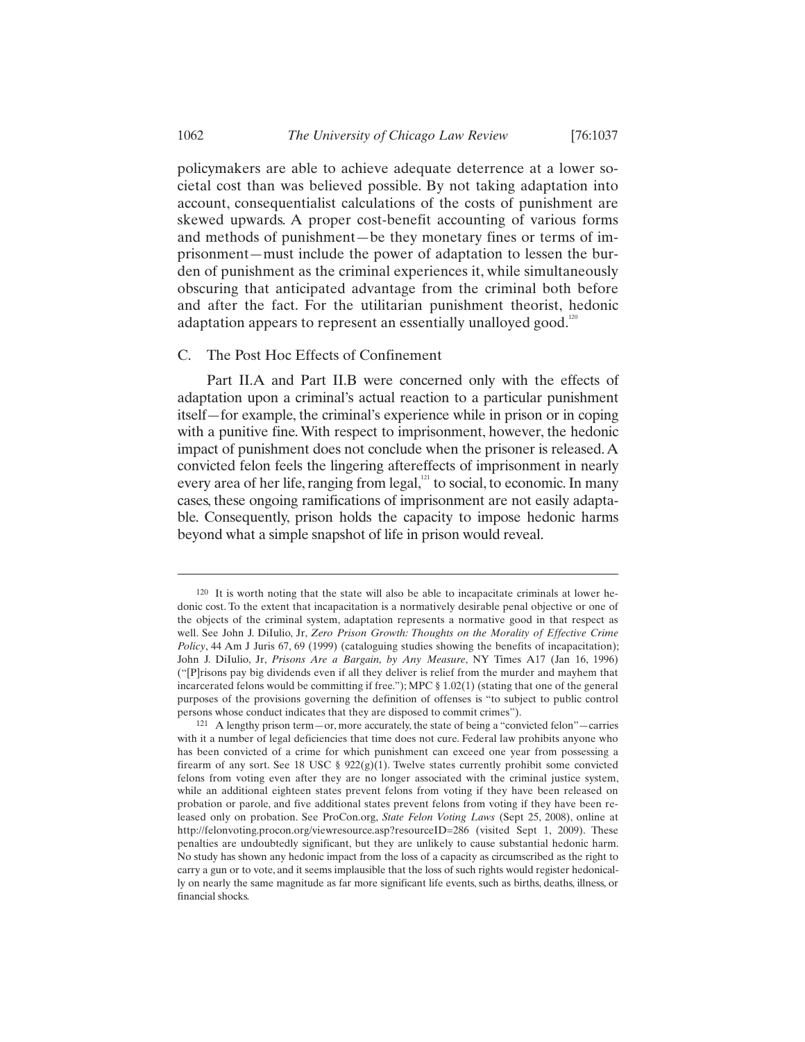policymakers are able to achieve adequate deterrence at a lower societal cost than was believed possible. By not taking adaptation into account, consequentialist calculations of the costs of punishment are skewed upwards. A proper cost-benefit accounting of various forms and methods of punishment—be they monetary fines or terms of imprisonment—must include the power of adaptation to lessen the burden of punishment as the criminal experiences it, while simultaneously obscuring that anticipated advantage from the criminal both before and after the fact. For the utilitarian punishment theorist, hedonic adaptation appears to represent an essentially unalloyed good.[120]

### C. The Post Hoc Effects of Confinement

Part II.A and Part II.B were concerned only with the effects of adaptation upon a criminal's actual reaction to a particular punishment itself—for example, the criminal's experience while in prison or in coping with a punitive fine. With respect to imprisonment, however, the hedonic impact of punishment does not conclude when the prisoner is released. A convicted felon feels the lingering aftereffects of imprisonment in nearly every area of her life, ranging from legal,[121] to social, to economic. In many cases, these ongoing ramifications of imprisonment are not easily adaptable. Consequently, prison holds the capacity to impose hedonic harms beyond what a simple snapshot of life in prison would reveal.

---

[120] It is worth noting that the state will also be able to incapacitate criminals at lower hedonic cost. To the extent that incapacitation is a normatively desirable penal objective or one of the objects of the criminal system, adaptation represents a normative good in that respect as well. See John J. DiIulio, Jr, *Zero Prison Growth: Thoughts on the Morality of Effective Crime Policy*, 44 Am J Juris 67, 69 (1999) (cataloguing studies showing the benefits of incapacitation); John J. DiIulio, Jr, *Prisons Are a Bargain, by Any Measure*, NY Times A17 (Jan 16, 1996) ("[P]risons pay big dividends even if all they deliver is relief from the murder and mayhem that incarcerated felons would be committing if free."); MPC § 1.02(1) (stating that one of the general purposes of the provisions governing the definition of offenses is "to subject to public control persons whose conduct indicates that they are disposed to commit crimes").

[121] A lengthy prison term—or, more accurately, the state of being a "convicted felon"—carries with it a number of legal deficiencies that time does not cure. Federal law prohibits anyone who has been convicted of a crime for which punishment can exceed one year from possessing a firearm of any sort. See 18 USC § 922(g)(1). Twelve states currently prohibit some convicted felons from voting even after they are no longer associated with the criminal justice system, while an additional eighteen states prevent felons from voting if they have been released on probation or parole, and five additional states prevent felons from voting if they have been released only on probation. See ProCon.org, *State Felon Voting Laws* (Sept 25, 2008), online at http://felonvoting.procon.org/viewresource.asp?resourceID=286 (visited Sept 1, 2009). These penalties are undoubtedly significant, but they are unlikely to cause substantial hedonic harm. No study has shown any hedonic impact from the loss of a capacity as circumscribed as the right to carry a gun or to vote, and it seems implausible that the loss of such rights would register hedonically on nearly the same magnitude as far more significant life events, such as births, deaths, illness, or financial shocks.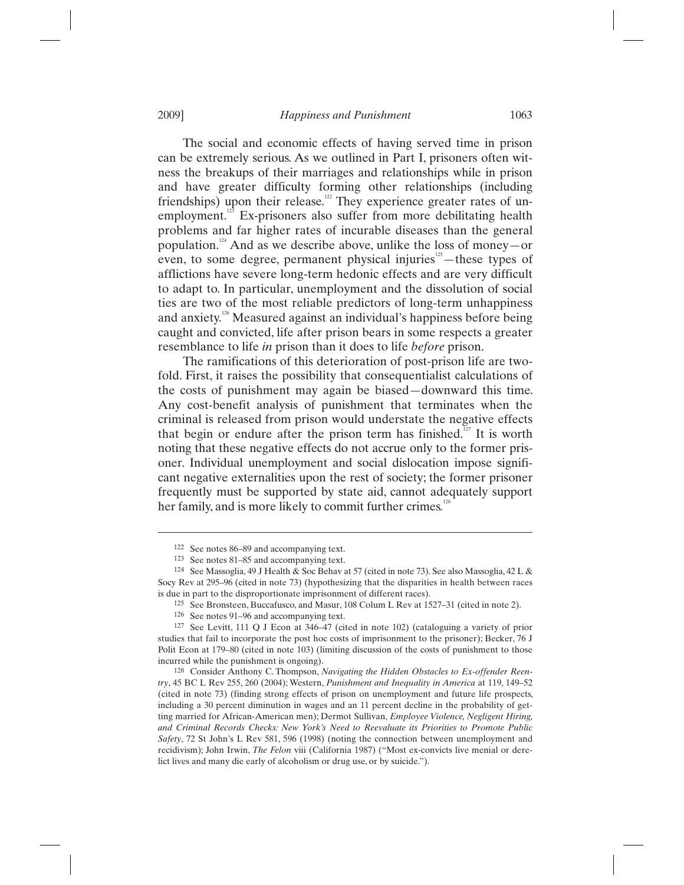The social and economic effects of having served time in prison can be extremely serious. As we outlined in Part I, prisoners often witness the breakups of their marriages and relationships while in prison and have greater difficulty forming other relationships (including friendships) upon their release.[122] They experience greater rates of unemployment.[123] Ex-prisoners also suffer from more debilitating health problems and far higher rates of incurable diseases than the general population.[124] And as we describe above, unlike the loss of money—or even, to some degree, permanent physical injuries[125]—these types of afflictions have severe long-term hedonic effects and are very difficult to adapt to. In particular, unemployment and the dissolution of social ties are two of the most reliable predictors of long-term unhappiness and anxiety.[126] Measured against an individual's happiness before being caught and convicted, life after prison bears in some respects a greater resemblance to life *in* prison than it does to life *before* prison.

The ramifications of this deterioration of post-prison life are twofold. First, it raises the possibility that consequentialist calculations of the costs of punishment may again be biased—downward this time. Any cost-benefit analysis of punishment that terminates when the criminal is released from prison would understate the negative effects that begin or endure after the prison term has finished.[127] It is worth noting that these negative effects do not accrue only to the former prisoner. Individual unemployment and social dislocation impose significant negative externalities upon the rest of society; the former prisoner frequently must be supported by state aid, cannot adequately support her family, and is more likely to commit further crimes.[128]

---

[122] See notes 86–89 and accompanying text.

[123] See notes 81–85 and accompanying text.

[124] See Massoglia, 49 J Health & Soc Behav at 57 (cited in note 73). See also Massoglia, 42 L & Socy Rev at 295–96 (cited in note 73) (hypothesizing that the disparities in health between races is due in part to the disproportionate imprisonment of different races).

[125] See Bronsteen, Buccafusco, and Masur, 108 Colum L Rev at 1527–31 (cited in note 2).

[126] See notes 91–96 and accompanying text.

[127] See Levitt, 111 Q J Econ at 346–47 (cited in note 102) (cataloguing a variety of prior studies that fail to incorporate the post hoc costs of imprisonment to the prisoner); Becker, 76 J Polit Econ at 179–80 (cited in note 103) (limiting discussion of the costs of punishment to those incurred while the punishment is ongoing).

[128] Consider Anthony C. Thompson, *Navigating the Hidden Obstacles to Ex-offender Reentry*, 45 BC L Rev 255, 260 (2004); Western, *Punishment and Inequality in America* at 119, 149–52 (cited in note 73) (finding strong effects of prison on unemployment and future life prospects, including a 30 percent diminution in wages and an 11 percent decline in the probability of getting married for African-American men); Dermot Sullivan, *Employee Violence, Negligent Hiring, and Criminal Records Checks: New York's Need to Reevaluate its Priorities to Promote Public Safety*, 72 St John's L Rev 581, 596 (1998) (noting the connection between unemployment and recidivism); John Irwin, *The Felon* viii (California 1987) ("Most ex-convicts live menial or derelict lives and many die early of alcoholism or drug use, or by suicide.").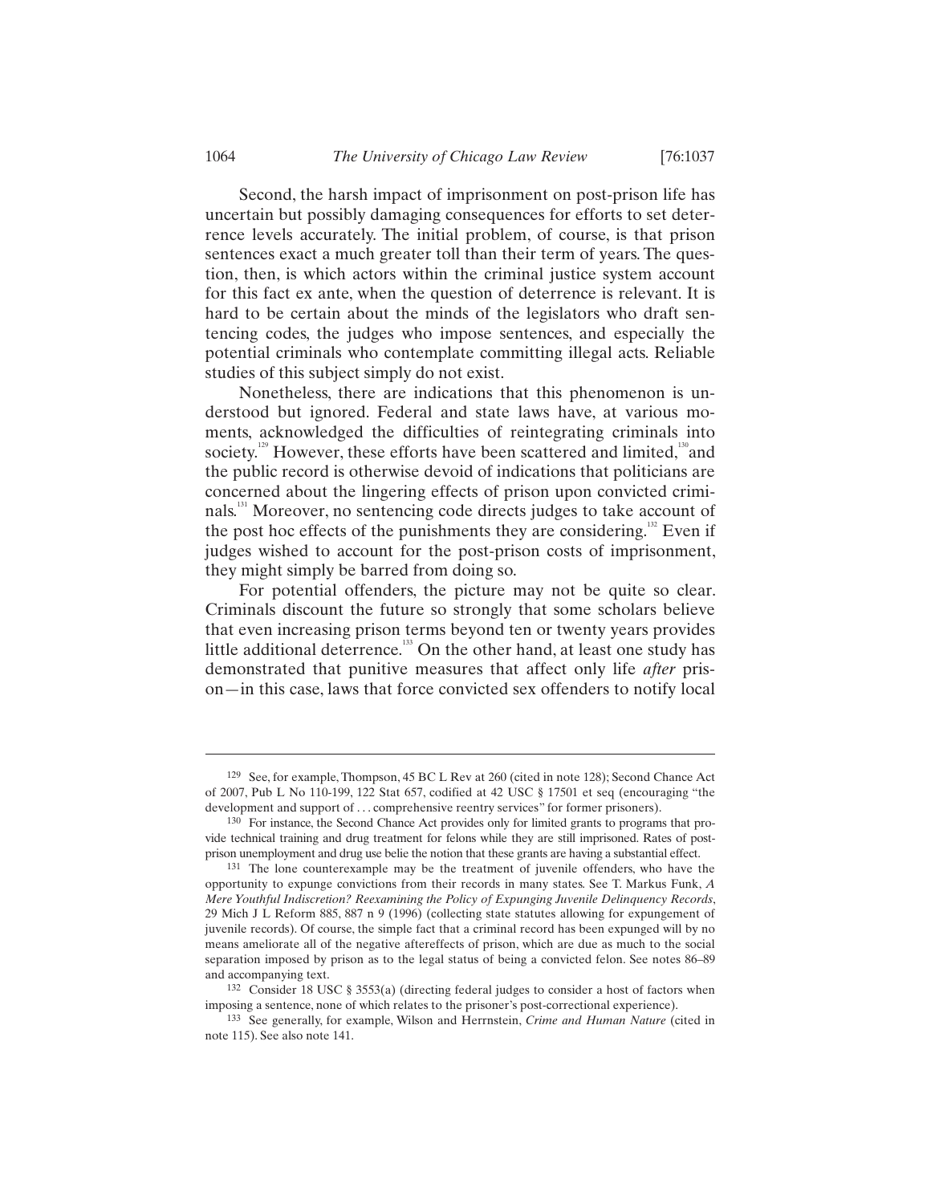Second, the harsh impact of imprisonment on post-prison life has uncertain but possibly damaging consequences for efforts to set deterrence levels accurately. The initial problem, of course, is that prison sentences exact a much greater toll than their term of years. The question, then, is which actors within the criminal justice system account for this fact ex ante, when the question of deterrence is relevant. It is hard to be certain about the minds of the legislators who draft sentencing codes, the judges who impose sentences, and especially the potential criminals who contemplate committing illegal acts. Reliable studies of this subject simply do not exist.

Nonetheless, there are indications that this phenomenon is understood but ignored. Federal and state laws have, at various moments, acknowledged the difficulties of reintegrating criminals into society.[129] However, these efforts have been scattered and limited,[130] and the public record is otherwise devoid of indications that politicians are concerned about the lingering effects of prison upon convicted criminals.[131] Moreover, no sentencing code directs judges to take account of the post hoc effects of the punishments they are considering.[132] Even if judges wished to account for the post-prison costs of imprisonment, they might simply be barred from doing so.

For potential offenders, the picture may not be quite so clear. Criminals discount the future so strongly that some scholars believe that even increasing prison terms beyond ten or twenty years provides little additional deterrence.[133] On the other hand, at least one study has demonstrated that punitive measures that affect only life *after* prison—in this case, laws that force convicted sex offenders to notify local

---

[129] See, for example, Thompson, 45 BC L Rev at 260 (cited in note 128); Second Chance Act of 2007, Pub L No 110-199, 122 Stat 657, codified at 42 USC § 17501 et seq (encouraging "the development and support of . . . comprehensive reentry services" for former prisoners).

[130] For instance, the Second Chance Act provides only for limited grants to programs that provide technical training and drug treatment for felons while they are still imprisoned. Rates of post-prison unemployment and drug use belie the notion that these grants are having a substantial effect.

[131] The lone counterexample may be the treatment of juvenile offenders, who have the opportunity to expunge convictions from their records in many states. See T. Markus Funk, *A Mere Youthful Indiscretion? Reexamining the Policy of Expunging Juvenile Delinquency Records*, 29 Mich J L Reform 885, 887 n 9 (1996) (collecting state statutes allowing for expungement of juvenile records). Of course, the simple fact that a criminal record has been expunged will by no means ameliorate all of the negative aftereffects of prison, which are due as much to the social separation imposed by prison as to the legal status of being a convicted felon. See notes 86–89 and accompanying text.

[132] Consider 18 USC § 3553(a) (directing federal judges to consider a host of factors when imposing a sentence, none of which relates to the prisoner's post-correctional experience).

[133] See generally, for example, Wilson and Herrnstein, *Crime and Human Nature* (cited in note 115). See also note 141.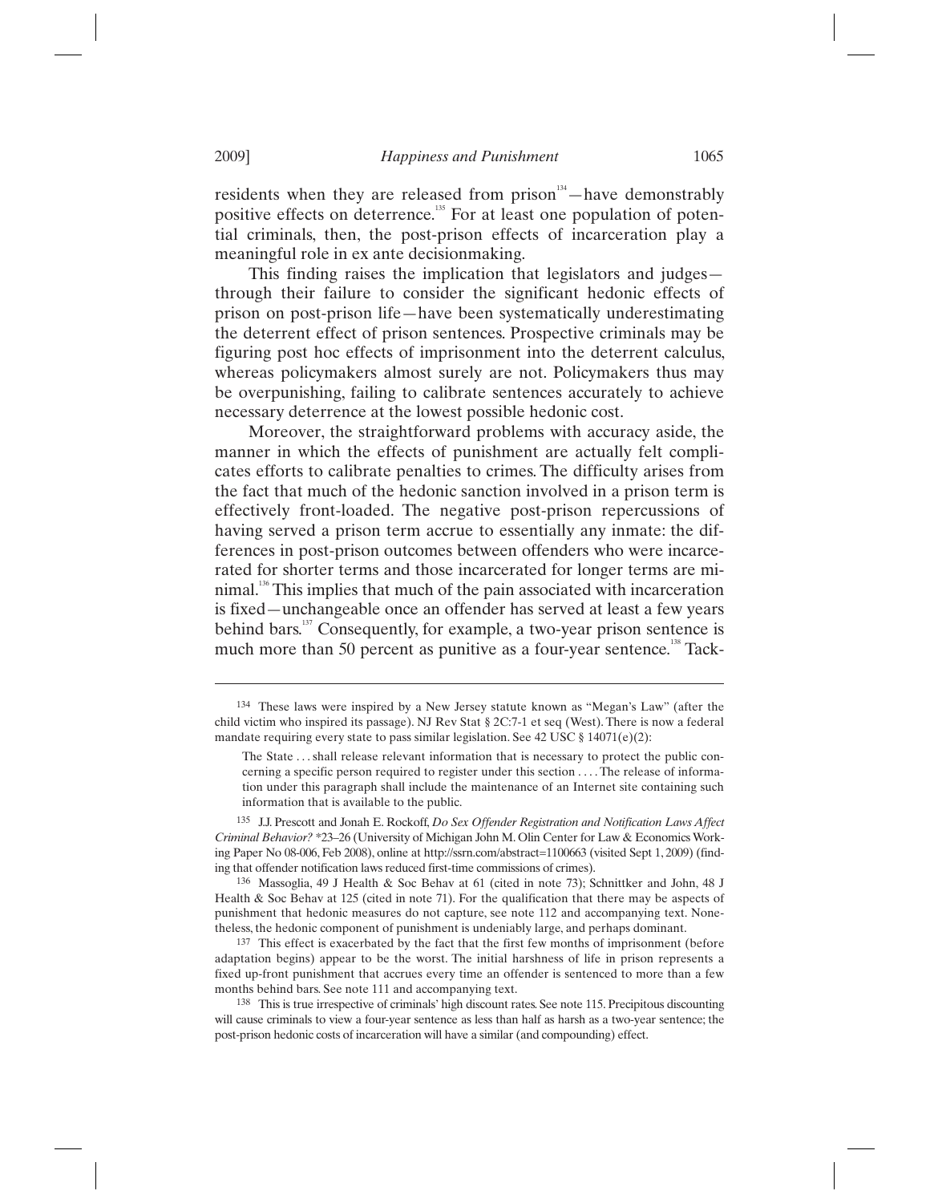residents when they are released from prison[134]—have demonstrably positive effects on deterrence.[135] For at least one population of potential criminals, then, the post-prison effects of incarceration play a meaningful role in ex ante decisionmaking.

This finding raises the implication that legislators and judges—through their failure to consider the significant hedonic effects of prison on post-prison life—have been systematically underestimating the deterrent effect of prison sentences. Prospective criminals may be figuring post hoc effects of imprisonment into the deterrent calculus, whereas policymakers almost surely are not. Policymakers thus may be overpunishing, failing to calibrate sentences accurately to achieve necessary deterrence at the lowest possible hedonic cost.

Moreover, the straightforward problems with accuracy aside, the manner in which the effects of punishment are actually felt complicates efforts to calibrate penalties to crimes. The difficulty arises from the fact that much of the hedonic sanction involved in a prison term is effectively front-loaded. The negative post-prison repercussions of having served a prison term accrue to essentially any inmate: the differences in post-prison outcomes between offenders who were incarcerated for shorter terms and those incarcerated for longer terms are minimal.[136] This implies that much of the pain associated with incarceration is fixed—unchangeable once an offender has served at least a few years behind bars.[137] Consequently, for example, a two-year prison sentence is much more than 50 percent as punitive as a four-year sentence.[138] Tack-

---

134 These laws were inspired by a New Jersey statute known as "Megan's Law" (after the child victim who inspired its passage). NJ Rev Stat § 2C:7-1 et seq (West). There is now a federal mandate requiring every state to pass similar legislation. See 42 USC § 14071(e)(2):

> The State . . . shall release relevant information that is necessary to protect the public concerning a specific person required to register under this section . . . . The release of information under this paragraph shall include the maintenance of an Internet site containing such information that is available to the public.

135 J.J. Prescott and Jonah E. Rockoff, *Do Sex Offender Registration and Notification Laws Affect Criminal Behavior?* *23–26 (University of Michigan John M. Olin Center for Law & Economics Working Paper No 08-006, Feb 2008), online at http://ssrn.com/abstract=1100663 (visited Sept 1, 2009) (finding that offender notification laws reduced first-time commissions of crimes).

136 Massoglia, 49 J Health & Soc Behav at 61 (cited in note 73); Schnittker and John, 48 J Health & Soc Behav at 125 (cited in note 71). For the qualification that there may be aspects of punishment that hedonic measures do not capture, see note 112 and accompanying text. Nonetheless, the hedonic component of punishment is undeniably large, and perhaps dominant.

137 This effect is exacerbated by the fact that the first few months of imprisonment (before adaptation begins) appear to be the worst. The initial harshness of life in prison represents a fixed up-front punishment that accrues every time an offender is sentenced to more than a few months behind bars. See note 111 and accompanying text.

138 This is true irrespective of criminals' high discount rates. See note 115. Precipitous discounting will cause criminals to view a four-year sentence as less than half as harsh as a two-year sentence; the post-prison hedonic costs of incarceration will have a similar (and compounding) effect.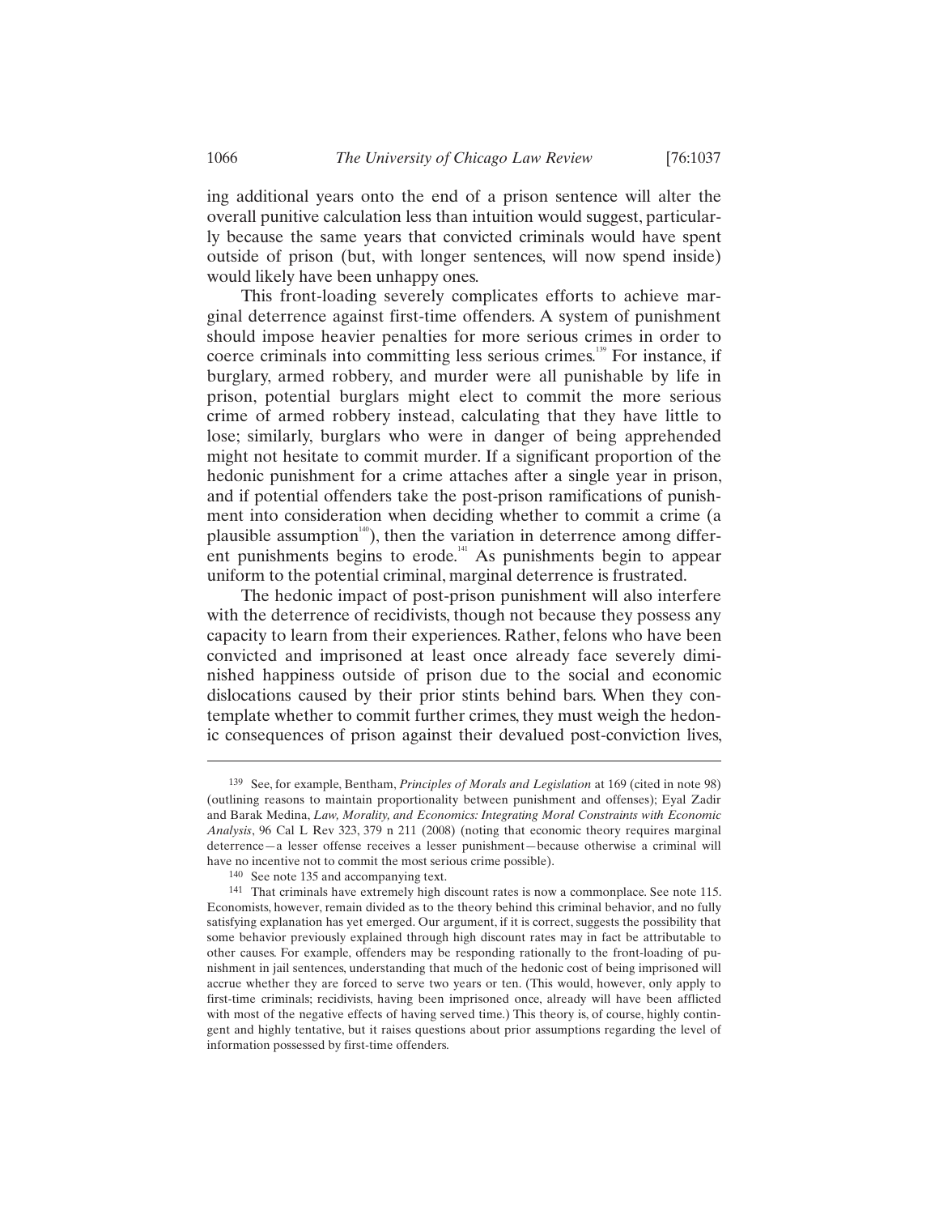ing additional years onto the end of a prison sentence will alter the overall punitive calculation less than intuition would suggest, particularly because the same years that convicted criminals would have spent outside of prison (but, with longer sentences, will now spend inside) would likely have been unhappy ones.

This front-loading severely complicates efforts to achieve marginal deterrence against first-time offenders. A system of punishment should impose heavier penalties for more serious crimes in order to coerce criminals into committing less serious crimes.[139] For instance, if burglary, armed robbery, and murder were all punishable by life in prison, potential burglars might elect to commit the more serious crime of armed robbery instead, calculating that they have little to lose; similarly, burglars who were in danger of being apprehended might not hesitate to commit murder. If a significant proportion of the hedonic punishment for a crime attaches after a single year in prison, and if potential offenders take the post-prison ramifications of punishment into consideration when deciding whether to commit a crime (a plausible assumption[140]), then the variation in deterrence among different punishments begins to erode.[141] As punishments begin to appear uniform to the potential criminal, marginal deterrence is frustrated.

The hedonic impact of post-prison punishment will also interfere with the deterrence of recidivists, though not because they possess any capacity to learn from their experiences. Rather, felons who have been convicted and imprisoned at least once already face severely diminished happiness outside of prison due to the social and economic dislocations caused by their prior stints behind bars. When they contemplate whether to commit further crimes, they must weigh the hedonic consequences of prison against their devalued post-conviction lives,

---

139 See, for example, Bentham, *Principles of Morals and Legislation* at 169 (cited in note 98) (outlining reasons to maintain proportionality between punishment and offenses); Eyal Zadir and Barak Medina, *Law, Morality, and Economics: Integrating Moral Constraints with Economic Analysis*, 96 Cal L Rev 323, 379 n 211 (2008) (noting that economic theory requires marginal deterrence—a lesser offense receives a lesser punishment—because otherwise a criminal will have no incentive not to commit the most serious crime possible).

140 See note 135 and accompanying text.

141 That criminals have extremely high discount rates is now a commonplace. See note 115. Economists, however, remain divided as to the theory behind this criminal behavior, and no fully satisfying explanation has yet emerged. Our argument, if it is correct, suggests the possibility that some behavior previously explained through high discount rates may in fact be attributable to other causes. For example, offenders may be responding rationally to the front-loading of punishment in jail sentences, understanding that much of the hedonic cost of being imprisoned will accrue whether they are forced to serve two years or ten. (This would, however, only apply to first-time criminals; recidivists, having been imprisoned once, already will have been afflicted with most of the negative effects of having served time.) This theory is, of course, highly contingent and highly tentative, but it raises questions about prior assumptions regarding the level of information possessed by first-time offenders.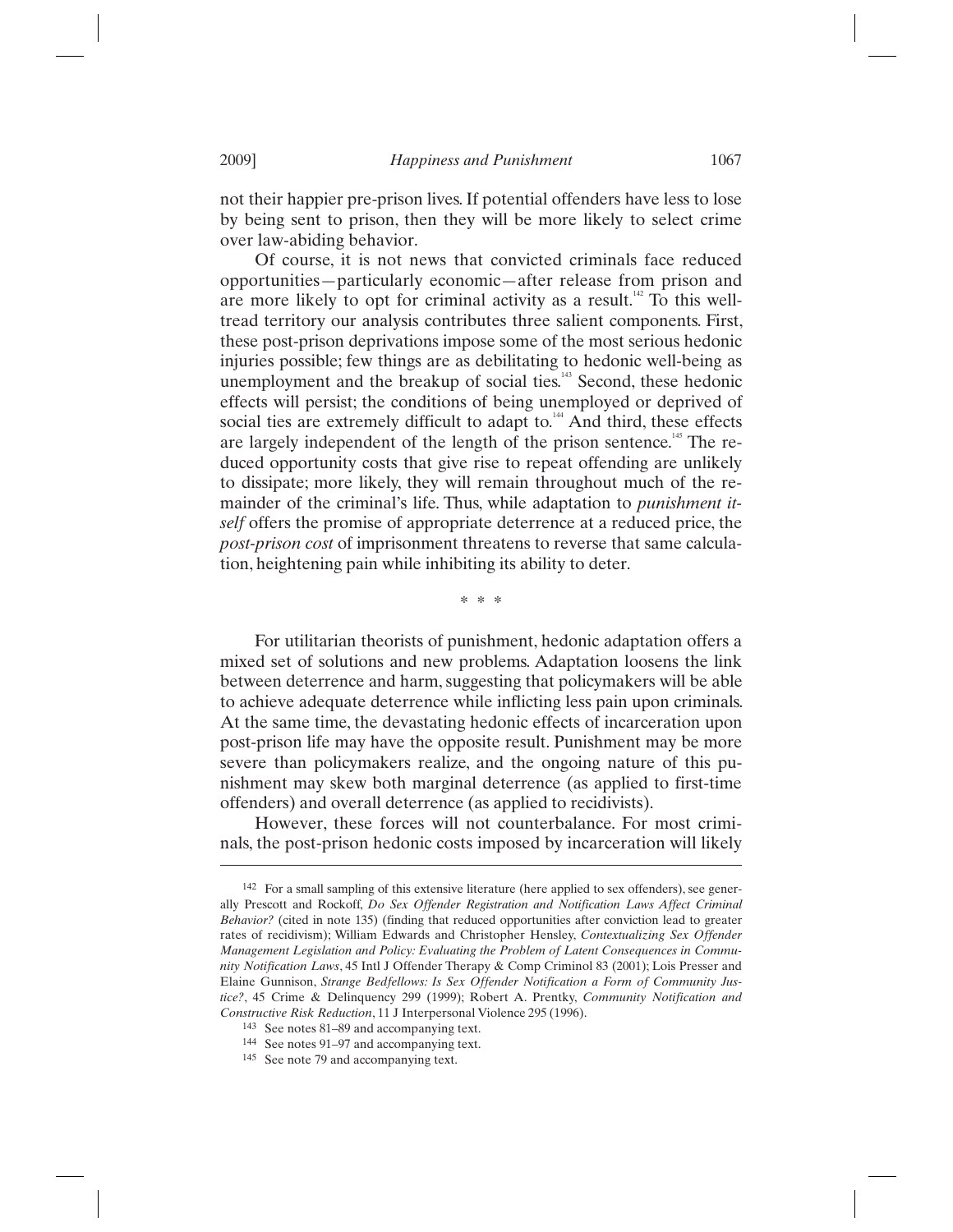not their happier pre-prison lives. If potential offenders have less to lose by being sent to prison, then they will be more likely to select crime over law-abiding behavior.

Of course, it is not news that convicted criminals face reduced opportunities—particularly economic—after release from prison and are more likely to opt for criminal activity as a result.[142] To this well-tread territory our analysis contributes three salient components. First, these post-prison deprivations impose some of the most serious hedonic injuries possible; few things are as debilitating to hedonic well-being as unemployment and the breakup of social ties.[143] Second, these hedonic effects will persist; the conditions of being unemployed or deprived of social ties are extremely difficult to adapt to.[144] And third, these effects are largely independent of the length of the prison sentence.[145] The reduced opportunity costs that give rise to repeat offending are unlikely to dissipate; more likely, they will remain throughout much of the remainder of the criminal's life. Thus, while adaptation to *punishment itself* offers the promise of appropriate deterrence at a reduced price, the *post-prison cost* of imprisonment threatens to reverse that same calculation, heightening pain while inhibiting its ability to deter.

\* \* \*

For utilitarian theorists of punishment, hedonic adaptation offers a mixed set of solutions and new problems. Adaptation loosens the link between deterrence and harm, suggesting that policymakers will be able to achieve adequate deterrence while inflicting less pain upon criminals. At the same time, the devastating hedonic effects of incarceration upon post-prison life may have the opposite result. Punishment may be more severe than policymakers realize, and the ongoing nature of this punishment may skew both marginal deterrence (as applied to first-time offenders) and overall deterrence (as applied to recidivists).

However, these forces will not counterbalance. For most criminals, the post-prison hedonic costs imposed by incarceration will likely

---

[142] For a small sampling of this extensive literature (here applied to sex offenders), see generally Prescott and Rockoff, *Do Sex Offender Registration and Notification Laws Affect Criminal Behavior?* (cited in note 135) (finding that reduced opportunities after conviction lead to greater rates of recidivism); William Edwards and Christopher Hensley, *Contextualizing Sex Offender Management Legislation and Policy: Evaluating the Problem of Latent Consequences in Community Notification Laws*, 45 Intl J Offender Therapy & Comp Criminol 83 (2001); Lois Presser and Elaine Gunnison, *Strange Bedfellows: Is Sex Offender Notification a Form of Community Justice?*, 45 Crime & Delinquency 299 (1999); Robert A. Prentky, *Community Notification and Constructive Risk Reduction*, 11 J Interpersonal Violence 295 (1996).

[143] See notes 81–89 and accompanying text.

[144] See notes 91–97 and accompanying text.

[145] See note 79 and accompanying text.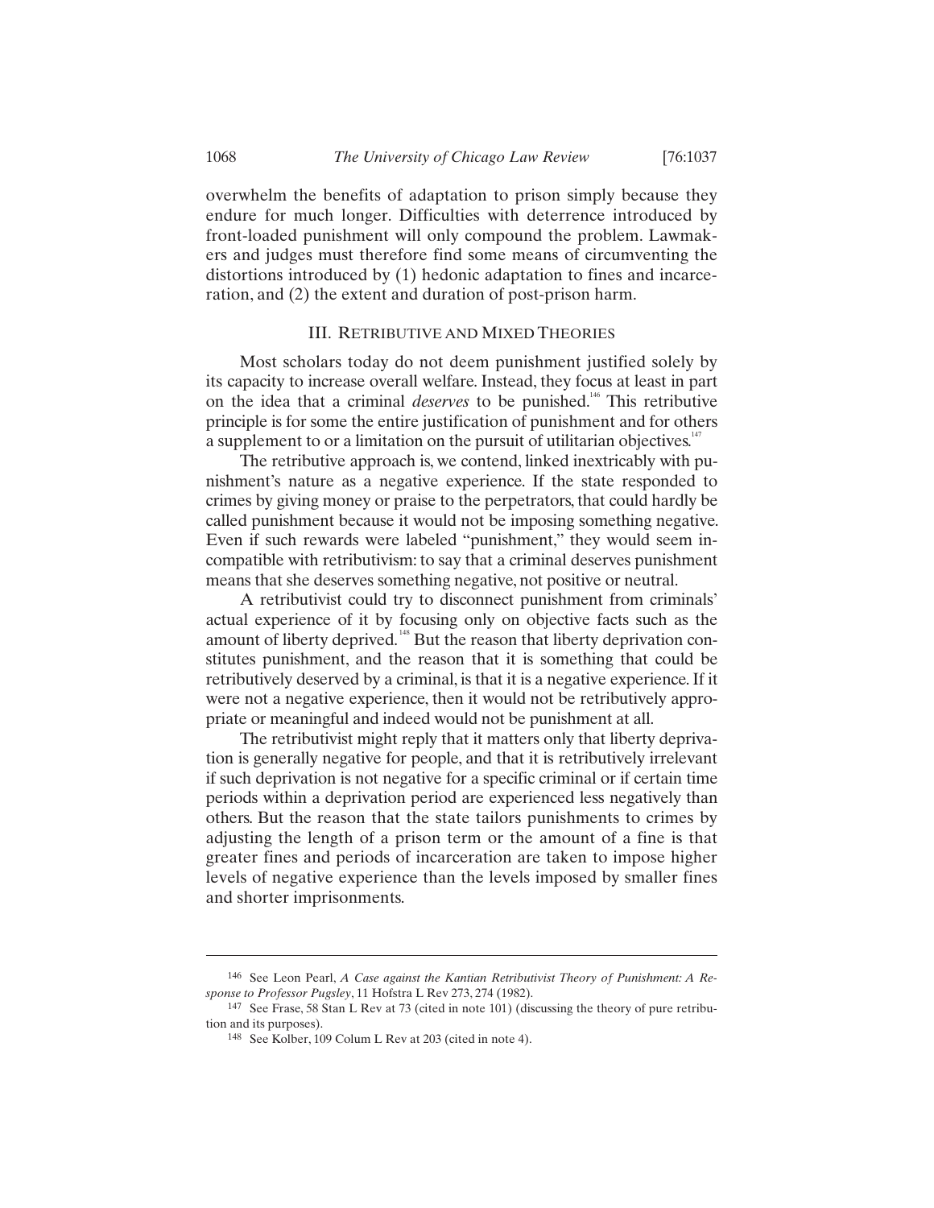overwhelm the benefits of adaptation to prison simply because they endure for much longer. Difficulties with deterrence introduced by front-loaded punishment will only compound the problem. Lawmakers and judges must therefore find some means of circumventing the distortions introduced by (1) hedonic adaptation to fines and incarceration, and (2) the extent and duration of post-prison harm.

## III. RETRIBUTIVE AND MIXED THEORIES

Most scholars today do not deem punishment justified solely by its capacity to increase overall welfare. Instead, they focus at least in part on the idea that a criminal *deserves* to be punished.[146] This retributive principle is for some the entire justification of punishment and for others a supplement to or a limitation on the pursuit of utilitarian objectives.[147]

The retributive approach is, we contend, linked inextricably with punishment's nature as a negative experience. If the state responded to crimes by giving money or praise to the perpetrators, that could hardly be called punishment because it would not be imposing something negative. Even if such rewards were labeled "punishment," they would seem incompatible with retributivism: to say that a criminal deserves punishment means that she deserves something negative, not positive or neutral.

A retributivist could try to disconnect punishment from criminals' actual experience of it by focusing only on objective facts such as the amount of liberty deprived.[148] But the reason that liberty deprivation constitutes punishment, and the reason that it is something that could be retributively deserved by a criminal, is that it is a negative experience. If it were not a negative experience, then it would not be retributively appropriate or meaningful and indeed would not be punishment at all.

The retributivist might reply that it matters only that liberty deprivation is generally negative for people, and that it is retributively irrelevant if such deprivation is not negative for a specific criminal or if certain time periods within a deprivation period are experienced less negatively than others. But the reason that the state tailors punishments to crimes by adjusting the length of a prison term or the amount of a fine is that greater fines and periods of incarceration are taken to impose higher levels of negative experience than the levels imposed by smaller fines and shorter imprisonments.

---

146 See Leon Pearl, *A Case against the Kantian Retributivist Theory of Punishment: A Response to Professor Pugsley*, 11 Hofstra L Rev 273, 274 (1982).

147 See Frase, 58 Stan L Rev at 73 (cited in note 101) (discussing the theory of pure retribution and its purposes).

148 See Kolber, 109 Colum L Rev at 203 (cited in note 4).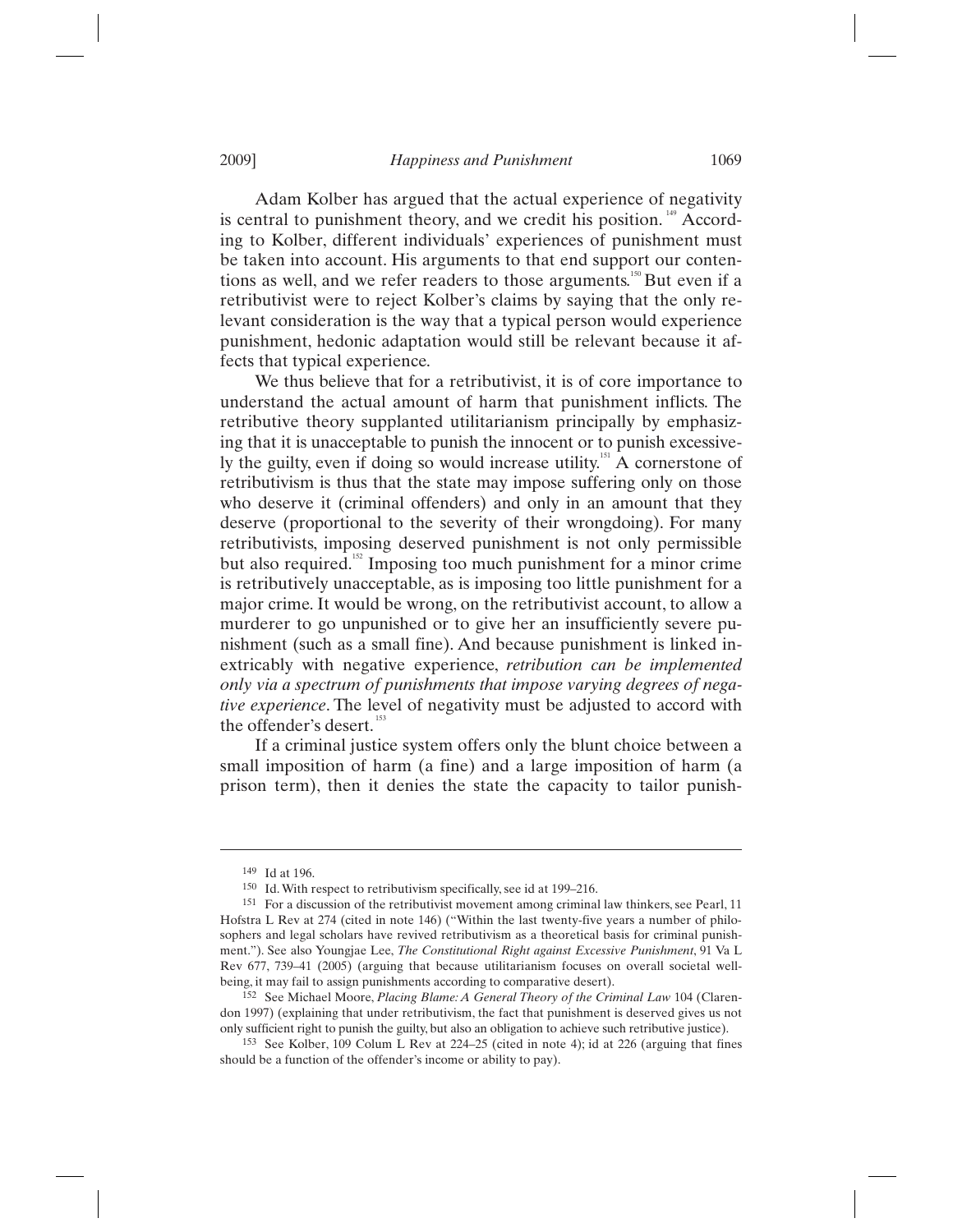Adam Kolber has argued that the actual experience of negativity is central to punishment theory, and we credit his position.[149] According to Kolber, different individuals' experiences of punishment must be taken into account. His arguments to that end support our contentions as well, and we refer readers to those arguments.[150] But even if a retributivist were to reject Kolber's claims by saying that the only relevant consideration is the way that a typical person would experience punishment, hedonic adaptation would still be relevant because it affects that typical experience.

We thus believe that for a retributivist, it is of core importance to understand the actual amount of harm that punishment inflicts. The retributive theory supplanted utilitarianism principally by emphasizing that it is unacceptable to punish the innocent or to punish excessively the guilty, even if doing so would increase utility.[151] A cornerstone of retributivism is thus that the state may impose suffering only on those who deserve it (criminal offenders) and only in an amount that they deserve (proportional to the severity of their wrongdoing). For many retributivists, imposing deserved punishment is not only permissible but also required.[152] Imposing too much punishment for a minor crime is retributively unacceptable, as is imposing too little punishment for a major crime. It would be wrong, on the retributivist account, to allow a murderer to go unpunished or to give her an insufficiently severe punishment (such as a small fine). And because punishment is linked inextricably with negative experience, *retribution can be implemented only via a spectrum of punishments that impose varying degrees of negative experience*. The level of negativity must be adjusted to accord with the offender's desert.[153]

If a criminal justice system offers only the blunt choice between a small imposition of harm (a fine) and a large imposition of harm (a prison term), then it denies the state the capacity to tailor punish-

---

149 Id at 196.

150 Id. With respect to retributivism specifically, see id at 199–216.

151 For a discussion of the retributivist movement among criminal law thinkers, see Pearl, 11 Hofstra L Rev at 274 (cited in note 146) ("Within the last twenty-five years a number of philosophers and legal scholars have revived retributivism as a theoretical basis for criminal punishment."). See also Youngjae Lee, *The Constitutional Right against Excessive Punishment*, 91 Va L Rev 677, 739–41 (2005) (arguing that because utilitarianism focuses on overall societal wellbeing, it may fail to assign punishments according to comparative desert).

152 See Michael Moore, *Placing Blame: A General Theory of the Criminal Law* 104 (Clarendon 1997) (explaining that under retributivism, the fact that punishment is deserved gives us not only sufficient right to punish the guilty, but also an obligation to achieve such retributive justice).

153 See Kolber, 109 Colum L Rev at 224–25 (cited in note 4); id at 226 (arguing that fines should be a function of the offender's income or ability to pay).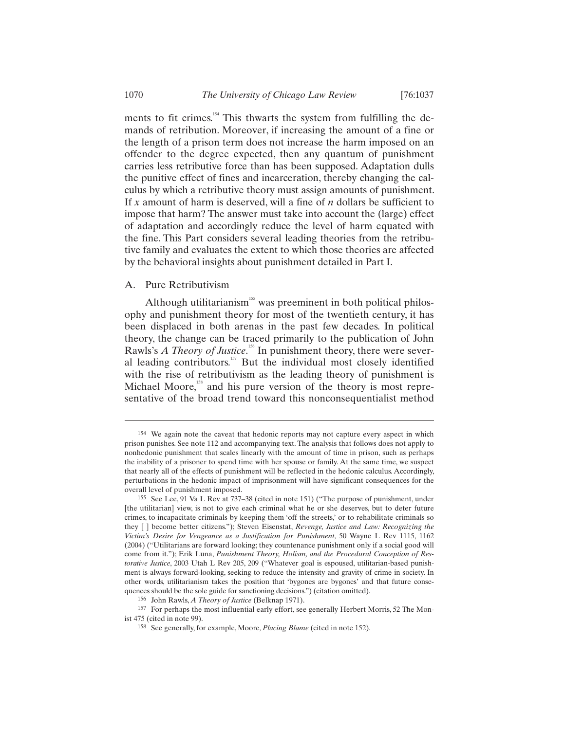ments to fit crimes.[154] This thwarts the system from fulfilling the demands of retribution. Moreover, if increasing the amount of a fine or the length of a prison term does not increase the harm imposed on an offender to the degree expected, then any quantum of punishment carries less retributive force than has been supposed. Adaptation dulls the punitive effect of fines and incarceration, thereby changing the calculus by which a retributive theory must assign amounts of punishment. If $x$ amount of harm is deserved, will a fine of $n$ dollars be sufficient to impose that harm? The answer must take into account the (large) effect of adaptation and accordingly reduce the level of harm equated with the fine. This Part considers several leading theories from the retributive family and evaluates the extent to which those theories are affected by the behavioral insights about punishment detailed in Part I.

## A. Pure Retributivism

Although utilitarianism[155] was preeminent in both political philosophy and punishment theory for most of the twentieth century, it has been displaced in both arenas in the past few decades. In political theory, the change can be traced primarily to the publication of John Rawls's *A Theory of Justice*.[156] In punishment theory, there were several leading contributors.[157] But the individual most closely identified with the rise of retributivism as the leading theory of punishment is Michael Moore,[158] and his pure version of the theory is most representative of the broad trend toward this nonconsequentialist method

---

154 We again note the caveat that hedonic reports may not capture every aspect in which prison punishes. See note 112 and accompanying text. The analysis that follows does not apply to nonhedonic punishment that scales linearly with the amount of time in prison, such as perhaps the inability of a prisoner to spend time with her spouse or family. At the same time, we suspect that nearly all of the effects of punishment will be reflected in the hedonic calculus. Accordingly, perturbations in the hedonic impact of imprisonment will have significant consequences for the overall level of punishment imposed.

155 See Lee, 91 Va L Rev at 737–38 (cited in note 151) ("The purpose of punishment, under [the utilitarian] view, is not to give each criminal what he or she deserves, but to deter future crimes, to incapacitate criminals by keeping them 'off the streets,' or to rehabilitate criminals so they [ ] become better citizens."); Steven Eisenstat, *Revenge, Justice and Law: Recognizing the Victim's Desire for Vengeance as a Justification for Punishment*, 50 Wayne L Rev 1115, 1162 (2004) ("Utilitarians are forward looking; they countenance punishment only if a social good will come from it."); Erik Luna, *Punishment Theory, Holism, and the Procedural Conception of Restorative Justice*, 2003 Utah L Rev 205, 209 ("Whatever goal is espoused, utilitarian-based punishment is always forward-looking, seeking to reduce the intensity and gravity of crime in society. In other words, utilitarianism takes the position that 'bygones are bygones' and that future consequences should be the sole guide for sanctioning decisions.") (citation omitted).

156 John Rawls, *A Theory of Justice* (Belknap 1971).

157 For perhaps the most influential early effort, see generally Herbert Morris, 52 The Monist 475 (cited in note 99).

158 See generally, for example, Moore, *Placing Blame* (cited in note 152).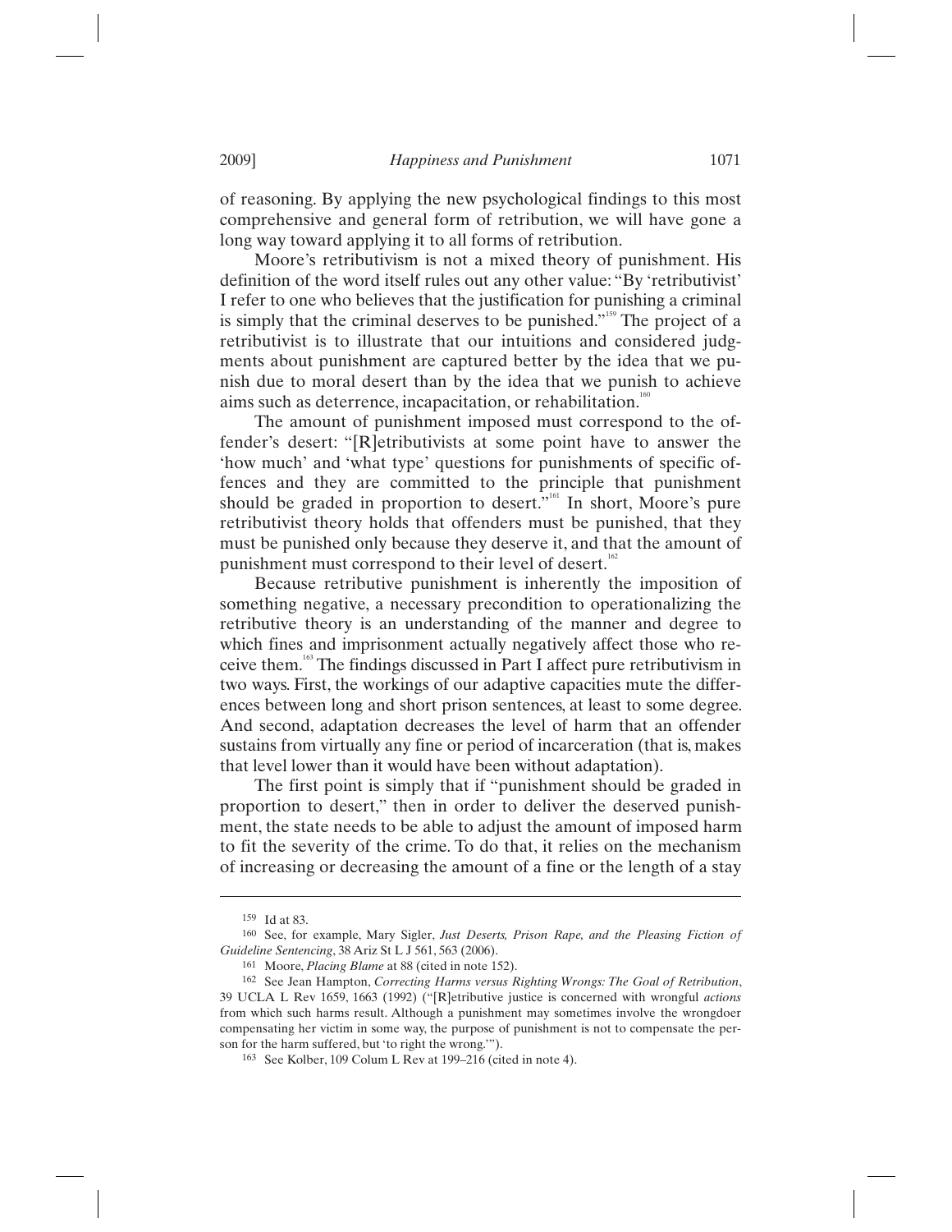of reasoning. By applying the new psychological findings to this most comprehensive and general form of retribution, we will have gone a long way toward applying it to all forms of retribution.

Moore's retributivism is not a mixed theory of punishment. His definition of the word itself rules out any other value: "By 'retributivist' I refer to one who believes that the justification for punishing a criminal is simply that the criminal deserves to be punished."[159] The project of a retributivist is to illustrate that our intuitions and considered judgments about punishment are captured better by the idea that we punish due to moral desert than by the idea that we punish to achieve aims such as deterrence, incapacitation, or rehabilitation.[160]

The amount of punishment imposed must correspond to the offender's desert: "[R]etributivists at some point have to answer the 'how much' and 'what type' questions for punishments of specific offences and they are committed to the principle that punishment should be graded in proportion to desert."[161] In short, Moore's pure retributivist theory holds that offenders must be punished, that they must be punished only because they deserve it, and that the amount of punishment must correspond to their level of desert.[162]

Because retributive punishment is inherently the imposition of something negative, a necessary precondition to operationalizing the retributive theory is an understanding of the manner and degree to which fines and imprisonment actually negatively affect those who receive them.[163] The findings discussed in Part I affect pure retributivism in two ways. First, the workings of our adaptive capacities mute the differences between long and short prison sentences, at least to some degree. And second, adaptation decreases the level of harm that an offender sustains from virtually any fine or period of incarceration (that is, makes that level lower than it would have been without adaptation).

The first point is simply that if "punishment should be graded in proportion to desert," then in order to deliver the deserved punishment, the state needs to be able to adjust the amount of imposed harm to fit the severity of the crime. To do that, it relies on the mechanism of increasing or decreasing the amount of a fine or the length of a stay

---

159 Id at 83.

160 See, for example, Mary Sigler, *Just Deserts, Prison Rape, and the Pleasing Fiction of Guideline Sentencing*, 38 Ariz St L J 561, 563 (2006).

161 Moore, *Placing Blame* at 88 (cited in note 152).

162 See Jean Hampton, *Correcting Harms versus Righting Wrongs: The Goal of Retribution*, 39 UCLA L Rev 1659, 1663 (1992) ("[R]etributive justice is concerned with wrongful *actions* from which such harms result. Although a punishment may sometimes involve the wrongdoer compensating her victim in some way, the purpose of punishment is not to compensate the person for the harm suffered, but 'to right the wrong.'").

163 See Kolber, 109 Colum L Rev at 199–216 (cited in note 4).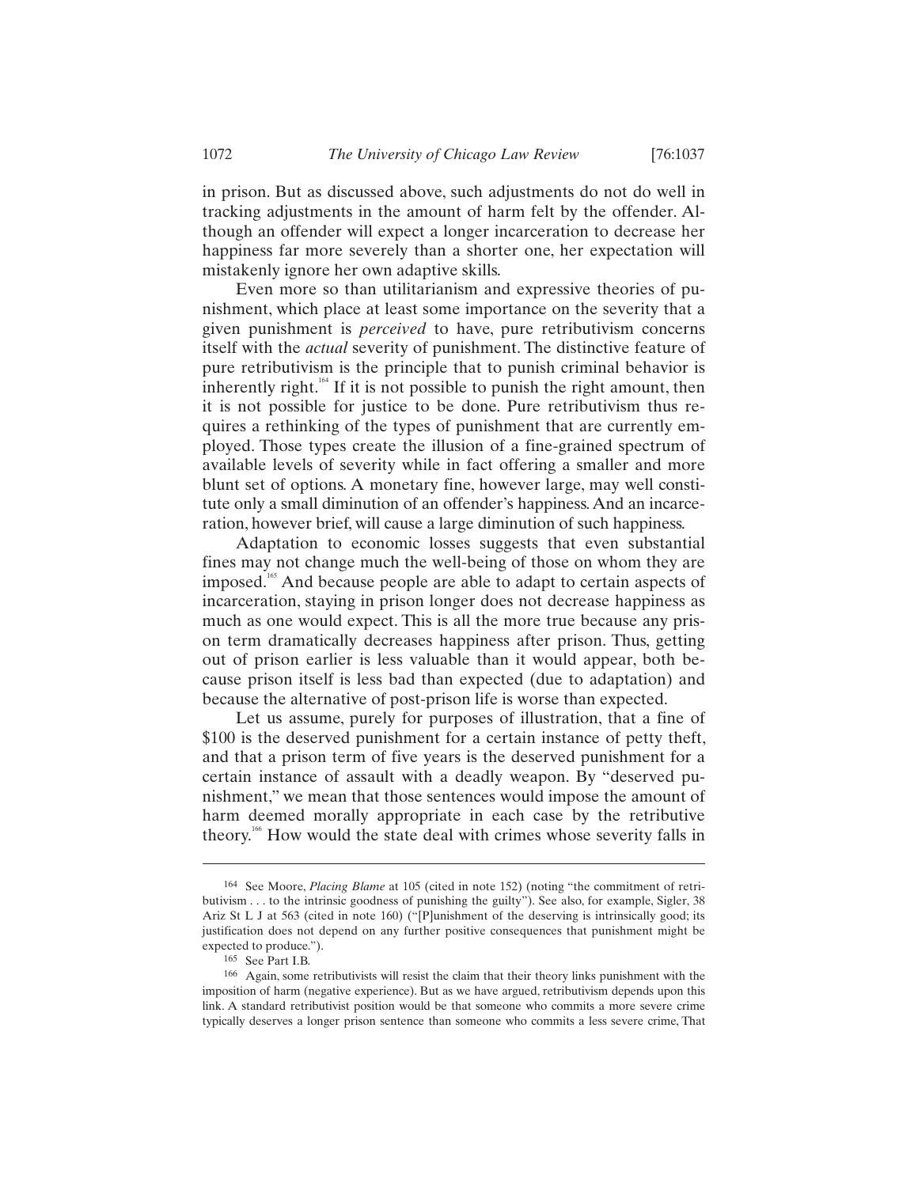in prison. But as discussed above, such adjustments do not do well in tracking adjustments in the amount of harm felt by the offender. Although an offender will expect a longer incarceration to decrease her happiness far more severely than a shorter one, her expectation will mistakenly ignore her own adaptive skills.

Even more so than utilitarianism and expressive theories of punishment, which place at least some importance on the severity that a given punishment is *perceived* to have, pure retributivism concerns itself with the *actual* severity of punishment. The distinctive feature of pure retributivism is the principle that to punish criminal behavior is inherently right.[164] If it is not possible to punish the right amount, then it is not possible for justice to be done. Pure retributivism thus requires a rethinking of the types of punishment that are currently employed. Those types create the illusion of a fine-grained spectrum of available levels of severity while in fact offering a smaller and more blunt set of options. A monetary fine, however large, may well constitute only a small diminution of an offender's happiness. And an incarceration, however brief, will cause a large diminution of such happiness.

Adaptation to economic losses suggests that even substantial fines may not change much the well-being of those on whom they are imposed.[165] And because people are able to adapt to certain aspects of incarceration, staying in prison longer does not decrease happiness as much as one would expect. This is all the more true because any prison term dramatically decreases happiness after prison. Thus, getting out of prison earlier is less valuable than it would appear, both because prison itself is less bad than expected (due to adaptation) and because the alternative of post-prison life is worse than expected.

Let us assume, purely for purposes of illustration, that a fine of $100 is the deserved punishment for a certain instance of petty theft, and that a prison term of five years is the deserved punishment for a certain instance of assault with a deadly weapon. By "deserved punishment," we mean that those sentences would impose the amount of harm deemed morally appropriate in each case by the retributive theory.[166] How would the state deal with crimes whose severity falls in

---

164 See Moore, *Placing Blame* at 105 (cited in note 152) (noting "the commitment of retributivism . . . to the intrinsic goodness of punishing the guilty"). See also, for example, Sigler, 38 Ariz St L J at 563 (cited in note 160) ("[P]unishment of the deserving is intrinsically good; its justification does not depend on any further positive consequences that punishment might be expected to produce.").

165 See Part I.B.

166 Again, some retributivists will resist the claim that their theory links punishment with the imposition of harm (negative experience). But as we have argued, retributivism depends upon this link. A standard retributivist position would be that someone who commits a more severe crime typically deserves a longer prison sentence than someone who commits a less severe crime. That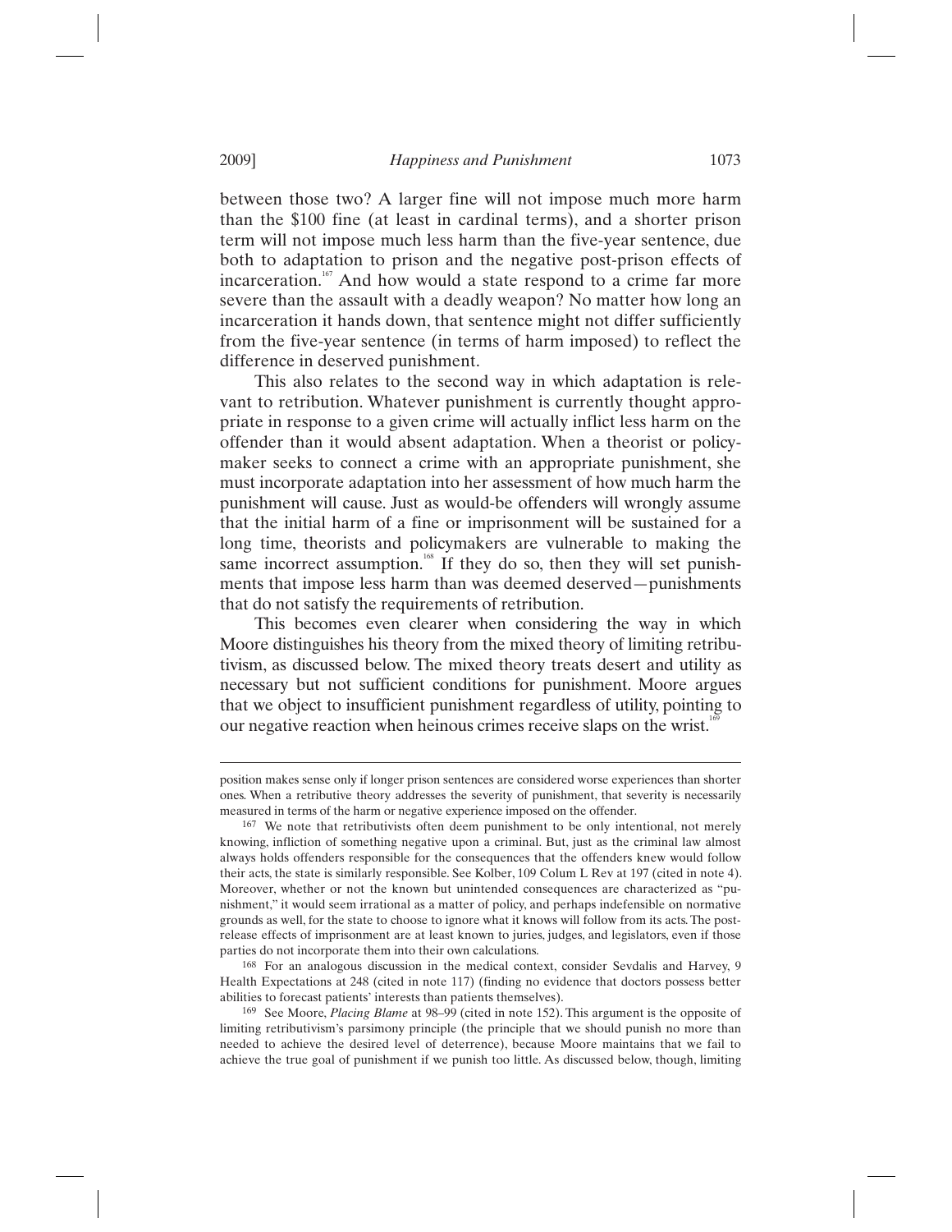between those two? A larger fine will not impose much more harm than the $100 fine (at least in cardinal terms), and a shorter prison term will not impose much less harm than the five-year sentence, due both to adaptation to prison and the negative post-prison effects of incarceration.[167] And how would a state respond to a crime far more severe than the assault with a deadly weapon? No matter how long an incarceration it hands down, that sentence might not differ sufficiently from the five-year sentence (in terms of harm imposed) to reflect the difference in deserved punishment.

This also relates to the second way in which adaptation is relevant to retribution. Whatever punishment is currently thought appropriate in response to a given crime will actually inflict less harm on the offender than it would absent adaptation. When a theorist or policymaker seeks to connect a crime with an appropriate punishment, she must incorporate adaptation into her assessment of how much harm the punishment will cause. Just as would-be offenders will wrongly assume that the initial harm of a fine or imprisonment will be sustained for a long time, theorists and policymakers are vulnerable to making the same incorrect assumption.[168] If they do so, then they will set punishments that impose less harm than was deemed deserved—punishments that do not satisfy the requirements of retribution.

This becomes even clearer when considering the way in which Moore distinguishes his theory from the mixed theory of limiting retributivism, as discussed below. The mixed theory treats desert and utility as necessary but not sufficient conditions for punishment. Moore argues that we object to insufficient punishment regardless of utility, pointing to our negative reaction when heinous crimes receive slaps on the wrist.[169]

---

position makes sense only if longer prison sentences are considered worse experiences than shorter ones. When a retributive theory addresses the severity of punishment, that severity is necessarily measured in terms of the harm or negative experience imposed on the offender.

167 We note that retributivists often deem punishment to be only intentional, not merely knowing, infliction of something negative upon a criminal. But, just as the criminal law almost always holds offenders responsible for the consequences that the offenders knew would follow their acts, the state is similarly responsible. See Kolber, 109 Colum L Rev at 197 (cited in note 4). Moreover, whether or not the known but unintended consequences are characterized as "punishment," it would seem irrational as a matter of policy, and perhaps indefensible on normative grounds as well, for the state to choose to ignore what it knows will follow from its acts. The post-release effects of imprisonment are at least known to juries, judges, and legislators, even if those parties do not incorporate them into their own calculations.

168 For an analogous discussion in the medical context, consider Sevdalis and Harvey, 9 Health Expectations at 248 (cited in note 117) (finding no evidence that doctors possess better abilities to forecast patients' interests than patients themselves).

169 See Moore, *Placing Blame* at 98–99 (cited in note 152). This argument is the opposite of limiting retributivism's parsimony principle (the principle that we should punish no more than needed to achieve the desired level of deterrence), because Moore maintains that we fail to achieve the true goal of punishment if we punish too little. As discussed below, though, limiting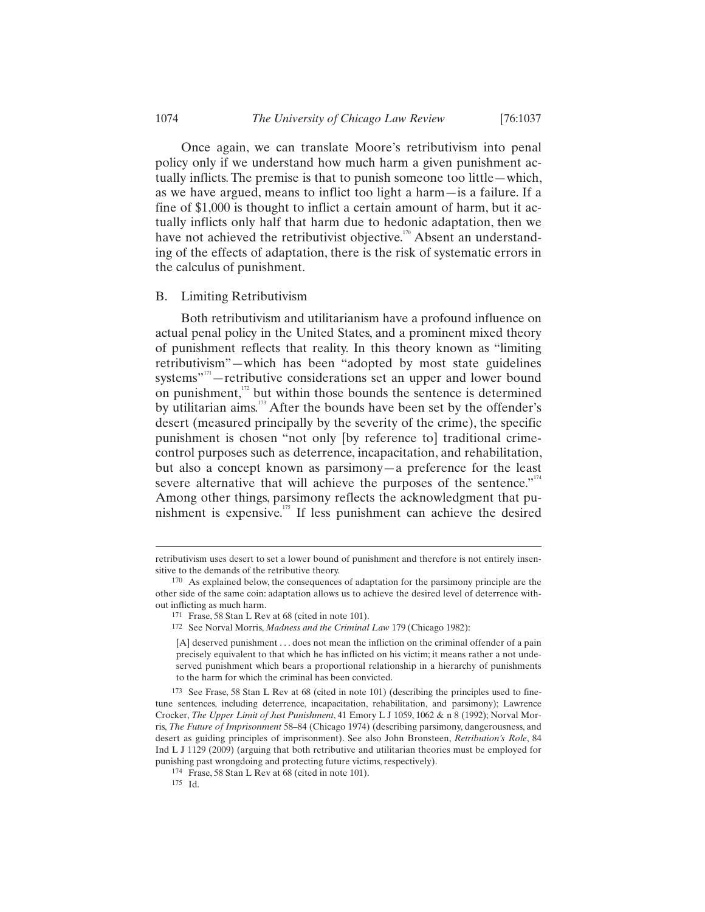Once again, we can translate Moore's retributivism into penal policy only if we understand how much harm a given punishment actually inflicts. The premise is that to punish someone too little—which, as we have argued, means to inflict too light a harm—is a failure. If a fine of $1,000 is thought to inflict a certain amount of harm, but it actually inflicts only half that harm due to hedonic adaptation, then we have not achieved the retributivist objective.[170] Absent an understanding of the effects of adaptation, there is the risk of systematic errors in the calculus of punishment.

## B. Limiting Retributivism

Both retributivism and utilitarianism have a profound influence on actual penal policy in the United States, and a prominent mixed theory of punishment reflects that reality. In this theory known as "limiting retributivism"—which has been "adopted by most state guidelines systems"[171]—retributive considerations set an upper and lower bound on punishment,[172] but within those bounds the sentence is determined by utilitarian aims.[173] After the bounds have been set by the offender's desert (measured principally by the severity of the crime), the specific punishment is chosen "not only [by reference to] traditional crime-control purposes such as deterrence, incapacitation, and rehabilitation, but also a concept known as parsimony—a preference for the least severe alternative that will achieve the purposes of the sentence."[174] Among other things, parsimony reflects the acknowledgment that punishment is expensive.[175] If less punishment can achieve the desired

---

retributivism uses desert to set a lower bound of punishment and therefore is not entirely insensitive to the demands of the retributive theory.

170 As explained below, the consequences of adaptation for the parsimony principle are the other side of the same coin: adaptation allows us to achieve the desired level of deterrence without inflicting as much harm.

171 Frase, 58 Stan L Rev at 68 (cited in note 101).

172 See Norval Morris, *Madness and the Criminal Law* 179 (Chicago 1982):

> [A] deserved punishment . . . does not mean the infliction on the criminal offender of a pain precisely equivalent to that which he has inflicted on his victim; it means rather a not undeserved punishment which bears a proportional relationship in a hierarchy of punishments to the harm for which the criminal has been convicted.

173 See Frase, 58 Stan L Rev at 68 (cited in note 101) (describing the principles used to fine-tune sentences, including deterrence, incapacitation, rehabilitation, and parsimony); Lawrence Crocker, *The Upper Limit of Just Punishment*, 41 Emory L J 1059, 1062 & n 8 (1992); Norval Morris, *The Future of Imprisonment* 58–84 (Chicago 1974) (describing parsimony, dangerousness, and desert as guiding principles of imprisonment). See also John Bronsteen, *Retribution's Role*, 84 Ind L J 1129 (2009) (arguing that both retributive and utilitarian theories must be employed for punishing past wrongdoing and protecting future victims, respectively).

174 Frase, 58 Stan L Rev at 68 (cited in note 101).

175 Id.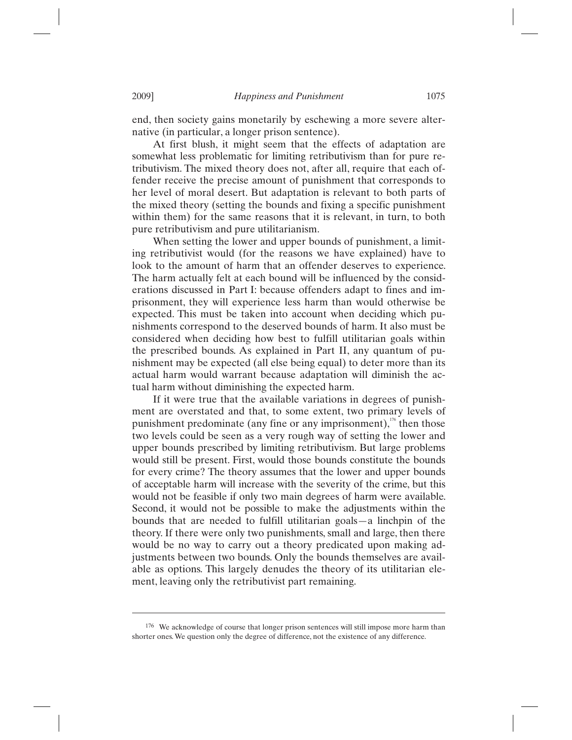end, then society gains monetarily by eschewing a more severe alternative (in particular, a longer prison sentence).

At first blush, it might seem that the effects of adaptation are somewhat less problematic for limiting retributivism than for pure retributivism. The mixed theory does not, after all, require that each offender receive the precise amount of punishment that corresponds to her level of moral desert. But adaptation is relevant to both parts of the mixed theory (setting the bounds and fixing a specific punishment within them) for the same reasons that it is relevant, in turn, to both pure retributivism and pure utilitarianism.

When setting the lower and upper bounds of punishment, a limiting retributivist would (for the reasons we have explained) have to look to the amount of harm that an offender deserves to experience. The harm actually felt at each bound will be influenced by the considerations discussed in Part I: because offenders adapt to fines and imprisonment, they will experience less harm than would otherwise be expected. This must be taken into account when deciding which punishments correspond to the deserved bounds of harm. It also must be considered when deciding how best to fulfill utilitarian goals within the prescribed bounds. As explained in Part II, any quantum of punishment may be expected (all else being equal) to deter more than its actual harm would warrant because adaptation will diminish the actual harm without diminishing the expected harm.

If it were true that the available variations in degrees of punishment are overstated and that, to some extent, two primary levels of punishment predominate (any fine or any imprisonment),[176] then those two levels could be seen as a very rough way of setting the lower and upper bounds prescribed by limiting retributivism. But large problems would still be present. First, would those bounds constitute the bounds for every crime? The theory assumes that the lower and upper bounds of acceptable harm will increase with the severity of the crime, but this would not be feasible if only two main degrees of harm were available. Second, it would not be possible to make the adjustments within the bounds that are needed to fulfill utilitarian goals—a linchpin of the theory. If there were only two punishments, small and large, then there would be no way to carry out a theory predicated upon making adjustments between two bounds. Only the bounds themselves are available as options. This largely denudes the theory of its utilitarian element, leaving only the retributivist part remaining.

[176] We acknowledge of course that longer prison sentences will still impose more harm than shorter ones. We question only the degree of difference, not the existence of any difference.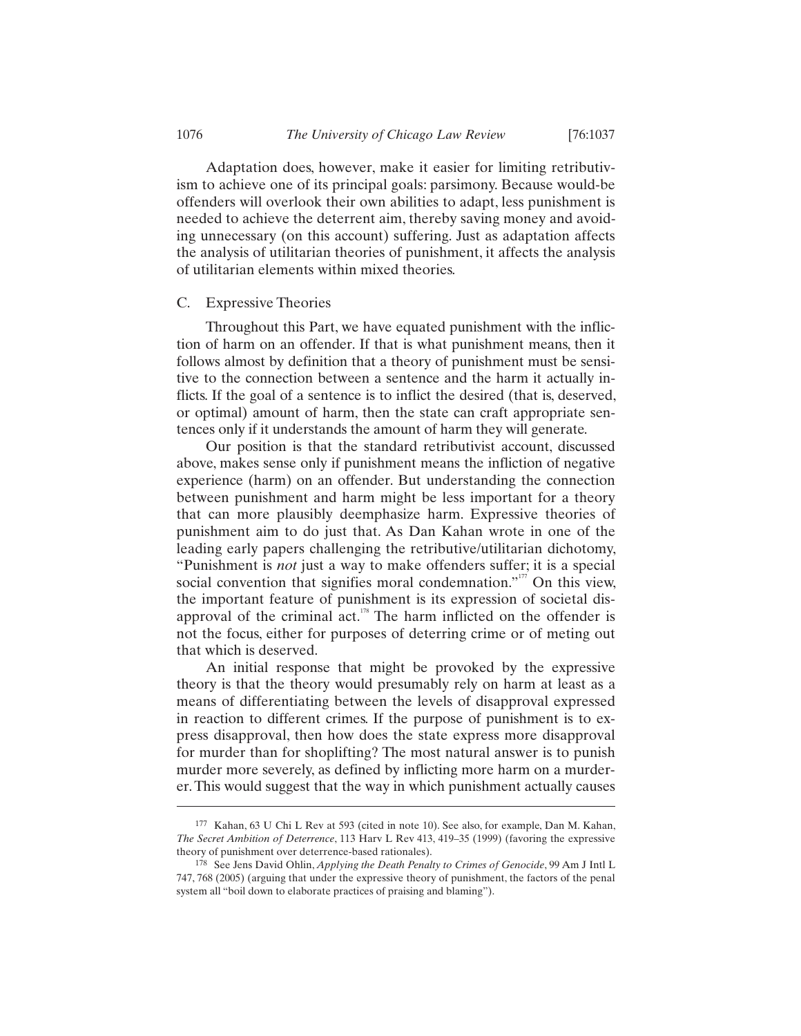Adaptation does, however, make it easier for limiting retributivism to achieve one of its principal goals: parsimony. Because would-be offenders will overlook their own abilities to adapt, less punishment is needed to achieve the deterrent aim, thereby saving money and avoiding unnecessary (on this account) suffering. Just as adaptation affects the analysis of utilitarian theories of punishment, it affects the analysis of utilitarian elements within mixed theories.

## C. Expressive Theories

Throughout this Part, we have equated punishment with the infliction of harm on an offender. If that is what punishment means, then it follows almost by definition that a theory of punishment must be sensitive to the connection between a sentence and the harm it actually inflicts. If the goal of a sentence is to inflict the desired (that is, deserved, or optimal) amount of harm, then the state can craft appropriate sentences only if it understands the amount of harm they will generate.

Our position is that the standard retributivist account, discussed above, makes sense only if punishment means the infliction of negative experience (harm) on an offender. But understanding the connection between punishment and harm might be less important for a theory that can more plausibly deemphasize harm. Expressive theories of punishment aim to do just that. As Dan Kahan wrote in one of the leading early papers challenging the retributive/utilitarian dichotomy, "Punishment is *not* just a way to make offenders suffer; it is a special social convention that signifies moral condemnation."[177] On this view, the important feature of punishment is its expression of societal disapproval of the criminal act.[178] The harm inflicted on the offender is not the focus, either for purposes of deterring crime or of meting out that which is deserved.

An initial response that might be provoked by the expressive theory is that the theory would presumably rely on harm at least as a means of differentiating between the levels of disapproval expressed in reaction to different crimes. If the purpose of punishment is to express disapproval, then how does the state express more disapproval for murder than for shoplifting? The most natural answer is to punish murder more severely, as defined by inflicting more harm on a murderer. This would suggest that the way in which punishment actually causes

---

177 Kahan, 63 U Chi L Rev at 593 (cited in note 10). See also, for example, Dan M. Kahan, *The Secret Ambition of Deterrence*, 113 Harv L Rev 413, 419–35 (1999) (favoring the expressive theory of punishment over deterrence-based rationales).

178 See Jens David Ohlin, *Applying the Death Penalty to Crimes of Genocide*, 99 Am J Intl L 747, 768 (2005) (arguing that under the expressive theory of punishment, the factors of the penal system all "boil down to elaborate practices of praising and blaming").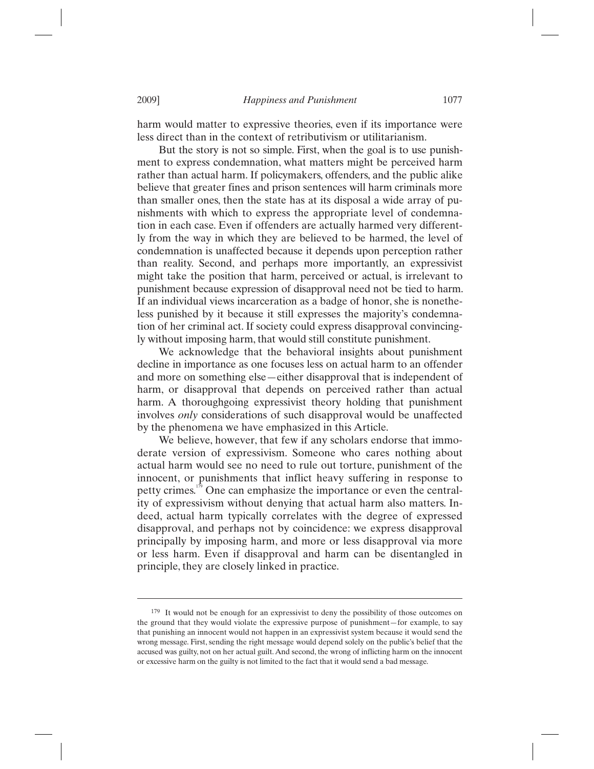harm would matter to expressive theories, even if its importance were less direct than in the context of retributivism or utilitarianism.

But the story is not so simple. First, when the goal is to use punishment to express condemnation, what matters might be perceived harm rather than actual harm. If policymakers, offenders, and the public alike believe that greater fines and prison sentences will harm criminals more than smaller ones, then the state has at its disposal a wide array of punishments with which to express the appropriate level of condemnation in each case. Even if offenders are actually harmed very differently from the way in which they are believed to be harmed, the level of condemnation is unaffected because it depends upon perception rather than reality. Second, and perhaps more importantly, an expressivist might take the position that harm, perceived or actual, is irrelevant to punishment because expression of disapproval need not be tied to harm. If an individual views incarceration as a badge of honor, she is nonetheless punished by it because it still expresses the majority's condemnation of her criminal act. If society could express disapproval convincingly without imposing harm, that would still constitute punishment.

We acknowledge that the behavioral insights about punishment decline in importance as one focuses less on actual harm to an offender and more on something else—either disapproval that is independent of harm, or disapproval that depends on perceived rather than actual harm. A thoroughgoing expressivist theory holding that punishment involves *only* considerations of such disapproval would be unaffected by the phenomena we have emphasized in this Article.

We believe, however, that few if any scholars endorse that immoderate version of expressivism. Someone who cares nothing about actual harm would see no need to rule out torture, punishment of the innocent, or punishments that inflict heavy suffering in response to petty crimes.[179] One can emphasize the importance or even the centrality of expressivism without denying that actual harm also matters. Indeed, actual harm typically correlates with the degree of expressed disapproval, and perhaps not by coincidence: we express disapproval principally by imposing harm, and more or less disapproval via more or less harm. Even if disapproval and harm can be disentangled in principle, they are closely linked in practice.

---

[179] It would not be enough for an expressivist to deny the possibility of those outcomes on the ground that they would violate the expressive purpose of punishment—for example, to say that punishing an innocent would not happen in an expressivist system because it would send the wrong message. First, sending the right message would depend solely on the public's belief that the accused was guilty, not on her actual guilt. And second, the wrong of inflicting harm on the innocent or excessive harm on the guilty is not limited to the fact that it would send a bad message.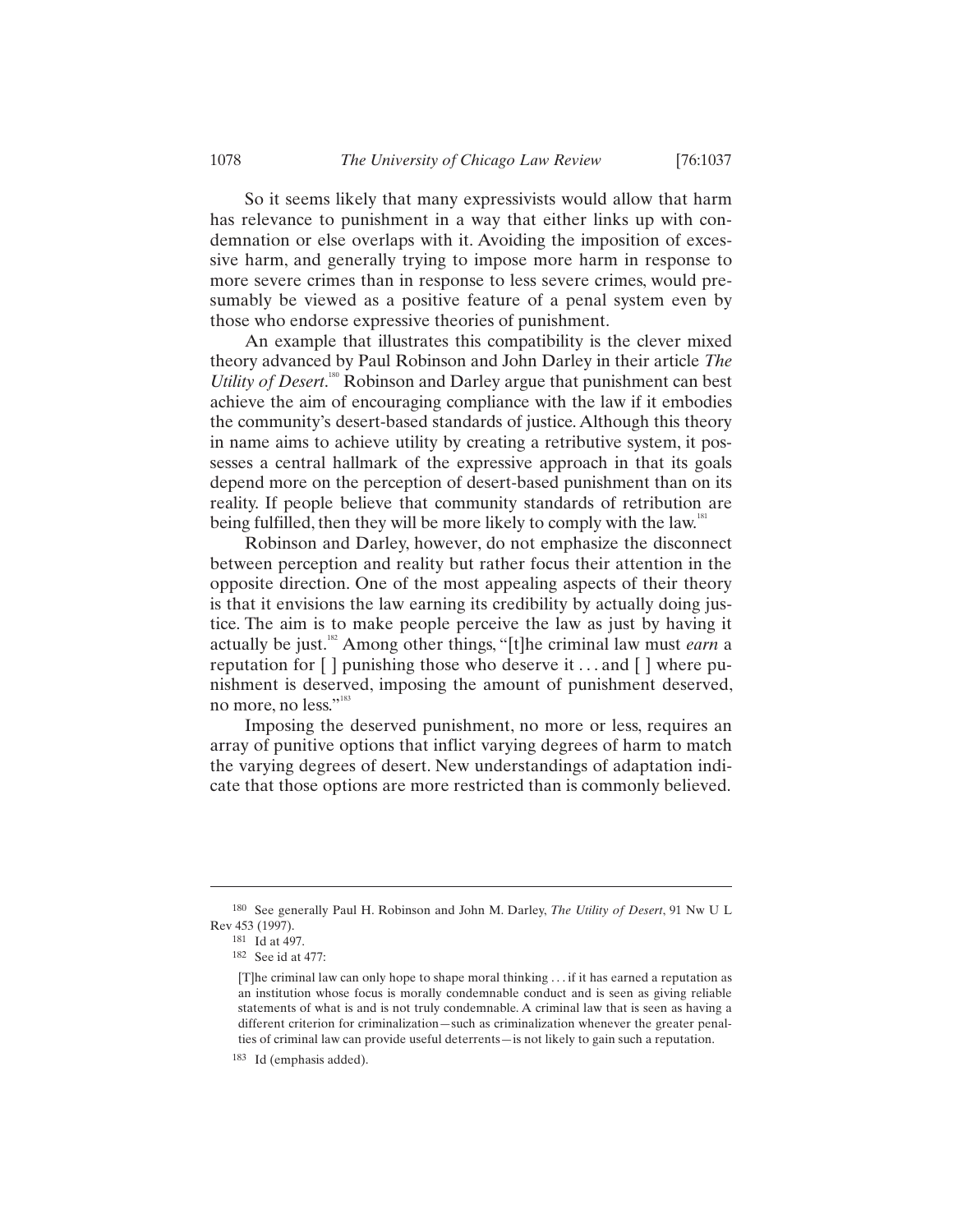So it seems likely that many expressivists would allow that harm has relevance to punishment in a way that either links up with condemnation or else overlaps with it. Avoiding the imposition of excessive harm, and generally trying to impose more harm in response to more severe crimes than in response to less severe crimes, would presumably be viewed as a positive feature of a penal system even by those who endorse expressive theories of punishment.

An example that illustrates this compatibility is the clever mixed theory advanced by Paul Robinson and John Darley in their article *The Utility of Desert*.[180] Robinson and Darley argue that punishment can best achieve the aim of encouraging compliance with the law if it embodies the community's desert-based standards of justice. Although this theory in name aims to achieve utility by creating a retributive system, it possesses a central hallmark of the expressive approach in that its goals depend more on the perception of desert-based punishment than on its reality. If people believe that community standards of retribution are being fulfilled, then they will be more likely to comply with the law.[181]

Robinson and Darley, however, do not emphasize the disconnect between perception and reality but rather focus their attention in the opposite direction. One of the most appealing aspects of their theory is that it envisions the law earning its credibility by actually doing justice. The aim is to make people perceive the law as just by having it actually be just.[182] Among other things, "[t]he criminal law must *earn* a reputation for [ ] punishing those who deserve it . . . and [ ] where punishment is deserved, imposing the amount of punishment deserved, no more, no less."[183]

Imposing the deserved punishment, no more or less, requires an array of punitive options that inflict varying degrees of harm to match the varying degrees of desert. New understandings of adaptation indicate that those options are more restricted than is commonly believed.

---

180 See generally Paul H. Robinson and John M. Darley, *The Utility of Desert*, 91 Nw U L Rev 453 (1997).

181 Id at 497.

182 See id at 477:

> [T]he criminal law can only hope to shape moral thinking . . . if it has earned a reputation as an institution whose focus is morally condemnable conduct and is seen as giving reliable statements of what is and is not truly condemnable. A criminal law that is seen as having a different criterion for criminalization—such as criminalization whenever the greater penalties of criminal law can provide useful deterrents—is not likely to gain such a reputation.

183 Id (emphasis added).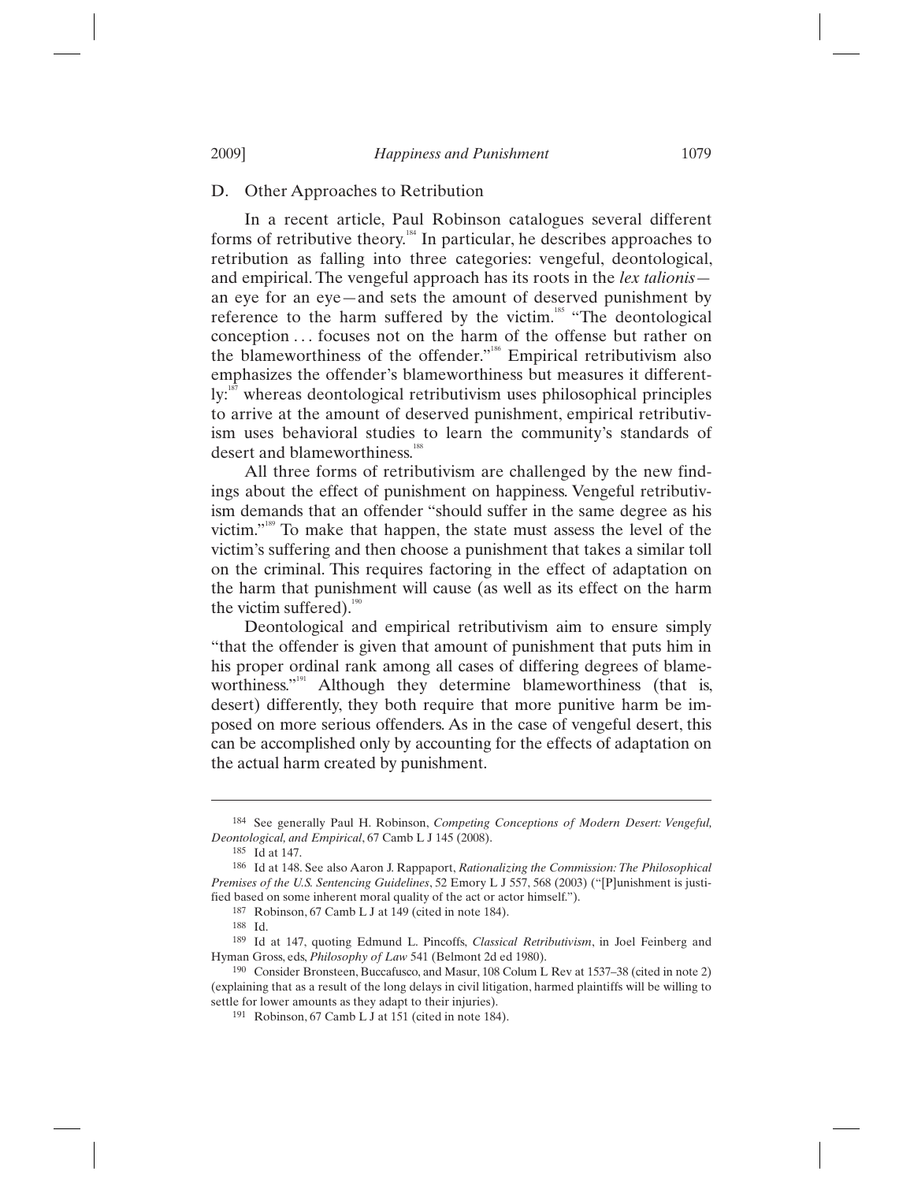### D. Other Approaches to Retribution

In a recent article, Paul Robinson catalogues several different forms of retributive theory.[184] In particular, he describes approaches to retribution as falling into three categories: vengeful, deontological, and empirical. The vengeful approach has its roots in the *lex talionis*—an eye for an eye—and sets the amount of deserved punishment by reference to the harm suffered by the victim.[185] "The deontological conception . . . focuses not on the harm of the offense but rather on the blameworthiness of the offender."[186] Empirical retributivism also emphasizes the offender's blameworthiness but measures it differently:[187] whereas deontological retributivism uses philosophical principles to arrive at the amount of deserved punishment, empirical retributivism uses behavioral studies to learn the community's standards of desert and blameworthiness.[188]

All three forms of retributivism are challenged by the new findings about the effect of punishment on happiness. Vengeful retributivism demands that an offender "should suffer in the same degree as his victim."[189] To make that happen, the state must assess the level of the victim's suffering and then choose a punishment that takes a similar toll on the criminal. This requires factoring in the effect of adaptation on the harm that punishment will cause (as well as its effect on the harm the victim suffered).[190]

Deontological and empirical retributivism aim to ensure simply "that the offender is given that amount of punishment that puts him in his proper ordinal rank among all cases of differing degrees of blameworthiness."[191] Although they determine blameworthiness (that is, desert) differently, they both require that more punitive harm be imposed on more serious offenders. As in the case of vengeful desert, this can be accomplished only by accounting for the effects of adaptation on the actual harm created by punishment.

---

[184] See generally Paul H. Robinson, *Competing Conceptions of Modern Desert: Vengeful, Deontological, and Empirical*, 67 Camb L J 145 (2008).

[185] Id at 147.

[186] Id at 148. See also Aaron J. Rappaport, *Rationalizing the Commission: The Philosophical Premises of the U.S. Sentencing Guidelines*, 52 Emory L J 557, 568 (2003) ("[P]unishment is justified based on some inherent moral quality of the act or actor himself.").

[187] Robinson, 67 Camb L J at 149 (cited in note 184).

[188] Id.

[189] Id at 147, quoting Edmund L. Pincoffs, *Classical Retributivism*, in Joel Feinberg and Hyman Gross, eds, *Philosophy of Law* 541 (Belmont 2d ed 1980).

[190] Consider Bronsteen, Buccafusco, and Masur, 108 Colum L Rev at 1537–38 (cited in note 2) (explaining that as a result of the long delays in civil litigation, harmed plaintiffs will be willing to settle for lower amounts as they adapt to their injuries).

[191] Robinson, 67 Camb L J at 151 (cited in note 184).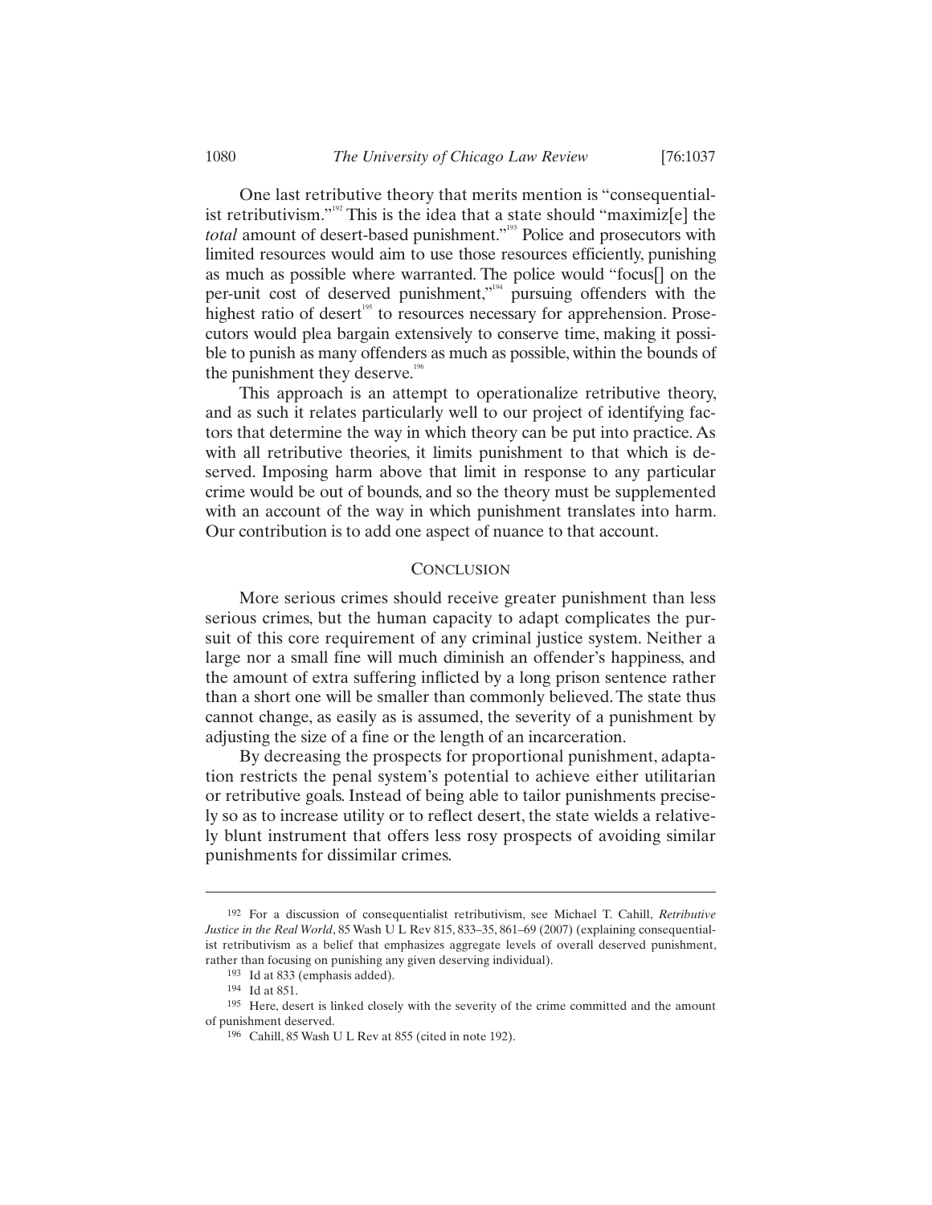One last retributive theory that merits mention is "consequentialist retributivism."[192] This is the idea that a state should "maximiz[e] the *total* amount of desert-based punishment."[193] Police and prosecutors with limited resources would aim to use those resources efficiently, punishing as much as possible where warranted. The police would "focus[] on the per-unit cost of deserved punishment,"[194] pursuing offenders with the highest ratio of desert[195] to resources necessary for apprehension. Prosecutors would plea bargain extensively to conserve time, making it possible to punish as many offenders as much as possible, within the bounds of the punishment they deserve.[196]

This approach is an attempt to operationalize retributive theory, and as such it relates particularly well to our project of identifying factors that determine the way in which theory can be put into practice. As with all retributive theories, it limits punishment to that which is deserved. Imposing harm above that limit in response to any particular crime would be out of bounds, and so the theory must be supplemented with an account of the way in which punishment translates into harm. Our contribution is to add one aspect of nuance to that account.

## CONCLUSION

More serious crimes should receive greater punishment than less serious crimes, but the human capacity to adapt complicates the pursuit of this core requirement of any criminal justice system. Neither a large nor a small fine will much diminish an offender's happiness, and the amount of extra suffering inflicted by a long prison sentence rather than a short one will be smaller than commonly believed. The state thus cannot change, as easily as is assumed, the severity of a punishment by adjusting the size of a fine or the length of an incarceration.

By decreasing the prospects for proportional punishment, adaptation restricts the penal system's potential to achieve either utilitarian or retributive goals. Instead of being able to tailor punishments precisely so as to increase utility or to reflect desert, the state wields a relatively blunt instrument that offers less rosy prospects of avoiding similar punishments for dissimilar crimes.

---

192 For a discussion of consequentialist retributivism, see Michael T. Cahill, *Retributive Justice in the Real World*, 85 Wash U L Rev 815, 833–35, 861–69 (2007) (explaining consequentialist retributivism as a belief that emphasizes aggregate levels of overall deserved punishment, rather than focusing on punishing any given deserving individual).

193 Id at 833 (emphasis added).

194 Id at 851.

195 Here, desert is linked closely with the severity of the crime committed and the amount of punishment deserved.

196 Cahill, 85 Wash U L Rev at 855 (cited in note 192).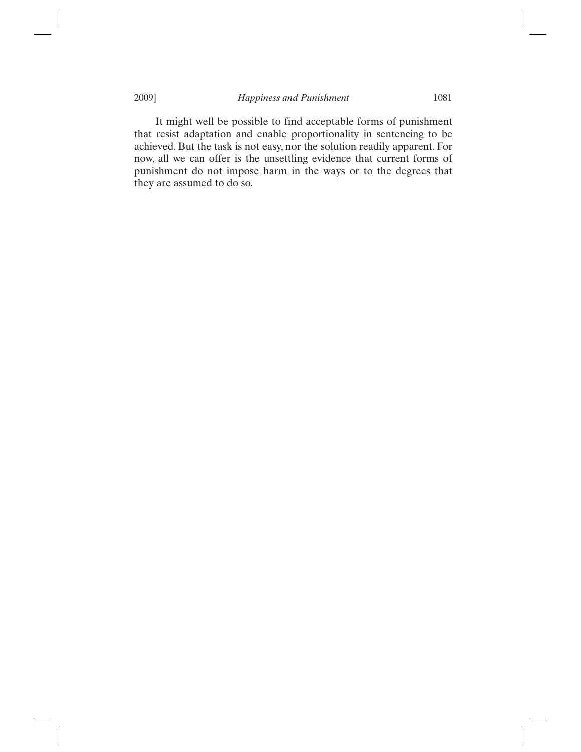It might well be possible to find acceptable forms of punishment that resist adaptation and enable proportionality in sentencing to be achieved. But the task is not easy, nor the solution readily apparent. For now, all we can offer is the unsettling evidence that current forms of punishment do not impose harm in the ways or to the degrees that they are assumed to do so.